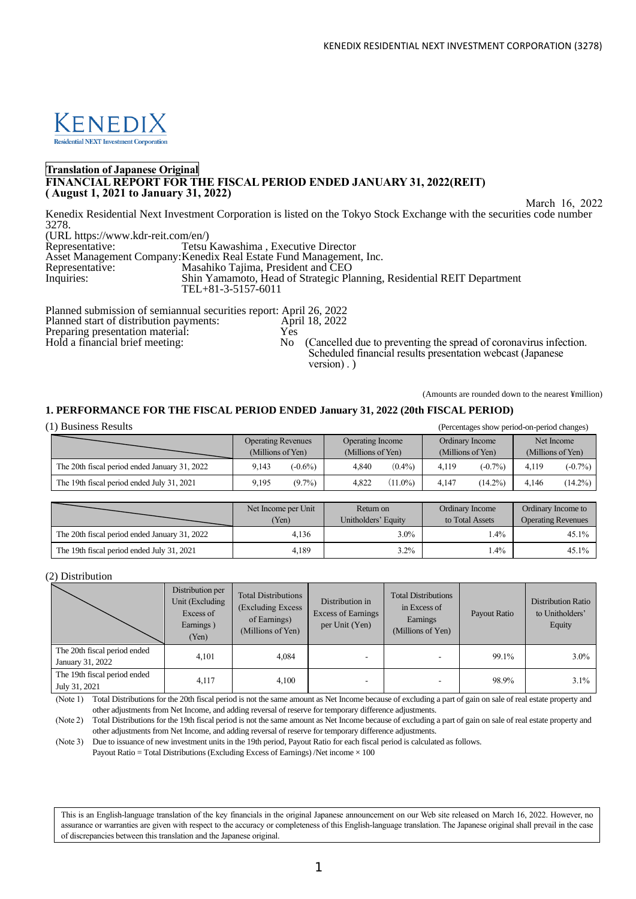**Translation of Japanese Original**

**FINANCIAL REPORT FOR THE FISCAL PERIOD ENDED JANUARY 31, 2022(REIT)**
**( August 1, 2021 to January 31, 2022)**

March 16, 2022

Kenedix Residential Next Investment Corporation is listed on the Tokyo Stock Exchange with the securities code number 3278.

(URL https://www.kdr-reit.com/en/)

Representative: Tetsu Kawashima , Executive Director
Asset Management Company: Kenedix Real Estate Fund Management, Inc.
Representative: Masahiko Tajima, President and CEO
Inquiries: Shin Yamamoto, Head of Strategic Planning, Residential REIT Department
TEL+81-3-5157-6011

Planned submission of semiannual securities report: April 26, 2022
Planned start of distribution payments: April 18, 2022
Preparing presentation material: Yes
Hold a financial brief meeting: No (Cancelled due to preventing the spread of coronavirus infection. Scheduled financial results presentation webcast (Japanese version) . )

(Amounts are rounded down to the nearest ¥million)

## 1. PERFORMANCE FOR THE FISCAL PERIOD ENDED January 31, 2022 (20th FISCAL PERIOD)

(1) Business Results

(Percentages show period-on-period changes)

| | Operating Revenues (Millions of Yen) | | Operating Income (Millions of Yen) | | Ordinary Income (Millions of Yen) | | Net Income (Millions of Yen) | |
|---|---|---|---|---|---|---|---|---|
| The 20th fiscal period ended January 31, 2022 | 9,143 | (-0.6%) | 4,840 | (0.4%) | 4,119 | (-0.7%) | 4,119 | (-0.7%) |
| The 19th fiscal period ended July 31, 2021 | 9,195 | (9.7%) | 4,822 | (11.0%) | 4,147 | (14.2%) | 4,146 | (14.2%) |

| | Net Income per Unit (Yen) | Return on Unitholders' Equity | Ordinary Income to Total Assets | Ordinary Income to Operating Revenues |
|---|---|---|---|---|
| The 20th fiscal period ended January 31, 2022 | 4,136 | 3.0% | 1.4% | 45.1% |
| The 19th fiscal period ended July 31, 2021 | 4,189 | 3.2% | 1.4% | 45.1% |

(2) Distribution

| | Distribution per Unit (Excluding Excess of Earnings ) (Yen) | Total Distributions (Excluding Excess of Earnings) (Millions of Yen) | Distribution in Excess of Earnings per Unit (Yen) | Total Distributions in Excess of Earnings (Millions of Yen) | Payout Ratio | Distribution Ratio to Unitholders' Equity |
|---|---|---|---|---|---|---|
| The 20th fiscal period ended January 31, 2022 | 4,101 | 4,084 | - | - | 99.1% | 3.0% |
| The 19th fiscal period ended July 31, 2021 | 4,117 | 4,100 | - | - | 98.9% | 3.1% |

(Note 1) Total Distributions for the 20th fiscal period is not the same amount as Net Income because of excluding a part of gain on sale of real estate property and other adjustments from Net Income, and adding reversal of reserve for temporary difference adjustments.

(Note 2) Total Distributions for the 19th fiscal period is not the same amount as Net Income because of excluding a part of gain on sale of real estate property and other adjustments from Net Income, and adding reversal of reserve for temporary difference adjustments.

(Note 3) Due to issuance of new investment units in the 19th period, Payout Ratio for each fiscal period is calculated as follows.
Payout Ratio = Total Distributions (Excluding Excess of Earnings) /Net income × 100

This is an English-language translation of the key financials in the original Japanese announcement on our Web site released on March 16, 2022. However, no assurance or warranties are given with respect to the accuracy or completeness of this English-language translation. The Japanese original shall prevail in the case of discrepancies between this translation and the Japanese original.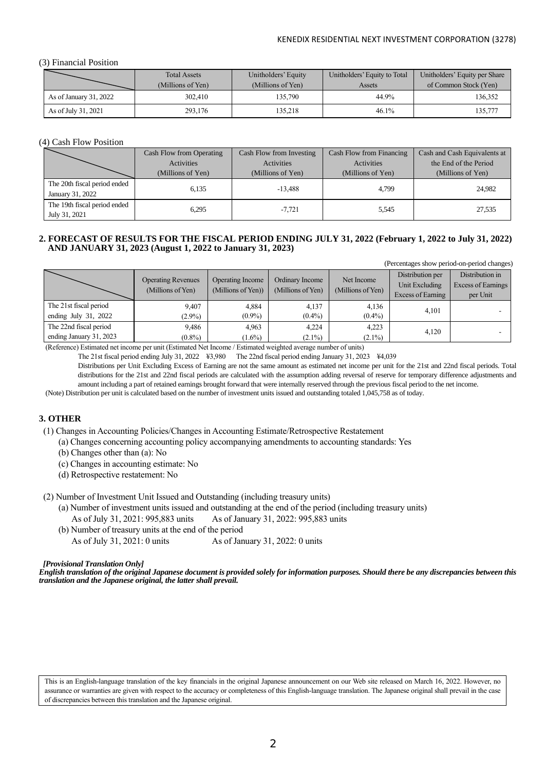### (3) Financial Position

| | Total Assets (Millions of Yen) | Unitholders' Equity (Millions of Yen) | Unitholders' Equity to Total Assets | Unitholders' Equity per Share of Common Stock (Yen) |
|---|---|---|---|---|
| As of January 31, 2022 | 302,410 | 135,790 | 44.9% | 136,352 |
| As of July 31, 2021 | 293,176 | 135,218 | 46.1% | 135,777 |

### (4) Cash Flow Position

| | Cash Flow from Operating Activities (Millions of Yen) | Cash Flow from Investing Activities (Millions of Yen) | Cash Flow from Financing Activities (Millions of Yen) | Cash and Cash Equivalents at the End of the Period (Millions of Yen) |
|---|---|---|---|---|
| The 20th fiscal period ended January 31, 2022 | 6,135 | -13,488 | 4,799 | 24,982 |
| The 19th fiscal period ended July 31, 2021 | 6,295 | -7,721 | 5,545 | 27,535 |

## 2. FORECAST OF RESULTS FOR THE FISCAL PERIOD ENDING JULY 31, 2022 (February 1, 2022 to July 31, 2022) AND JANUARY 31, 2023 (August 1, 2022 to January 31, 2023)

(Percentages show period-on-period changes)

| | Operating Revenues (Millions of Yen) | Operating Income (Millions of Yen)) | Ordinary Income (Millions of Yen) | Net Income (Millions of Yen) | Distribution per Unit Excluding Excess of Earning | Distribution in Excess of Earnings per Unit |
|---|---|---|---|---|---|---|
| The 21st fiscal period ending July 31, 2022 | 9,407 (2.9%) | 4,884 (0.9%) | 4,137 (0.4%) | 4,136 (0.4%) | 4,101 | - |
| The 22nd fiscal period ending January 31, 2023 | 9,486 (0.8%) | 4,963 (1.6%) | 4,224 (2.1%) | 4,223 (2.1%) | 4,120 | - |

(Reference) Estimated net income per unit (Estimated Net Income / Estimated weighted average number of units)

The 21st fiscal period ending July 31, 2022 ¥3,980 The 22nd fiscal period ending January 31, 2023 ¥4,039

Distributions per Unit Excluding Excess of Earning are not the same amount as estimated net income per unit for the 21st and 22nd fiscal periods. Total distributions for the 21st and 22nd fiscal periods are calculated with the assumption adding reversal of reserve for temporary difference adjustments and amount including a part of retained earnings brought forward that were internally reserved through the previous fiscal period to the net income.

(Note) Distribution per unit is calculated based on the number of investment units issued and outstanding totaled 1,045,758 as of today.

## 3. OTHER

(1) Changes in Accounting Policies/Changes in Accounting Estimate/Retrospective Restatement

- (a) Changes concerning accounting policy accompanying amendments to accounting standards: Yes
- (b) Changes other than (a): No
- (c) Changes in accounting estimate: No
- (d) Retrospective restatement: No

(2) Number of Investment Unit Issued and Outstanding (including treasury units)

- (a) Number of investment units issued and outstanding at the end of the period (including treasury units)
  As of July 31, 2021: 995,883 units As of January 31, 2022: 995,883 units
- (b) Number of treasury units at the end of the period
  As of July 31, 2021: 0 units As of January 31, 2022: 0 units

***[Provisional Translation Only]***
***English translation of the original Japanese document is provided solely for information purposes. Should there be any discrepancies between this translation and the Japanese original, the latter shall prevail.***

This is an English-language translation of the key financials in the original Japanese announcement on our Web site released on March 16, 2022. However, no assurance or warranties are given with respect to the accuracy or completeness of this English-language translation. The Japanese original shall prevail in the case of discrepancies between this translation and the Japanese original.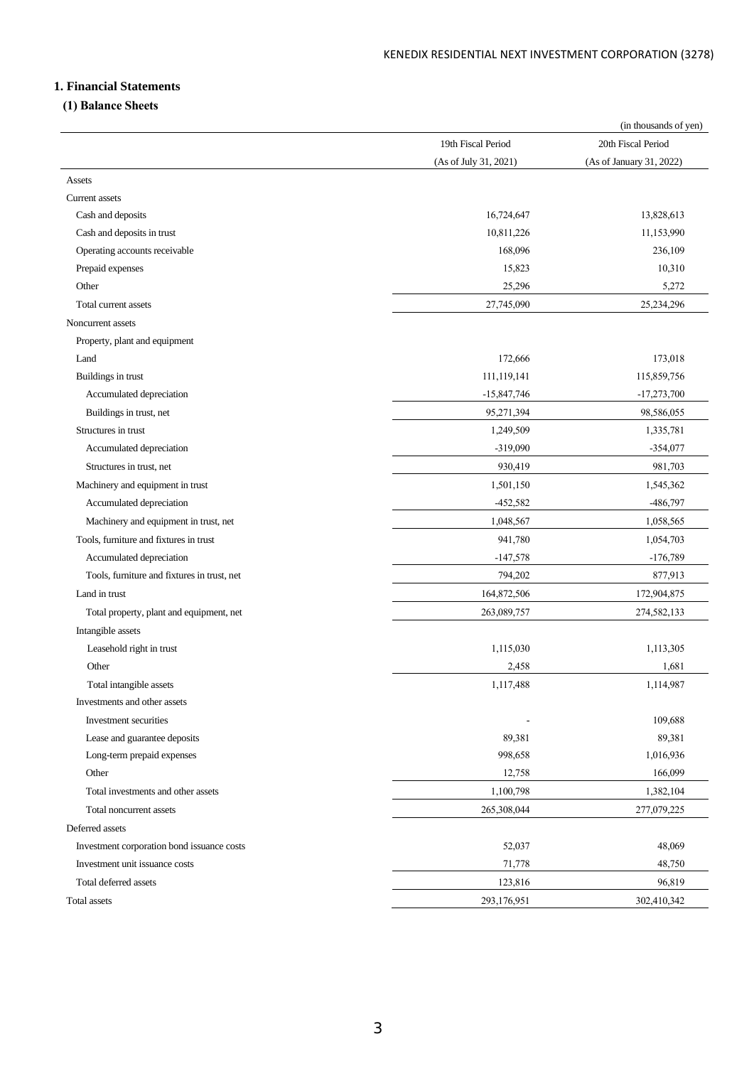## 1. Financial Statements

### (1) Balance Sheets

(in thousands of yen)

| | 19th Fiscal Period (As of July 31, 2021) | 20th Fiscal Period (As of January 31, 2022) |
|---|---|---|
| Assets | | |
| Current assets | | |
| Cash and deposits | 16,724,647 | 13,828,613 |
| Cash and deposits in trust | 10,811,226 | 11,153,990 |
| Operating accounts receivable | 168,096 | 236,109 |
| Prepaid expenses | 15,823 | 10,310 |
| Other | 25,296 | 5,272 |
| Total current assets | 27,745,090 | 25,234,296 |
| Noncurrent assets | | |
| Property, plant and equipment | | |
| Land | 172,666 | 173,018 |
| Buildings in trust | 111,119,141 | 115,859,756 |
| Accumulated depreciation | -15,847,746 | -17,273,700 |
| Buildings in trust, net | 95,271,394 | 98,586,055 |
| Structures in trust | 1,249,509 | 1,335,781 |
| Accumulated depreciation | -319,090 | -354,077 |
| Structures in trust, net | 930,419 | 981,703 |
| Machinery and equipment in trust | 1,501,150 | 1,545,362 |
| Accumulated depreciation | -452,582 | -486,797 |
| Machinery and equipment in trust, net | 1,048,567 | 1,058,565 |
| Tools, furniture and fixtures in trust | 941,780 | 1,054,703 |
| Accumulated depreciation | -147,578 | -176,789 |
| Tools, furniture and fixtures in trust, net | 794,202 | 877,913 |
| Land in trust | 164,872,506 | 172,904,875 |
| Total property, plant and equipment, net | 263,089,757 | 274,582,133 |
| Intangible assets | | |
| Leasehold right in trust | 1,115,030 | 1,113,305 |
| Other | 2,458 | 1,681 |
| Total intangible assets | 1,117,488 | 1,114,987 |
| Investments and other assets | | |
| Investment securities | - | 109,688 |
| Lease and guarantee deposits | 89,381 | 89,381 |
| Long-term prepaid expenses | 998,658 | 1,016,936 |
| Other | 12,758 | 166,099 |
| Total investments and other assets | 1,100,798 | 1,382,104 |
| Total noncurrent assets | 265,308,044 | 277,079,225 |
| Deferred assets | | |
| Investment corporation bond issuance costs | 52,037 | 48,069 |
| Investment unit issuance costs | 71,778 | 48,750 |
| Total deferred assets | 123,816 | 96,819 |
| Total assets | 293,176,951 | 302,410,342 |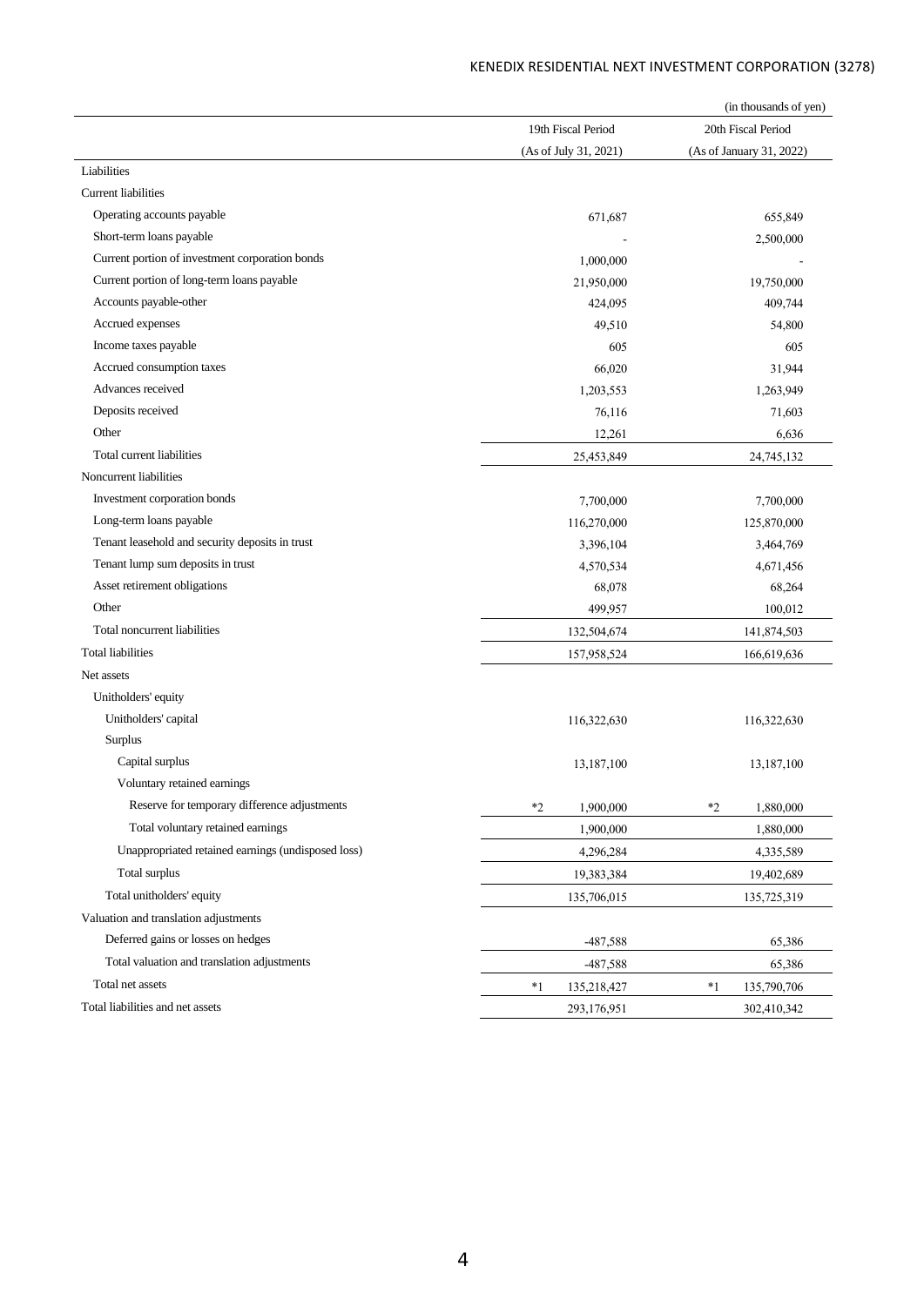(in thousands of yen)

| | 19th Fiscal Period (As of July 31, 2021) | 20th Fiscal Period (As of January 31, 2022) |
|---|---|---|
| Liabilities | | |
| Current liabilities | | |
| Operating accounts payable | 671,687 | 655,849 |
| Short-term loans payable | - | 2,500,000 |
| Current portion of investment corporation bonds | 1,000,000 | - |
| Current portion of long-term loans payable | 21,950,000 | 19,750,000 |
| Accounts payable-other | 424,095 | 409,744 |
| Accrued expenses | 49,510 | 54,800 |
| Income taxes payable | 605 | 605 |
| Accrued consumption taxes | 66,020 | 31,944 |
| Advances received | 1,203,553 | 1,263,949 |
| Deposits received | 76,116 | 71,603 |
| Other | 12,261 | 6,636 |
| Total current liabilities | 25,453,849 | 24,745,132 |
| Noncurrent liabilities | | |
| Investment corporation bonds | 7,700,000 | 7,700,000 |
| Long-term loans payable | 116,270,000 | 125,870,000 |
| Tenant leasehold and security deposits in trust | 3,396,104 | 3,464,769 |
| Tenant lump sum deposits in trust | 4,570,534 | 4,671,456 |
| Asset retirement obligations | 68,078 | 68,264 |
| Other | 499,957 | 100,012 |
| Total noncurrent liabilities | 132,504,674 | 141,874,503 |
| Total liabilities | 157,958,524 | 166,619,636 |
| Net assets | | |
| Unitholders' equity | | |
| Unitholders' capital | 116,322,630 | 116,322,630 |
| Surplus | | |
| Capital surplus | 13,187,100 | 13,187,100 |
| Voluntary retained earnings | | |
| Reserve for temporary difference adjustments | *2 1,900,000 | *2 1,880,000 |
| Total voluntary retained earnings | 1,900,000 | 1,880,000 |
| Unappropriated retained earnings (undisposed loss) | 4,296,284 | 4,335,589 |
| Total surplus | 19,383,384 | 19,402,689 |
| Total unitholders' equity | 135,706,015 | 135,725,319 |
| Valuation and translation adjustments | | |
| Deferred gains or losses on hedges | -487,588 | 65,386 |
| Total valuation and translation adjustments | -487,588 | 65,386 |
| Total net assets | *1 135,218,427 | *1 135,790,706 |
| Total liabilities and net assets | 293,176,951 | 302,410,342 |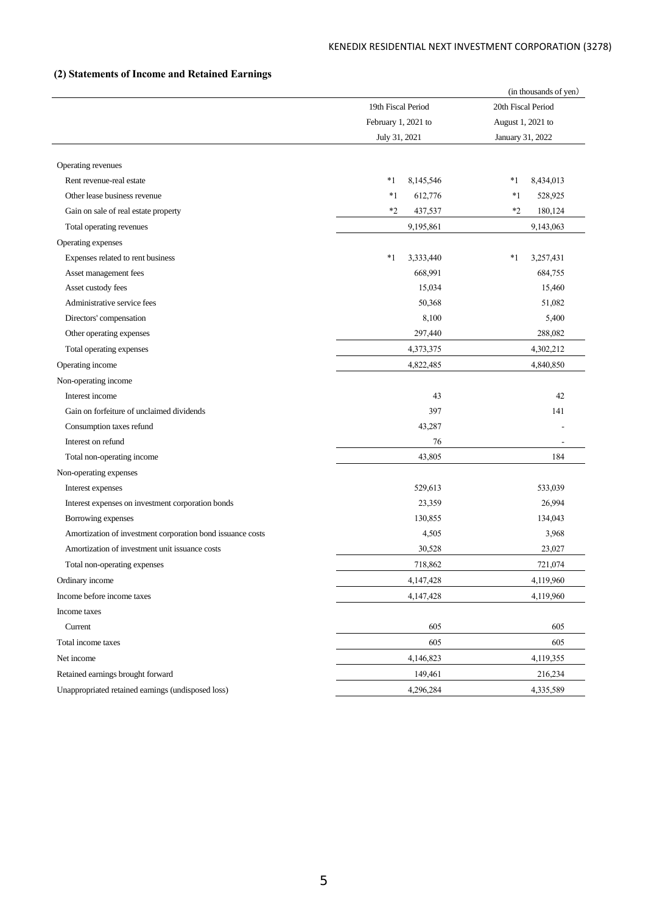## (2) Statements of Income and Retained Earnings

(in thousands of yen)

| | 19th Fiscal Period February 1, 2021 to July 31, 2021 | 20th Fiscal Period August 1, 2021 to January 31, 2022 |
|---|---|---|
| Operating revenues | | |
| Rent revenue-real estate | *1 8,145,546 | *1 8,434,013 |
| Other lease business revenue | *1 612,776 | *1 528,925 |
| Gain on sale of real estate property | *2 437,537 | *2 180,124 |
| Total operating revenues | 9,195,861 | 9,143,063 |
| Operating expenses | | |
| Expenses related to rent business | *1 3,333,440 | *1 3,257,431 |
| Asset management fees | 668,991 | 684,755 |
| Asset custody fees | 15,034 | 15,460 |
| Administrative service fees | 50,368 | 51,082 |
| Directors' compensation | 8,100 | 5,400 |
| Other operating expenses | 297,440 | 288,082 |
| Total operating expenses | 4,373,375 | 4,302,212 |
| Operating income | 4,822,485 | 4,840,850 |
| Non-operating income | | |
| Interest income | 43 | 42 |
| Gain on forfeiture of unclaimed dividends | 397 | 141 |
| Consumption taxes refund | 43,287 | - |
| Interest on refund | 76 | - |
| Total non-operating income | 43,805 | 184 |
| Non-operating expenses | | |
| Interest expenses | 529,613 | 533,039 |
| Interest expenses on investment corporation bonds | 23,359 | 26,994 |
| Borrowing expenses | 130,855 | 134,043 |
| Amortization of investment corporation bond issuance costs | 4,505 | 3,968 |
| Amortization of investment unit issuance costs | 30,528 | 23,027 |
| Total non-operating expenses | 718,862 | 721,074 |
| Ordinary income | 4,147,428 | 4,119,960 |
| Income before income taxes | 4,147,428 | 4,119,960 |
| Income taxes | | |
| Current | 605 | 605 |
| Total income taxes | 605 | 605 |
| Net income | 4,146,823 | 4,119,355 |
| Retained earnings brought forward | 149,461 | 216,234 |
| Unappropriated retained earnings (undisposed loss) | 4,296,284 | 4,335,589 |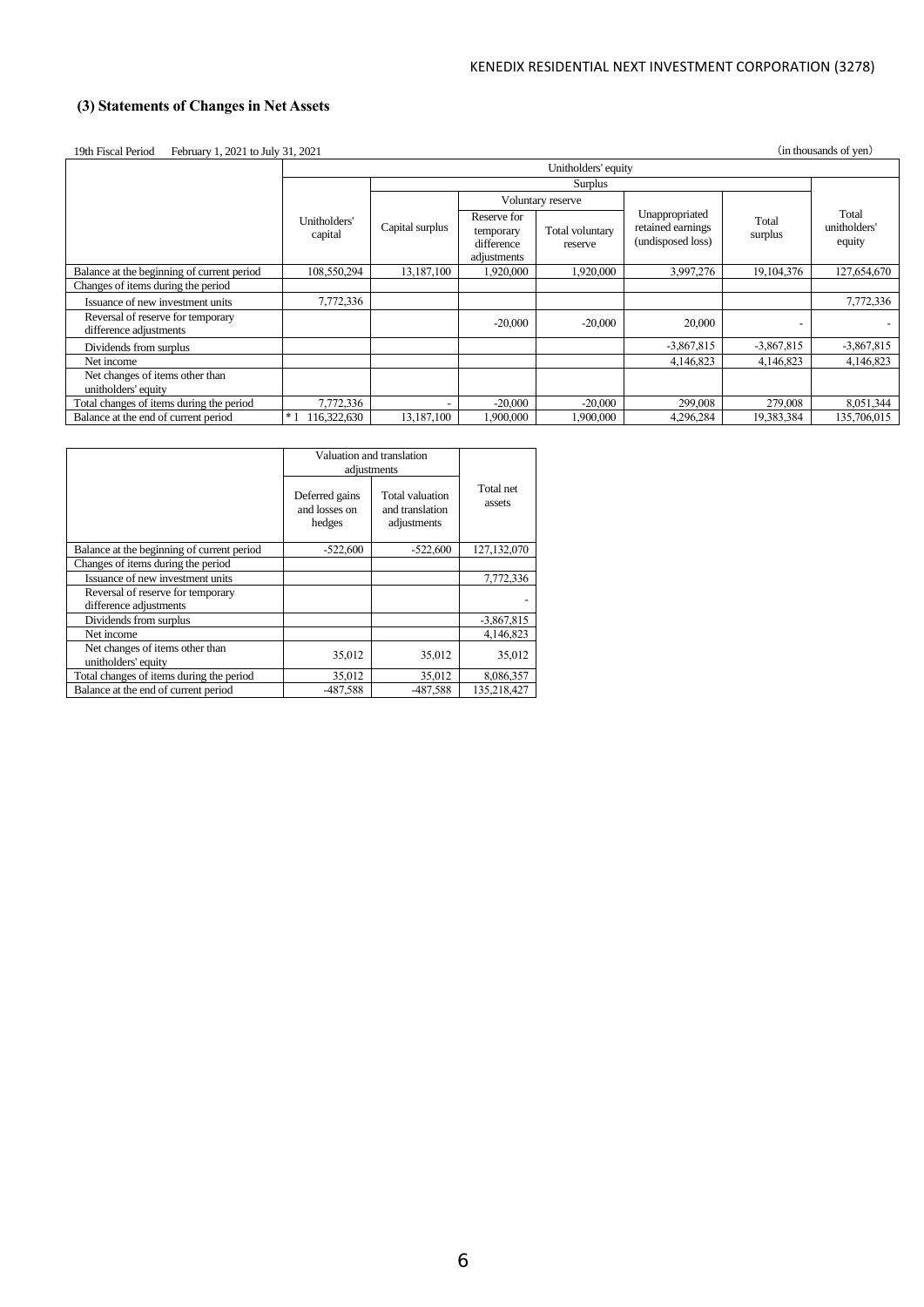### (3) Statements of Changes in Net Assets

19th Fiscal Period February 1, 2021 to July 31, 2021 (in thousands of yen)

| | Unitholders' equity | | | | | | |
|---|---|---|---|---|---|---|---|
| | | Surplus | | | | | |
| | | | Voluntary reserve | | | | |
| | Unitholders' capital | Capital surplus | Reserve for temporary difference adjustments | Total voluntary reserve | Unappropriated retained earnings (undisposed loss) | Total surplus | Total unitholders' equity |
| Balance at the beginning of current period | 108,550,294 | 13,187,100 | 1,920,000 | 1,920,000 | 3,997,276 | 19,104,376 | 127,654,670 |
| Changes of items during the period | | | | | | | |
| Issuance of new investment units | 7,772,336 | | | | | | 7,772,336 |
| Reversal of reserve for temporary difference adjustments | | | -20,000 | -20,000 | 20,000 | - | - |
| Dividends from surplus | | | | | -3,867,815 | -3,867,815 | -3,867,815 |
| Net income | | | | | 4,146,823 | 4,146,823 | 4,146,823 |
| Net changes of items other than unitholders' equity | | | | | | | |
| Total changes of items during the period | 7,772,336 | - | -20,000 | -20,000 | 299,008 | 279,008 | 8,051,344 |
| Balance at the end of current period | *1 116,322,630 | 13,187,100 | 1,900,000 | 1,900,000 | 4,296,284 | 19,383,384 | 135,706,015 |

| | Valuation and translation adjustments | | Total net assets |
|---|---|---|---|
| | Deferred gains and losses on hedges | Total valuation and translation adjustments | |
| Balance at the beginning of current period | -522,600 | -522,600 | 127,132,070 |
| Changes of items during the period | | | |
| Issuance of new investment units | | | 7,772,336 |
| Reversal of reserve for temporary difference adjustments | | | - |
| Dividends from surplus | | | -3,867,815 |
| Net income | | | 4,146,823 |
| Net changes of items other than unitholders' equity | 35,012 | 35,012 | 35,012 |
| Total changes of items during the period | 35,012 | 35,012 | 8,086,357 |
| Balance at the end of current period | -487,588 | -487,588 | 135,218,427 |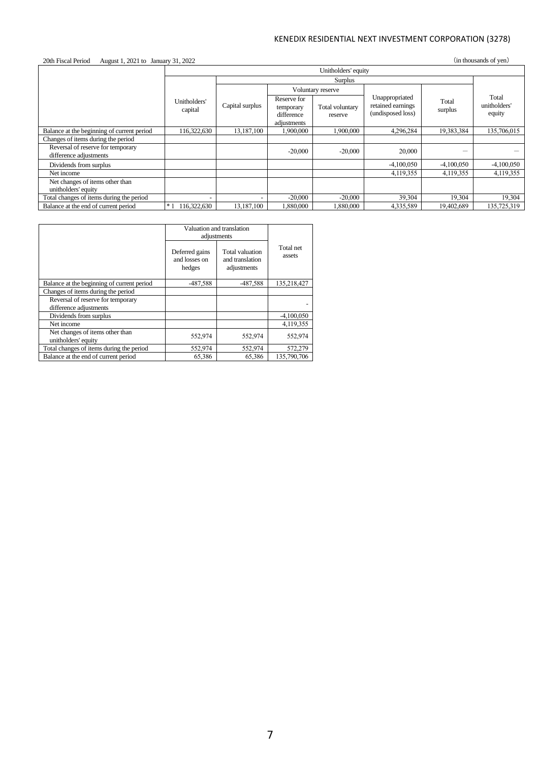20th Fiscal Period August 1, 2021 to January 31, 2022

(in thousands of yen)

| | Unitholders' equity | | | | | | |
|---|---|---|---|---|---|---|---|
| | | Surplus | | | | | |
| | | | Voluntary reserve | | | | |
| | Unitholders' capital | Capital surplus | Reserve for temporary difference adjustments | Total voluntary reserve | Unappropriated retained earnings (undisposed loss) | Total surplus | Total unitholders' equity |
| Balance at the beginning of current period | 116,322,630 | 13,187,100 | 1,900,000 | 1,900,000 | 4,296,284 | 19,383,384 | 135,706,015 |
| Changes of items during the period | | | | | | | |
| Reversal of reserve for temporary difference adjustments | | | -20,000 | -20,000 | 20,000 | — | — |
| Dividends from surplus | | | | | -4,100,050 | -4,100,050 | -4,100,050 |
| Net income | | | | | 4,119,355 | 4,119,355 | 4,119,355 |
| Net changes of items other than unitholders' equity | | | | | | | |
| Total changes of items during the period | - | - | -20,000 | -20,000 | 39,304 | 19,304 | 19,304 |
| Balance at the end of current period | *1 116,322,630 | 13,187,100 | 1,880,000 | 1,880,000 | 4,335,589 | 19,402,689 | 135,725,319 |

| | Valuation and translation adjustments | | |
|---|---|---|---|
| | Deferred gains and losses on hedges | Total valuation and translation adjustments | Total net assets |
| Balance at the beginning of current period | -487,588 | -487,588 | 135,218,427 |
| Changes of items during the period | | | |
| Reversal of reserve for temporary difference adjustments | | | - |
| Dividends from surplus | | | -4,100,050 |
| Net income | | | 4,119,355 |
| Net changes of items other than unitholders' equity | 552,974 | 552,974 | 552,974 |
| Total changes of items during the period | 552,974 | 552,974 | 572,279 |
| Balance at the end of current period | 65,386 | 65,386 | 135,790,706 |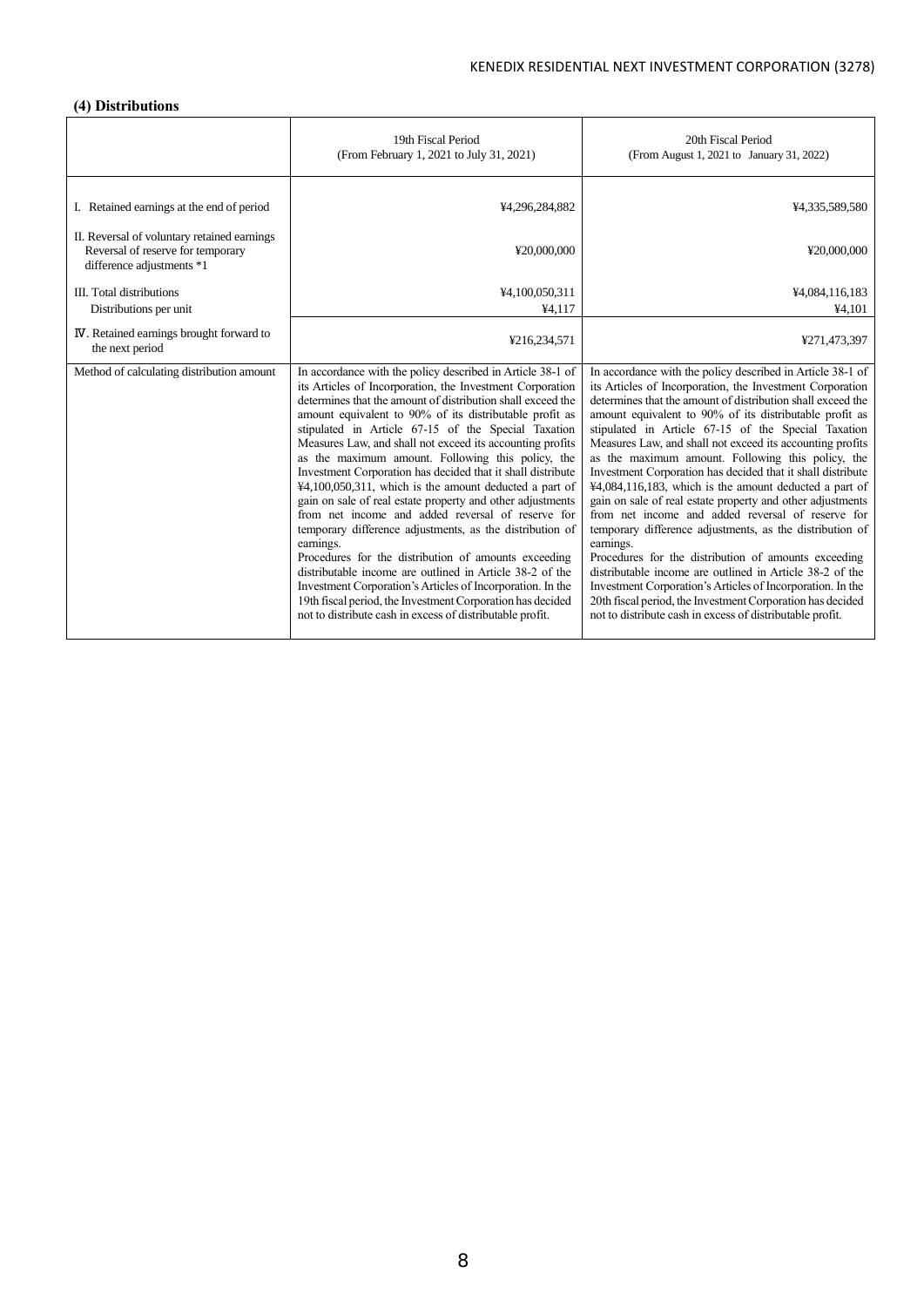### (4) Distributions

| | 19th Fiscal Period (From February 1, 2021 to July 31, 2021) | 20th Fiscal Period (From August 1, 2021 to January 31, 2022) |
|---|---|---|
| I. Retained earnings at the end of period | ¥4,296,284,882 | ¥4,335,589,580 |
| II. Reversal of voluntary retained earnings Reversal of reserve for temporary difference adjustments *1 | ¥20,000,000 | ¥20,000,000 |
| III. Total distributions | ¥4,100,050,311 | ¥4,084,116,183 |
| Distributions per unit | ¥4,117 | ¥4,101 |
| Ⅳ. Retained earnings brought forward to the next period | ¥216,234,571 | ¥271,473,397 |
| Method of calculating distribution amount | In accordance with the policy described in Article 38-1 of its Articles of Incorporation, the Investment Corporation determines that the amount of distribution shall exceed the amount equivalent to 90% of its distributable profit as stipulated in Article 67-15 of the Special Taxation Measures Law, and shall not exceed its accounting profits as the maximum amount. Following this policy, the Investment Corporation has decided that it shall distribute ¥4,100,050,311, which is the amount deducted a part of gain on sale of real estate property and other adjustments from net income and added reversal of reserve for temporary difference adjustments, as the distribution of earnings.<br>Procedures for the distribution of amounts exceeding distributable income are outlined in Article 38-2 of the Investment Corporation's Articles of Incorporation. In the 19th fiscal period, the Investment Corporation has decided not to distribute cash in excess of distributable profit. | In accordance with the policy described in Article 38-1 of its Articles of Incorporation, the Investment Corporation determines that the amount of distribution shall exceed the amount equivalent to 90% of its distributable profit as stipulated in Article 67-15 of the Special Taxation Measures Law, and shall not exceed its accounting profits as the maximum amount. Following this policy, the Investment Corporation has decided that it shall distribute ¥4,084,116,183, which is the amount deducted a part of gain on sale of real estate property and other adjustments from net income and added reversal of reserve for temporary difference adjustments, as the distribution of earnings.<br>Procedures for the distribution of amounts exceeding distributable income are outlined in Article 38-2 of the Investment Corporation's Articles of Incorporation. In the 20th fiscal period, the Investment Corporation has decided not to distribute cash in excess of distributable profit. |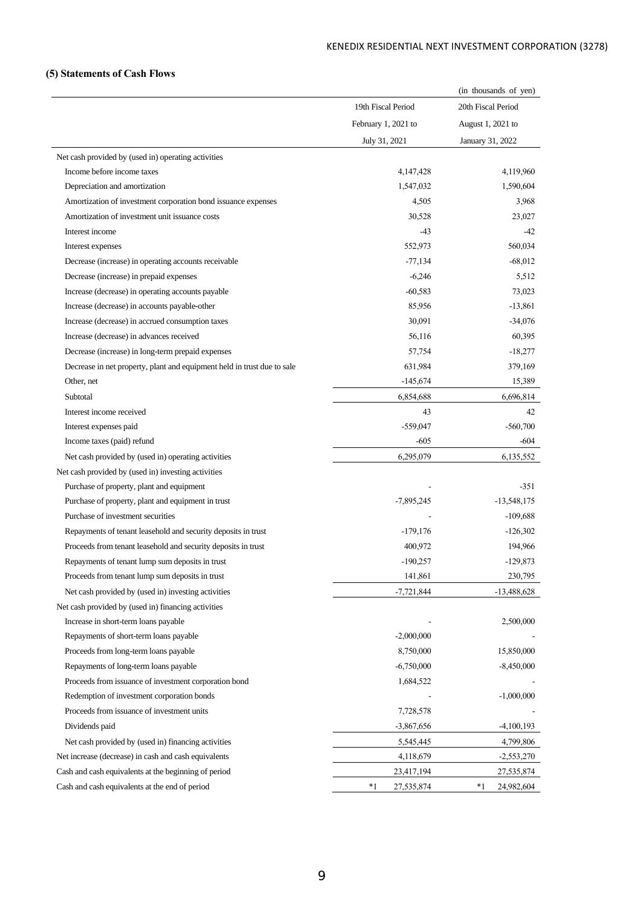### (5) Statements of Cash Flows

(in thousands of yen)

| | 19th Fiscal Period February 1, 2021 to July 31, 2021 | 20th Fiscal Period August 1, 2021 to January 31, 2022 |
|---|---|---|
| Net cash provided by (used in) operating activities | | |
| Income before income taxes | 4,147,428 | 4,119,960 |
| Depreciation and amortization | 1,547,032 | 1,590,604 |
| Amortization of investment corporation bond issuance expenses | 4,505 | 3,968 |
| Amortization of investment unit issuance costs | 30,528 | 23,027 |
| Interest income | -43 | -42 |
| Interest expenses | 552,973 | 560,034 |
| Decrease (increase) in operating accounts receivable | -77,134 | -68,012 |
| Decrease (increase) in prepaid expenses | -6,246 | 5,512 |
| Increase (decrease) in operating accounts payable | -60,583 | 73,023 |
| Increase (decrease) in accounts payable-other | 85,956 | -13,861 |
| Increase (decrease) in accrued consumption taxes | 30,091 | -34,076 |
| Increase (decrease) in advances received | 56,116 | 60,395 |
| Decrease (increase) in long-term prepaid expenses | 57,754 | -18,277 |
| Decrease in net property, plant and equipment held in trust due to sale | 631,984 | 379,169 |
| Other, net | -145,674 | 15,389 |
| Subtotal | 6,854,688 | 6,696,814 |
| Interest income received | 43 | 42 |
| Interest expenses paid | -559,047 | -560,700 |
| Income taxes (paid) refund | -605 | -604 |
| Net cash provided by (used in) operating activities | 6,295,079 | 6,135,552 |
| Net cash provided by (used in) investing activities | | |
| Purchase of property, plant and equipment | - | -351 |
| Purchase of property, plant and equipment in trust | -7,895,245 | -13,548,175 |
| Purchase of investment securities | - | -109,688 |
| Repayments of tenant leasehold and security deposits in trust | -179,176 | -126,302 |
| Proceeds from tenant leasehold and security deposits in trust | 400,972 | 194,966 |
| Repayments of tenant lump sum deposits in trust | -190,257 | -129,873 |
| Proceeds from tenant lump sum deposits in trust | 141,861 | 230,795 |
| Net cash provided by (used in) investing activities | -7,721,844 | -13,488,628 |
| Net cash provided by (used in) financing activities | | |
| Increase in short-term loans payable | - | 2,500,000 |
| Repayments of short-term loans payable | -2,000,000 | - |
| Proceeds from long-term loans payable | 8,750,000 | 15,850,000 |
| Repayments of long-term loans payable | -6,750,000 | -8,450,000 |
| Proceeds from issuance of investment corporation bond | 1,684,522 | - |
| Redemption of investment corporation bonds | - | -1,000,000 |
| Proceeds from issuance of investment units | 7,728,578 | - |
| Dividends paid | -3,867,656 | -4,100,193 |
| Net cash provided by (used in) financing activities | 5,545,445 | 4,799,806 |
| Net increase (decrease) in cash and cash equivalents | 4,118,679 | -2,553,270 |
| Cash and cash equivalents at the beginning of period | 23,417,194 | 27,535,874 |
| Cash and cash equivalents at the end of period | *1 27,535,874 | *1 24,982,604 |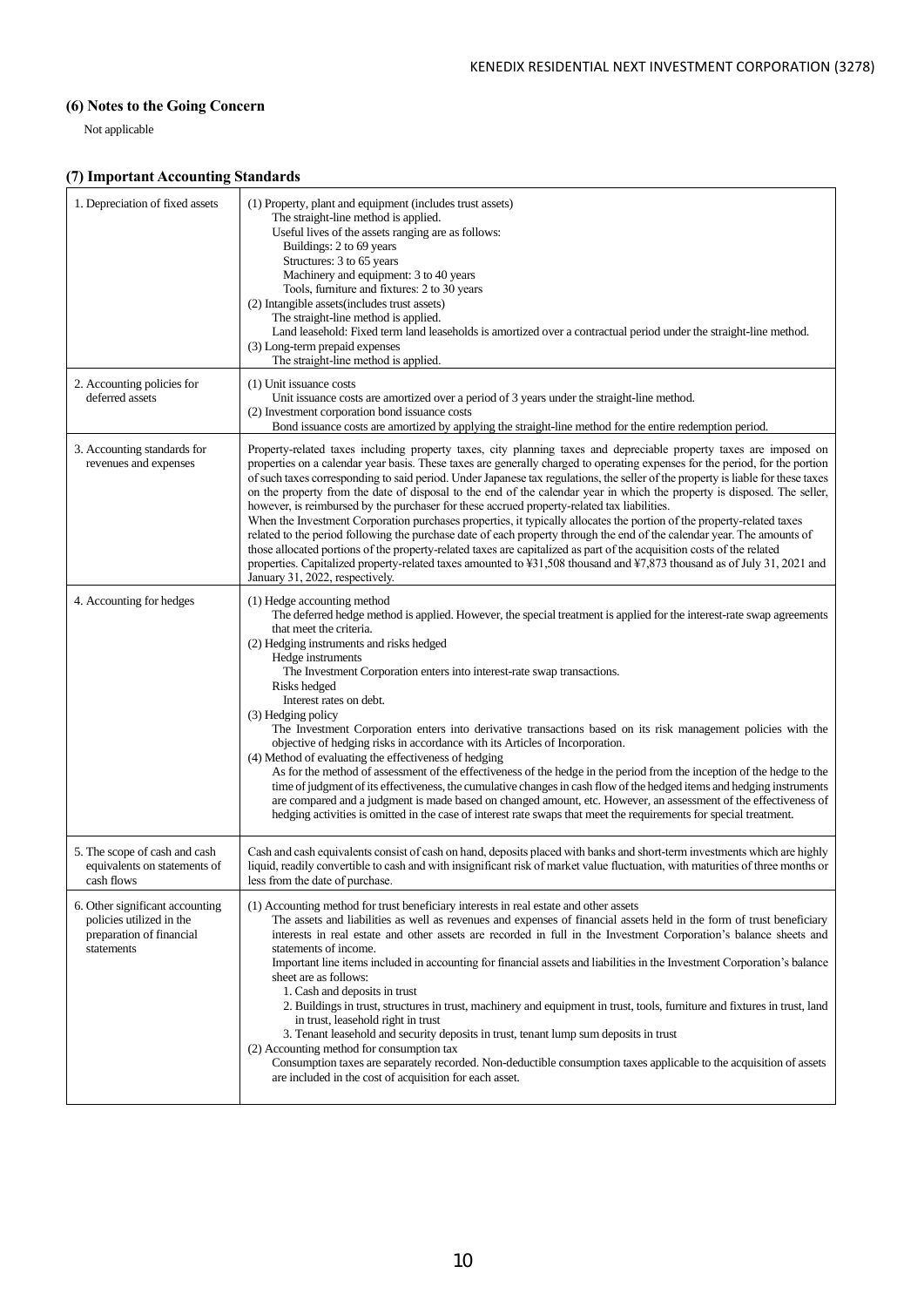### (6) Notes to the Going Concern

Not applicable

### (7) Important Accounting Standards

| | |
|---|---|
| 1. Depreciation of fixed assets | (1) Property, plant and equipment (includes trust assets)<br>The straight-line method is applied.<br>Useful lives of the assets ranging are as follows:<br>Buildings: 2 to 69 years<br>Structures: 3 to 65 years<br>Machinery and equipment: 3 to 40 years<br>Tools, furniture and fixtures: 2 to 30 years<br>(2) Intangible assets(includes trust assets)<br>The straight-line method is applied.<br>Land leasehold: Fixed term land leaseholds is amortized over a contractual period under the straight-line method.<br>(3) Long-term prepaid expenses<br>The straight-line method is applied. |
| 2. Accounting policies for deferred assets | (1) Unit issuance costs<br>Unit issuance costs are amortized over a period of 3 years under the straight-line method.<br>(2) Investment corporation bond issuance costs<br>Bond issuance costs are amortized by applying the straight-line method for the entire redemption period. |
| 3. Accounting standards for revenues and expenses | Property-related taxes including property taxes, city planning taxes and depreciable property taxes are imposed on properties on a calendar year basis. These taxes are generally charged to operating expenses for the period, for the portion of such taxes corresponding to said period. Under Japanese tax regulations, the seller of the property is liable for these taxes on the property from the date of disposal to the end of the calendar year in which the property is disposed. The seller, however, is reimbursed by the purchaser for these accrued property-related tax liabilities.<br>When the Investment Corporation purchases properties, it typically allocates the portion of the property-related taxes related to the period following the purchase date of each property through the end of the calendar year. The amounts of those allocated portions of the property-related taxes are capitalized as part of the acquisition costs of the related properties. Capitalized property-related taxes amounted to ¥31,508 thousand and ¥7,873 thousand as of July 31, 2021 and January 31, 2022, respectively. |
| 4. Accounting for hedges | (1) Hedge accounting method<br>The deferred hedge method is applied. However, the special treatment is applied for the interest-rate swap agreements that meet the criteria.<br>(2) Hedging instruments and risks hedged<br>Hedge instruments<br>The Investment Corporation enters into interest-rate swap transactions.<br>Risks hedged<br>Interest rates on debt.<br>(3) Hedging policy<br>The Investment Corporation enters into derivative transactions based on its risk management policies with the objective of hedging risks in accordance with its Articles of Incorporation.<br>(4) Method of evaluating the effectiveness of hedging<br>As for the method of assessment of the effectiveness of the hedge in the period from the inception of the hedge to the time of judgment of its effectiveness, the cumulative changes in cash flow of the hedged items and hedging instruments are compared and a judgment is made based on changed amount, etc. However, an assessment of the effectiveness of hedging activities is omitted in the case of interest rate swaps that meet the requirements for special treatment. |
| 5. The scope of cash and cash equivalents on statements of cash flows | Cash and cash equivalents consist of cash on hand, deposits placed with banks and short-term investments which are highly liquid, readily convertible to cash and with insignificant risk of market value fluctuation, with maturities of three months or less from the date of purchase. |
| 6. Other significant accounting policies utilized in the preparation of financial statements | (1) Accounting method for trust beneficiary interests in real estate and other assets<br>The assets and liabilities as well as revenues and expenses of financial assets held in the form of trust beneficiary interests in real estate and other assets are recorded in full in the Investment Corporation's balance sheets and statements of income.<br>Important line items included in accounting for financial assets and liabilities in the Investment Corporation's balance sheet are as follows:<br>1. Cash and deposits in trust<br>2. Buildings in trust, structures in trust, machinery and equipment in trust, tools, furniture and fixtures in trust, land in trust, leasehold right in trust<br>3. Tenant leasehold and security deposits in trust, tenant lump sum deposits in trust<br>(2) Accounting method for consumption tax<br>Consumption taxes are separately recorded. Non-deductible consumption taxes applicable to the acquisition of assets are included in the cost of acquisition for each asset. |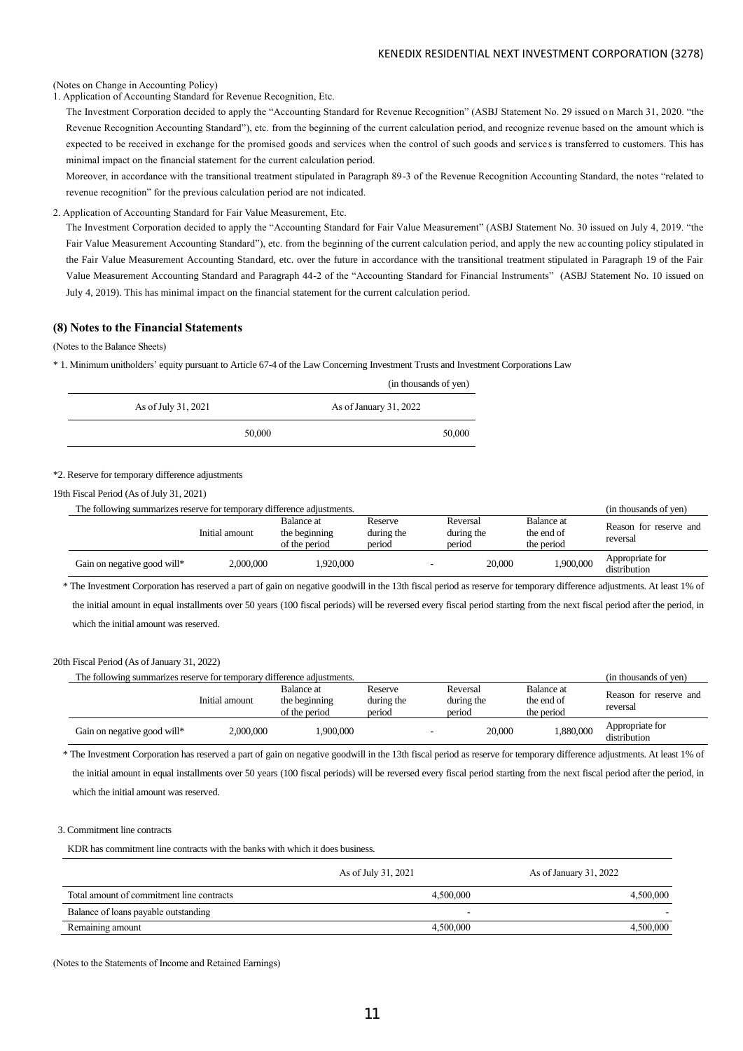(Notes on Change in Accounting Policy)

1. Application of Accounting Standard for Revenue Recognition, Etc.

The Investment Corporation decided to apply the "Accounting Standard for Revenue Recognition" (ASBJ Statement No. 29 issued on March 31, 2020. "the Revenue Recognition Accounting Standard"), etc. from the beginning of the current calculation period, and recognize revenue based on the amount which is expected to be received in exchange for the promised goods and services when the control of such goods and services is transferred to customers. This has minimal impact on the financial statement for the current calculation period.

Moreover, in accordance with the transitional treatment stipulated in Paragraph 89-3 of the Revenue Recognition Accounting Standard, the notes "related to revenue recognition" for the previous calculation period are not indicated.

2. Application of Accounting Standard for Fair Value Measurement, Etc.

The Investment Corporation decided to apply the "Accounting Standard for Fair Value Measurement" (ASBJ Statement No. 30 issued on July 4, 2019. "the Fair Value Measurement Accounting Standard"), etc. from the beginning of the current calculation period, and apply the new accounting policy stipulated in the Fair Value Measurement Accounting Standard, etc. over the future in accordance with the transitional treatment stipulated in Paragraph 19 of the Fair Value Measurement Accounting Standard and Paragraph 44-2 of the "Accounting Standard for Financial Instruments" (ASBJ Statement No. 10 issued on July 4, 2019). This has minimal impact on the financial statement for the current calculation period.

### (8) Notes to the Financial Statements

(Notes to the Balance Sheets)

* 1. Minimum unitholders' equity pursuant to Article 67-4 of the Law Concerning Investment Trusts and Investment Corporations Law

(in thousands of yen)

| As of July 31, 2021 | As of January 31, 2022 |
|---|---|
| 50,000 | 50,000 |

*2. Reserve for temporary difference adjustments

19th Fiscal Period (As of July 31, 2021)

The following summarizes reserve for temporary difference adjustments. (in thousands of yen)

| | Initial amount | Balance at the beginning of the period | Reserve during the period | Reversal during the period | Balance at the end of the period | Reason for reserve and reversal |
|---|---|---|---|---|---|---|
| Gain on negative good will* | 2,000,000 | 1,920,000 | - | 20,000 | 1,900,000 | Appropriate for distribution |

* The Investment Corporation has reserved a part of gain on negative goodwill in the 13th fiscal period as reserve for temporary difference adjustments. At least 1% of the initial amount in equal installments over 50 years (100 fiscal periods) will be reversed every fiscal period starting from the next fiscal period after the period, in which the initial amount was reserved.

20th Fiscal Period (As of January 31, 2022)

The following summarizes reserve for temporary difference adjustments. (in thousands of yen)

| | Initial amount | Balance at the beginning of the period | Reserve during the period | Reversal during the period | Balance at the end of the period | Reason for reserve and reversal |
|---|---|---|---|---|---|---|
| Gain on negative good will* | 2,000,000 | 1,900,000 | - | 20,000 | 1,880,000 | Appropriate for distribution |

* The Investment Corporation has reserved a part of gain on negative goodwill in the 13th fiscal period as reserve for temporary difference adjustments. At least 1% of the initial amount in equal installments over 50 years (100 fiscal periods) will be reversed every fiscal period starting from the next fiscal period after the period, in which the initial amount was reserved.

3. Commitment line contracts

KDR has commitment line contracts with the banks with which it does business.

| | As of July 31, 2021 | As of January 31, 2022 |
|---|---|---|
| Total amount of commitment line contracts | 4,500,000 | 4,500,000 |
| Balance of loans payable outstanding | - | - |
| Remaining amount | 4,500,000 | 4,500,000 |

(Notes to the Statements of Income and Retained Earnings)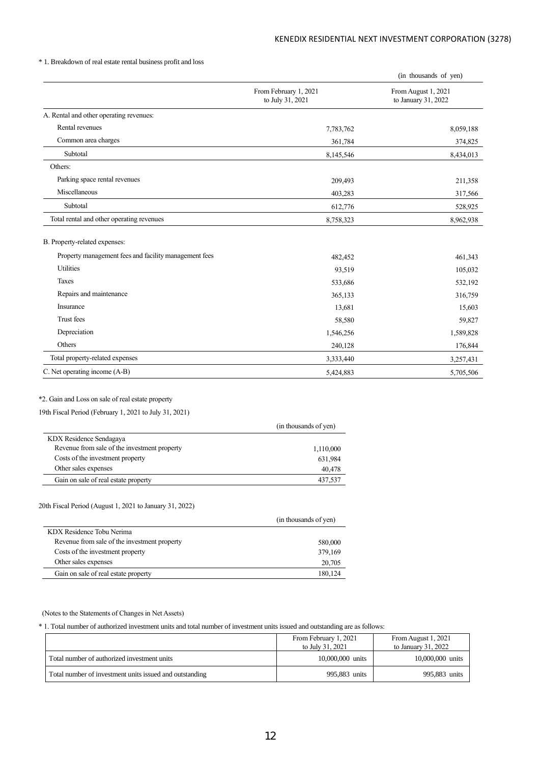\* 1. Breakdown of real estate rental business profit and loss

(in thousands of yen)

| | From February 1, 2021 to July 31, 2021 | From August 1, 2021 to January 31, 2022 |
|---|---|---|
| A. Rental and other operating revenues: | | |
| Rental revenues | 7,783,762 | 8,059,188 |
| Common area charges | 361,784 | 374,825 |
| Subtotal | 8,145,546 | 8,434,013 |
| Others: | | |
| Parking space rental revenues | 209,493 | 211,358 |
| Miscellaneous | 403,283 | 317,566 |
| Subtotal | 612,776 | 528,925 |
| Total rental and other operating revenues | 8,758,323 | 8,962,938 |
| B. Property-related expenses: | | |
| Property management fees and facility management fees | 482,452 | 461,343 |
| Utilities | 93,519 | 105,032 |
| Taxes | 533,686 | 532,192 |
| Repairs and maintenance | 365,133 | 316,759 |
| Insurance | 13,681 | 15,603 |
| Trust fees | 58,580 | 59,827 |
| Depreciation | 1,546,256 | 1,589,828 |
| Others | 240,128 | 176,844 |
| Total property-related expenses | 3,333,440 | 3,257,431 |
| C. Net operating income (A-B) | 5,424,883 | 5,705,506 |

\*2. Gain and Loss on sale of real estate property

19th Fiscal Period (February 1, 2021 to July 31, 2021)

| | (in thousands of yen) |
|---|---|
| KDX Residence Sendagaya | |
| Revenue from sale of the investment property | 1,110,000 |
| Costs of the investment property | 631,984 |
| Other sales expenses | 40,478 |
| Gain on sale of real estate property | 437,537 |

20th Fiscal Period (August 1, 2021 to January 31, 2022)

| | (in thousands of yen) |
|---|---|
| KDX Residence Tobu Nerima | |
| Revenue from sale of the investment property | 580,000 |
| Costs of the investment property | 379,169 |
| Other sales expenses | 20,705 |
| Gain on sale of real estate property | 180,124 |

(Notes to the Statements of Changes in Net Assets)

\* 1. Total number of authorized investment units and total number of investment units issued and outstanding are as follows:

| | From February 1, 2021 to July 31, 2021 | From August 1, 2021 to January 31, 2022 |
|---|---|---|
| Total number of authorized investment units | 10,000,000 units | 10,000,000 units |
| Total number of investment units issued and outstanding | 995,883 units | 995,883 units |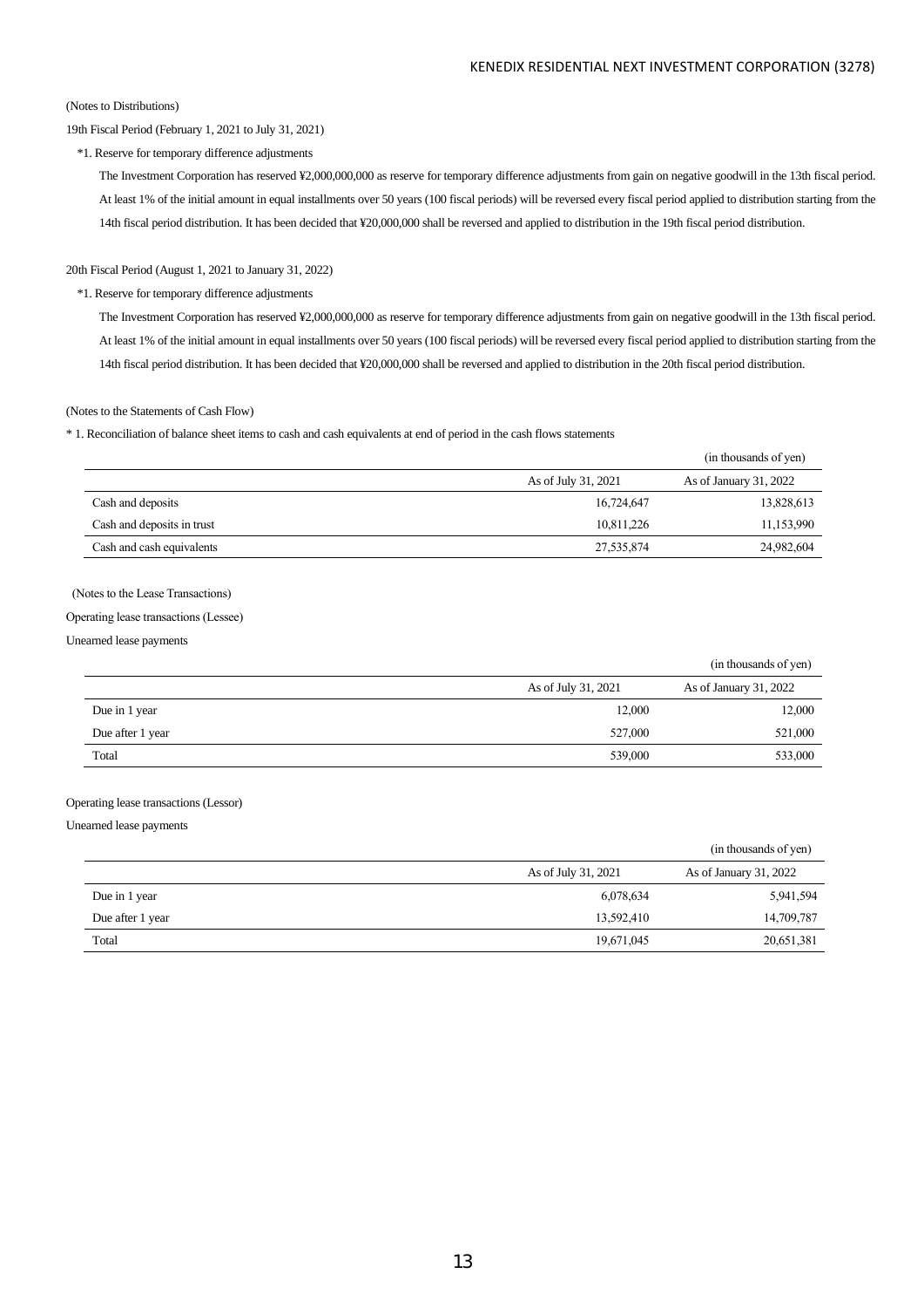(Notes to Distributions)

19th Fiscal Period (February 1, 2021 to July 31, 2021)

*1. Reserve for temporary difference adjustments

The Investment Corporation has reserved ¥2,000,000,000 as reserve for temporary difference adjustments from gain on negative goodwill in the 13th fiscal period. At least 1% of the initial amount in equal installments over 50 years (100 fiscal periods) will be reversed every fiscal period applied to distribution starting from the 14th fiscal period distribution. It has been decided that ¥20,000,000 shall be reversed and applied to distribution in the 19th fiscal period distribution.

20th Fiscal Period (August 1, 2021 to January 31, 2022)

*1. Reserve for temporary difference adjustments

The Investment Corporation has reserved ¥2,000,000,000 as reserve for temporary difference adjustments from gain on negative goodwill in the 13th fiscal period. At least 1% of the initial amount in equal installments over 50 years (100 fiscal periods) will be reversed every fiscal period applied to distribution starting from the 14th fiscal period distribution. It has been decided that ¥20,000,000 shall be reversed and applied to distribution in the 20th fiscal period distribution.

(Notes to the Statements of Cash Flow)

* 1. Reconciliation of balance sheet items to cash and cash equivalents at end of period in the cash flows statements

(in thousands of yen)

| | As of July 31, 2021 | As of January 31, 2022 |
|---|---|---|
| Cash and deposits | 16,724,647 | 13,828,613 |
| Cash and deposits in trust | 10,811,226 | 11,153,990 |
| Cash and cash equivalents | 27,535,874 | 24,982,604 |

(Notes to the Lease Transactions)

Operating lease transactions (Lessee)

Unearned lease payments

(in thousands of yen)

| | As of July 31, 2021 | As of January 31, 2022 |
|---|---|---|
| Due in 1 year | 12,000 | 12,000 |
| Due after 1 year | 527,000 | 521,000 |
| Total | 539,000 | 533,000 |

Operating lease transactions (Lessor)

Unearned lease payments

(in thousands of yen)

| | As of July 31, 2021 | As of January 31, 2022 |
|---|---|---|
| Due in 1 year | 6,078,634 | 5,941,594 |
| Due after 1 year | 13,592,410 | 14,709,787 |
| Total | 19,671,045 | 20,651,381 |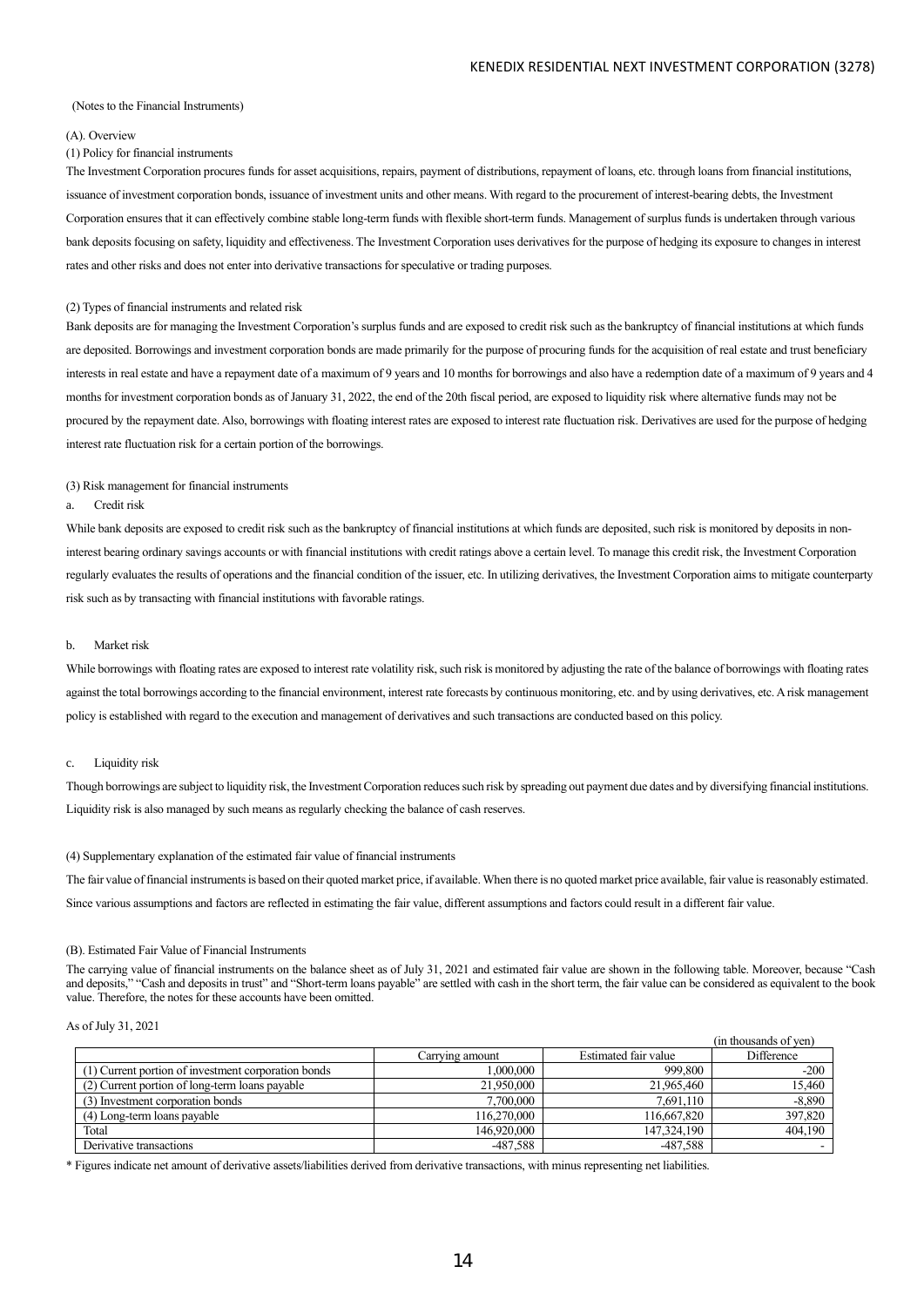(Notes to the Financial Instruments)

(A). Overview

(1) Policy for financial instruments

The Investment Corporation procures funds for asset acquisitions, repairs, payment of distributions, repayment of loans, etc. through loans from financial institutions, issuance of investment corporation bonds, issuance of investment units and other means. With regard to the procurement of interest-bearing debts, the Investment Corporation ensures that it can effectively combine stable long-term funds with flexible short-term funds. Management of surplus funds is undertaken through various bank deposits focusing on safety, liquidity and effectiveness. The Investment Corporation uses derivatives for the purpose of hedging its exposure to changes in interest rates and other risks and does not enter into derivative transactions for speculative or trading purposes.

(2) Types of financial instruments and related risk

Bank deposits are for managing the Investment Corporation's surplus funds and are exposed to credit risk such as the bankruptcy of financial institutions at which funds are deposited. Borrowings and investment corporation bonds are made primarily for the purpose of procuring funds for the acquisition of real estate and trust beneficiary interests in real estate and have a repayment date of a maximum of 9 years and 10 months for borrowings and also have a redemption date of a maximum of 9 years and 4 months for investment corporation bonds as of January 31, 2022, the end of the 20th fiscal period, are exposed to liquidity risk where alternative funds may not be procured by the repayment date. Also, borrowings with floating interest rates are exposed to interest rate fluctuation risk. Derivatives are used for the purpose of hedging interest rate fluctuation risk for a certain portion of the borrowings.

(3) Risk management for financial instruments

a. Credit risk

While bank deposits are exposed to credit risk such as the bankruptcy of financial institutions at which funds are deposited, such risk is monitored by deposits in non-interest bearing ordinary savings accounts or with financial institutions with credit ratings above a certain level. To manage this credit risk, the Investment Corporation regularly evaluates the results of operations and the financial condition of the issuer, etc. In utilizing derivatives, the Investment Corporation aims to mitigate counterparty risk such as by transacting with financial institutions with favorable ratings.

b. Market risk

While borrowings with floating rates are exposed to interest rate volatility risk, such risk is monitored by adjusting the rate of the balance of borrowings with floating rates against the total borrowings according to the financial environment, interest rate forecasts by continuous monitoring, etc. and by using derivatives, etc. A risk management policy is established with regard to the execution and management of derivatives and such transactions are conducted based on this policy.

c. Liquidity risk

Though borrowings are subject to liquidity risk, the Investment Corporation reduces such risk by spreading out payment due dates and by diversifying financial institutions. Liquidity risk is also managed by such means as regularly checking the balance of cash reserves.

(4) Supplementary explanation of the estimated fair value of financial instruments

The fair value of financial instruments is based on their quoted market price, if available. When there is no quoted market price available, fair value is reasonably estimated. Since various assumptions and factors are reflected in estimating the fair value, different assumptions and factors could result in a different fair value.

(B). Estimated Fair Value of Financial Instruments

The carrying value of financial instruments on the balance sheet as of July 31, 2021 and estimated fair value are shown in the following table. Moreover, because "Cash and deposits," "Cash and deposits in trust" and "Short-term loans payable" are settled with cash in the short term, the fair value can be considered as equivalent to the book value. Therefore, the notes for these accounts have been omitted.

As of July 31, 2021

(in thousands of yen)

| | Carrying amount | Estimated fair value | Difference |
|---|---|---|---|
| (1) Current portion of investment corporation bonds | 1,000,000 | 999,800 | -200 |
| (2) Current portion of long-term loans payable | 21,950,000 | 21,965,460 | 15,460 |
| (3) Investment corporation bonds | 7,700,000 | 7,691,110 | -8,890 |
| (4) Long-term loans payable | 116,270,000 | 116,667,820 | 397,820 |
| Total | 146,920,000 | 147,324,190 | 404,190 |
| Derivative transactions | -487,588 | -487,588 | - |

* Figures indicate net amount of derivative assets/liabilities derived from derivative transactions, with minus representing net liabilities.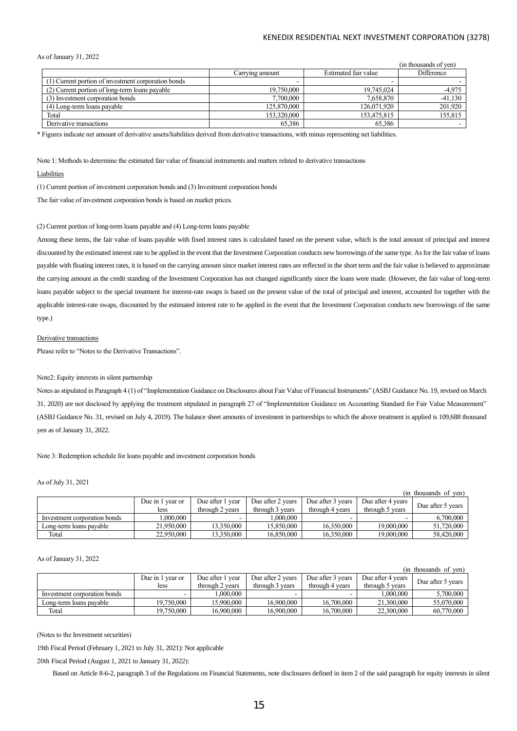As of January 31, 2022

(in thousands of yen)

| | Carrying amount | Estimated fair value | Difference |
|---|---|---|---|
| (1) Current portion of investment corporation bonds | - | - | - |
| (2) Current portion of long-term loans payable | 19,750,000 | 19,745,024 | -4,975 |
| (3) Investment corporation bonds | 7,700,000 | 7,658,870 | -41,130 |
| (4) Long-term loans payable | 125,870,000 | 126,071,920 | 201,920 |
| Total | 153,320,000 | 153,475,815 | 155,815 |
| Derivative transactions | 65,386 | 65,386 | - |

\* Figures indicate net amount of derivative assets/liabilities derived from derivative transactions, with minus representing net liabilities.

Note 1: Methods to determine the estimated fair value of financial instruments and matters related to derivative transactions

Liabilities

(1) Current portion of investment corporation bonds and (3) Investment corporation bonds

The fair value of investment corporation bonds is based on market prices.

(2) Current portion of long-term loans payable and (4) Long-term loans payable

Among these items, the fair value of loans payable with fixed interest rates is calculated based on the present value, which is the total amount of principal and interest discounted by the estimated interest rate to be applied in the event that the Investment Corporation conducts new borrowings of the same type. As for the fair value of loans payable with floating interest rates, it is based on the carrying amount since market interest rates are reflected in the short term and the fair value is believed to approximate the carrying amount as the credit standing of the Investment Corporation has not changed significantly since the loans were made. (However, the fair value of long-term loans payable subject to the special treatment for interest-rate swaps is based on the present value of the total of principal and interest, accounted for together with the applicable interest-rate swaps, discounted by the estimated interest rate to be applied in the event that the Investment Corporation conducts new borrowings of the same type.)

Derivative transactions

Please refer to "Notes to the Derivative Transactions".

Note2: Equity interests in silent partnership

Notes as stipulated in Paragraph 4 (1) of "Implementation Guidance on Disclosures about Fair Value of Financial Instruments" (ASBJ Guidance No. 19, revised on March 31, 2020) are not disclosed by applying the treatment stipulated in paragraph 27 of "Implementation Guidance on Accounting Standard for Fair Value Measurement" (ASBJ Guidance No. 31, revised on July 4, 2019). The balance sheet amounts of investment in partnerships to which the above treatment is applied is 109,688 thousand yen as of January 31, 2022.

Note 3: Redemption schedule for loans payable and investment corporation bonds

As of July 31, 2021

(in thousands of yen)

| | Due in 1 year or less | Due after 1 year through 2 years | Due after 2 years through 3 years | Due after 3 years through 4 years | Due after 4 years through 5 years | Due after 5 years |
|---|---|---|---|---|---|---|
| Investment corporation bonds | 1,000,000 | - | 1,000,000 | - | - | 6,700,000 |
| Long-term loans payable | 21,950,000 | 13,350,000 | 15,850,000 | 16,350,000 | 19,000,000 | 51,720,000 |
| Total | 22,950,000 | 13,350,000 | 16,850,000 | 16,350,000 | 19,000,000 | 58,420,000 |

As of January 31, 2022

(in thousands of yen)

| | Due in 1 year or less | Due after 1 year through 2 years | Due after 2 years through 3 years | Due after 3 years through 4 years | Due after 4 years through 5 years | Due after 5 years |
|---|---|---|---|---|---|---|
| Investment corporation bonds | - | 1,000,000 | - | - | 1,000,000 | 5,700,000 |
| Long-term loans payable | 19,750,000 | 15,900,000 | 16,900,000 | 16,700,000 | 21,300,000 | 55,070,000 |
| Total | 19,750,000 | 16,900,000 | 16,900,000 | 16,700,000 | 22,300,000 | 60,770,000 |

(Notes to the Investment securities)

19th Fiscal Period (February 1, 2021 to July 31, 2021): Not applicable

20th Fiscal Period (August 1, 2021 to January 31, 2022):

Based on Article 8-6-2, paragraph 3 of the Regulations on Financial Statements, note disclosures defined in item 2 of the said paragraph for equity interests in silent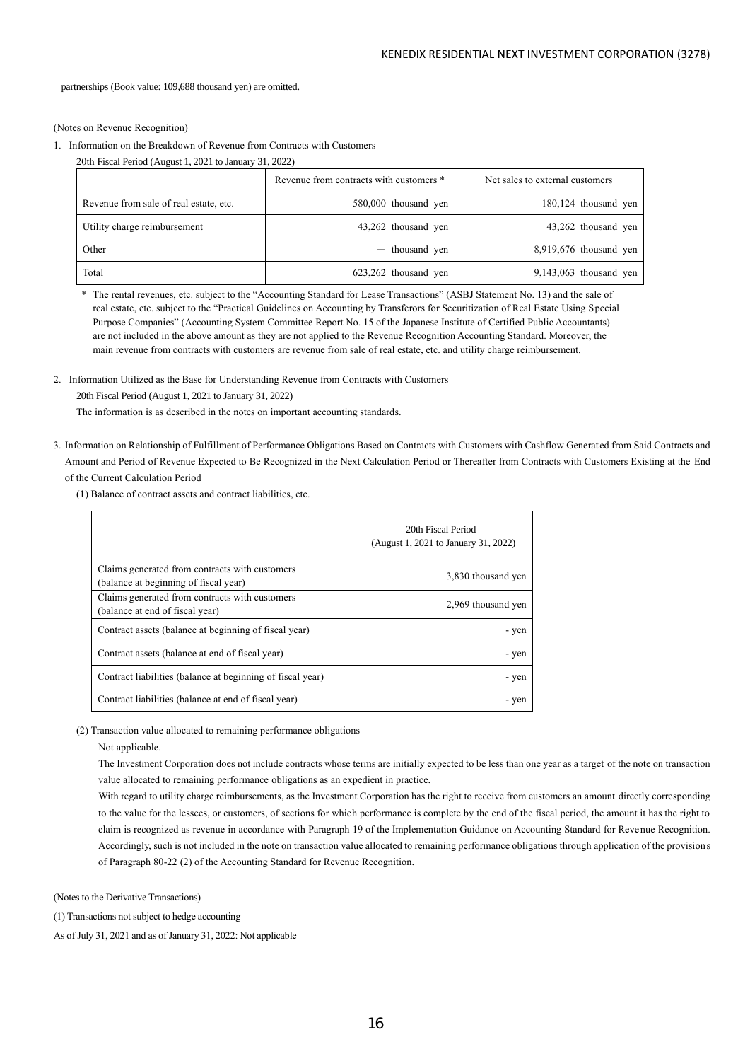partnerships (Book value: 109,688 thousand yen) are omitted.

(Notes on Revenue Recognition)

1. Information on the Breakdown of Revenue from Contracts with Customers

20th Fiscal Period (August 1, 2021 to January 31, 2022)

| | Revenue from contracts with customers * | Net sales to external customers |
|---|---|---|
| Revenue from sale of real estate, etc. | 580,000 thousand yen | 180,124 thousand yen |
| Utility charge reimbursement | 43,262 thousand yen | 43,262 thousand yen |
| Other | — thousand yen | 8,919,676 thousand yen |
| Total | 623,262 thousand yen | 9,143,063 thousand yen |

\* The rental revenues, etc. subject to the "Accounting Standard for Lease Transactions" (ASBJ Statement No. 13) and the sale of real estate, etc. subject to the "Practical Guidelines on Accounting by Transferors for Securitization of Real Estate Using Special Purpose Companies" (Accounting System Committee Report No. 15 of the Japanese Institute of Certified Public Accountants) are not included in the above amount as they are not applied to the Revenue Recognition Accounting Standard. Moreover, the main revenue from contracts with customers are revenue from sale of real estate, etc. and utility charge reimbursement.

2. Information Utilized as the Base for Understanding Revenue from Contracts with Customers

20th Fiscal Period (August 1, 2021 to January 31, 2022)

The information is as described in the notes on important accounting standards.

3. Information on Relationship of Fulfillment of Performance Obligations Based on Contracts with Customers with Cashflow Generated from Said Contracts and Amount and Period of Revenue Expected to Be Recognized in the Next Calculation Period or Thereafter from Contracts with Customers Existing at the End of the Current Calculation Period

(1) Balance of contract assets and contract liabilities, etc.

| | 20th Fiscal Period (August 1, 2021 to January 31, 2022) |
|---|---|
| Claims generated from contracts with customers (balance at beginning of fiscal year) | 3,830 thousand yen |
| Claims generated from contracts with customers (balance at end of fiscal year) | 2,969 thousand yen |
| Contract assets (balance at beginning of fiscal year) | - yen |
| Contract assets (balance at end of fiscal year) | - yen |
| Contract liabilities (balance at beginning of fiscal year) | - yen |
| Contract liabilities (balance at end of fiscal year) | - yen |

(2) Transaction value allocated to remaining performance obligations

Not applicable.

The Investment Corporation does not include contracts whose terms are initially expected to be less than one year as a target of the note on transaction value allocated to remaining performance obligations as an expedient in practice.

With regard to utility charge reimbursements, as the Investment Corporation has the right to receive from customers an amount directly corresponding to the value for the lessees, or customers, of sections for which performance is complete by the end of the fiscal period, the amount it has the right to claim is recognized as revenue in accordance with Paragraph 19 of the Implementation Guidance on Accounting Standard for Revenue Recognition. Accordingly, such is not included in the note on transaction value allocated to remaining performance obligations through application of the provisions of Paragraph 80-22 (2) of the Accounting Standard for Revenue Recognition.

(Notes to the Derivative Transactions)

(1) Transactions not subject to hedge accounting

As of July 31, 2021 and as of January 31, 2022: Not applicable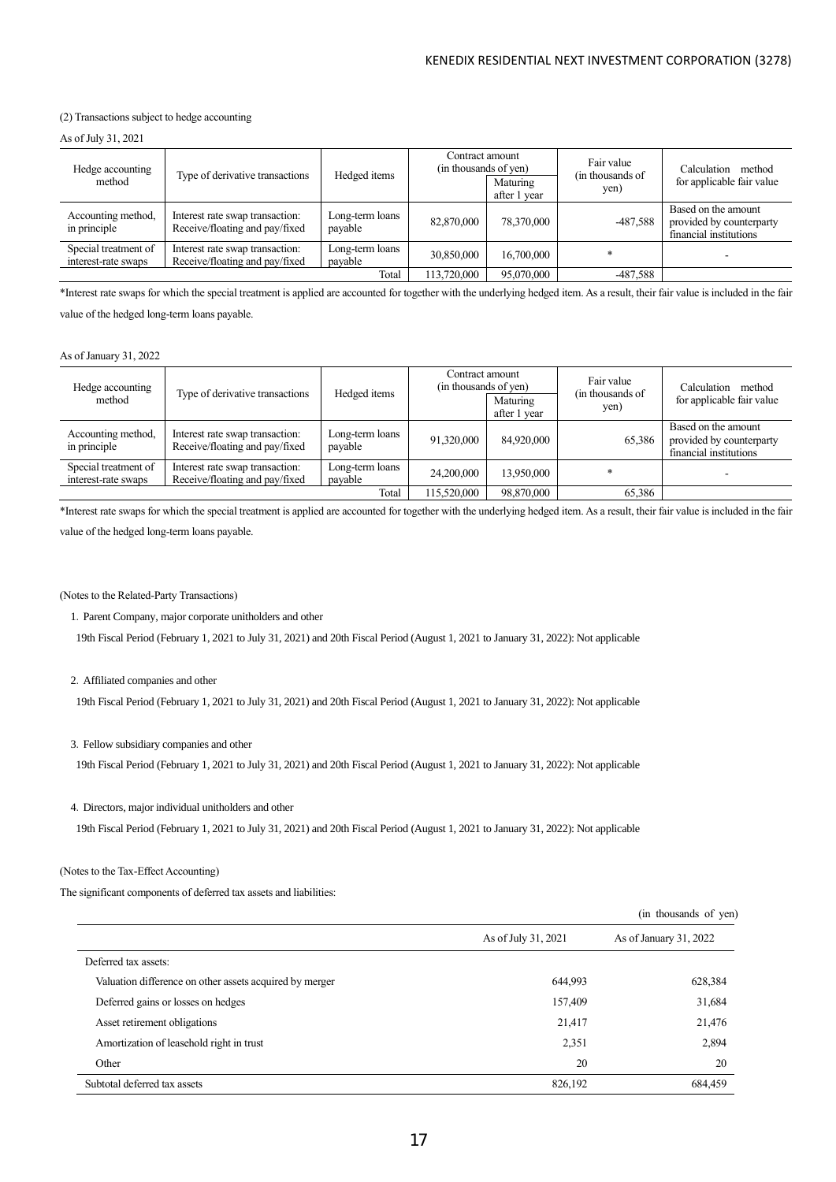(2) Transactions subject to hedge accounting

As of July 31, 2021

| Hedge accounting method | Type of derivative transactions | Hedged items | Contract amount (in thousands of yen) | | Fair value (in thousands of yen) | Calculation method for applicable fair value |
|---|---|---|---|---|---|---|
| | | | | Maturing after 1 year | | |
| Accounting method, in principle | Interest rate swap transaction: Receive/floating and pay/fixed | Long-term loans payable | 82,870,000 | 78,370,000 | -487,588 | Based on the amount provided by counterparty financial institutions |
| Special treatment of interest-rate swaps | Interest rate swap transaction: Receive/floating and pay/fixed | Long-term loans payable | 30,850,000 | 16,700,000 | * | - |
| | | Total | 113,720,000 | 95,070,000 | -487,588 | |

*Interest rate swaps for which the special treatment is applied are accounted for together with the underlying hedged item. As a result, their fair value is included in the fair value of the hedged long-term loans payable.

As of January 31, 2022

| Hedge accounting method | Type of derivative transactions | Hedged items | Contract amount (in thousands of yen) | | Fair value (in thousands of yen) | Calculation method for applicable fair value |
|---|---|---|---|---|---|---|
| | | | | Maturing after 1 year | | |
| Accounting method, in principle | Interest rate swap transaction: Receive/floating and pay/fixed | Long-term loans payable | 91,320,000 | 84,920,000 | 65,386 | Based on the amount provided by counterparty financial institutions |
| Special treatment of interest-rate swaps | Interest rate swap transaction: Receive/floating and pay/fixed | Long-term loans payable | 24,200,000 | 13,950,000 | * | - |
| | | Total | 115,520,000 | 98,870,000 | 65,386 | |

*Interest rate swaps for which the special treatment is applied are accounted for together with the underlying hedged item. As a result, their fair value is included in the fair value of the hedged long-term loans payable.

(Notes to the Related-Party Transactions)

1. Parent Company, major corporate unitholders and other

19th Fiscal Period (February 1, 2021 to July 31, 2021) and 20th Fiscal Period (August 1, 2021 to January 31, 2022): Not applicable

2. Affiliated companies and other

19th Fiscal Period (February 1, 2021 to July 31, 2021) and 20th Fiscal Period (August 1, 2021 to January 31, 2022): Not applicable

3. Fellow subsidiary companies and other

19th Fiscal Period (February 1, 2021 to July 31, 2021) and 20th Fiscal Period (August 1, 2021 to January 31, 2022): Not applicable

4. Directors, major individual unitholders and other

19th Fiscal Period (February 1, 2021 to July 31, 2021) and 20th Fiscal Period (August 1, 2021 to January 31, 2022): Not applicable

(Notes to the Tax-Effect Accounting)

The significant components of deferred tax assets and liabilities:

(in thousands of yen)

| | As of July 31, 2021 | As of January 31, 2022 |
|---|---|---|
| Deferred tax assets: | | |
| Valuation difference on other assets acquired by merger | 644,993 | 628,384 |
| Deferred gains or losses on hedges | 157,409 | 31,684 |
| Asset retirement obligations | 21,417 | 21,476 |
| Amortization of leasehold right in trust | 2,351 | 2,894 |
| Other | 20 | 20 |
| Subtotal deferred tax assets | 826,192 | 684,459 |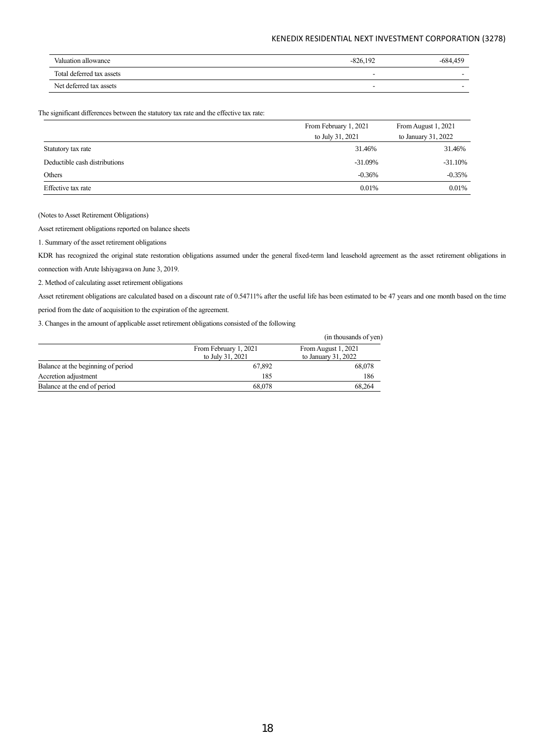| | | |
|---|---|---|
| Valuation allowance | -826,192 | -684,459 |
| Total deferred tax assets | - | - |
| Net deferred tax assets | - | - |

The significant differences between the statutory tax rate and the effective tax rate:

| | From February 1, 2021 to July 31, 2021 | From August 1, 2021 to January 31, 2022 |
|---|---|---|
| Statutory tax rate | 31.46% | 31.46% |
| Deductible cash distributions | -31.09% | -31.10% |
| Others | -0.36% | -0.35% |
| Effective tax rate | 0.01% | 0.01% |

(Notes to Asset Retirement Obligations)

Asset retirement obligations reported on balance sheets

1. Summary of the asset retirement obligations

KDR has recognized the original state restoration obligations assumed under the general fixed-term land leasehold agreement as the asset retirement obligations in connection with Arute Ishiyagawa on June 3, 2019.

2. Method of calculating asset retirement obligations

Asset retirement obligations are calculated based on a discount rate of 0.54711% after the useful life has been estimated to be 47 years and one month based on the time period from the date of acquisition to the expiration of the agreement.

3. Changes in the amount of applicable asset retirement obligations consisted of the following

(in thousands of yen)

| | From February 1, 2021 to July 31, 2021 | From August 1, 2021 to January 31, 2022 |
|---|---|---|
| Balance at the beginning of period | 67,892 | 68,078 |
| Accretion adjustment | 185 | 186 |
| Balance at the end of period | 68,078 | 68,264 |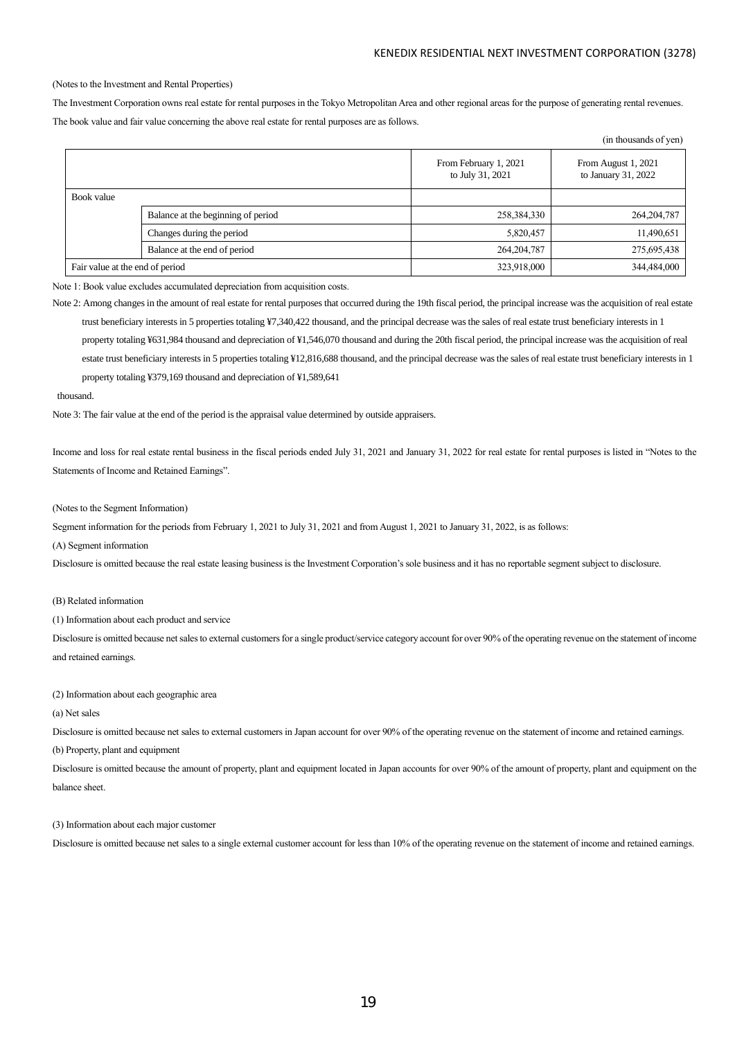(Notes to the Investment and Rental Properties)

The Investment Corporation owns real estate for rental purposes in the Tokyo Metropolitan Area and other regional areas for the purpose of generating rental revenues.

The book value and fair value concerning the above real estate for rental purposes are as follows.

(in thousands of yen)

| | | From February 1, 2021 to July 31, 2021 | From August 1, 2021 to January 31, 2022 |
|---|---|---|---|
| Book value | | | |
| | Balance at the beginning of period | 258,384,330 | 264,204,787 |
| | Changes during the period | 5,820,457 | 11,490,651 |
| | Balance at the end of period | 264,204,787 | 275,695,438 |
| Fair value at the end of period | | 323,918,000 | 344,484,000 |

Note 1: Book value excludes accumulated depreciation from acquisition costs.

Note 2: Among changes in the amount of real estate for rental purposes that occurred during the 19th fiscal period, the principal increase was the acquisition of real estate trust beneficiary interests in 5 properties totaling ¥7,340,422 thousand, and the principal decrease was the sales of real estate trust beneficiary interests in 1 property totaling ¥631,984 thousand and depreciation of ¥1,546,070 thousand and during the 20th fiscal period, the principal increase was the acquisition of real estate trust beneficiary interests in 5 properties totaling ¥12,816,688 thousand, and the principal decrease was the sales of real estate trust beneficiary interests in 1 property totaling ¥379,169 thousand and depreciation of ¥1,589,641 thousand.

Note 3: The fair value at the end of the period is the appraisal value determined by outside appraisers.

Income and loss for real estate rental business in the fiscal periods ended July 31, 2021 and January 31, 2022 for real estate for rental purposes is listed in "Notes to the Statements of Income and Retained Earnings".

(Notes to the Segment Information)

Segment information for the periods from February 1, 2021 to July 31, 2021 and from August 1, 2021 to January 31, 2022, is as follows:

(A) Segment information

Disclosure is omitted because the real estate leasing business is the Investment Corporation's sole business and it has no reportable segment subject to disclosure.

(B) Related information

(1) Information about each product and service

Disclosure is omitted because net sales to external customers for a single product/service category account for over 90% of the operating revenue on the statement of income and retained earnings.

(2) Information about each geographic area

(a) Net sales

Disclosure is omitted because net sales to external customers in Japan account for over 90% of the operating revenue on the statement of income and retained earnings.

(b) Property, plant and equipment

Disclosure is omitted because the amount of property, plant and equipment located in Japan accounts for over 90% of the amount of property, plant and equipment on the balance sheet.

(3) Information about each major customer

Disclosure is omitted because net sales to a single external customer account for less than 10% of the operating revenue on the statement of income and retained earnings.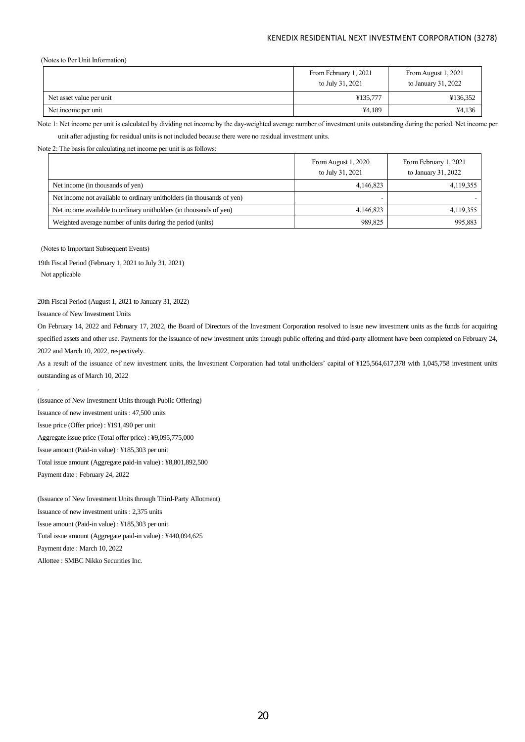(Notes to Per Unit Information)

| | From February 1, 2021 to July 31, 2021 | From August 1, 2021 to January 31, 2022 |
|---|---|---|
| Net asset value per unit | ¥135,777 | ¥136,352 |
| Net income per unit | ¥4,189 | ¥4,136 |

Note 1: Net income per unit is calculated by dividing net income by the day-weighted average number of investment units outstanding during the period. Net income per unit after adjusting for residual units is not included because there were no residual investment units.

Note 2: The basis for calculating net income per unit is as follows:

| | From August 1, 2020 to July 31, 2021 | From February 1, 2021 to January 31, 2022 |
|---|---|---|
| Net income (in thousands of yen) | 4,146,823 | 4,119,355 |
| Net income not available to ordinary unitholders (in thousands of yen) | - | - |
| Net income available to ordinary unitholders (in thousands of yen) | 4,146,823 | 4,119,355 |
| Weighted average number of units during the period (units) | 989,825 | 995,883 |

(Notes to Important Subsequent Events)

19th Fiscal Period (February 1, 2021 to July 31, 2021)

Not applicable

20th Fiscal Period (August 1, 2021 to January 31, 2022)

Issuance of New Investment Units

On February 14, 2022 and February 17, 2022, the Board of Directors of the Investment Corporation resolved to issue new investment units as the funds for acquiring specified assets and other use. Payments for the issuance of new investment units through public offering and third-party allotment have been completed on February 24, 2022 and March 10, 2022, respectively.

As a result of the issuance of new investment units, the Investment Corporation had total unitholders' capital of ¥125,564,617,378 with 1,045,758 investment units outstanding as of March 10, 2022

.

(Issuance of New Investment Units through Public Offering)

Issuance of new investment units : 47,500 units

Issue price (Offer price) : ¥191,490 per unit

Aggregate issue price (Total offer price) : ¥9,095,775,000

Issue amount (Paid-in value) : ¥185,303 per unit

Total issue amount (Aggregate paid-in value) : ¥8,801,892,500

Payment date : February 24, 2022

(Issuance of New Investment Units through Third-Party Allotment)

Issuance of new investment units : 2,375 units

Issue amount (Paid-in value) : ¥185,303 per unit

Total issue amount (Aggregate paid-in value) : ¥440,094,625

Payment date : March 10, 2022

Allottee : SMBC Nikko Securities Inc.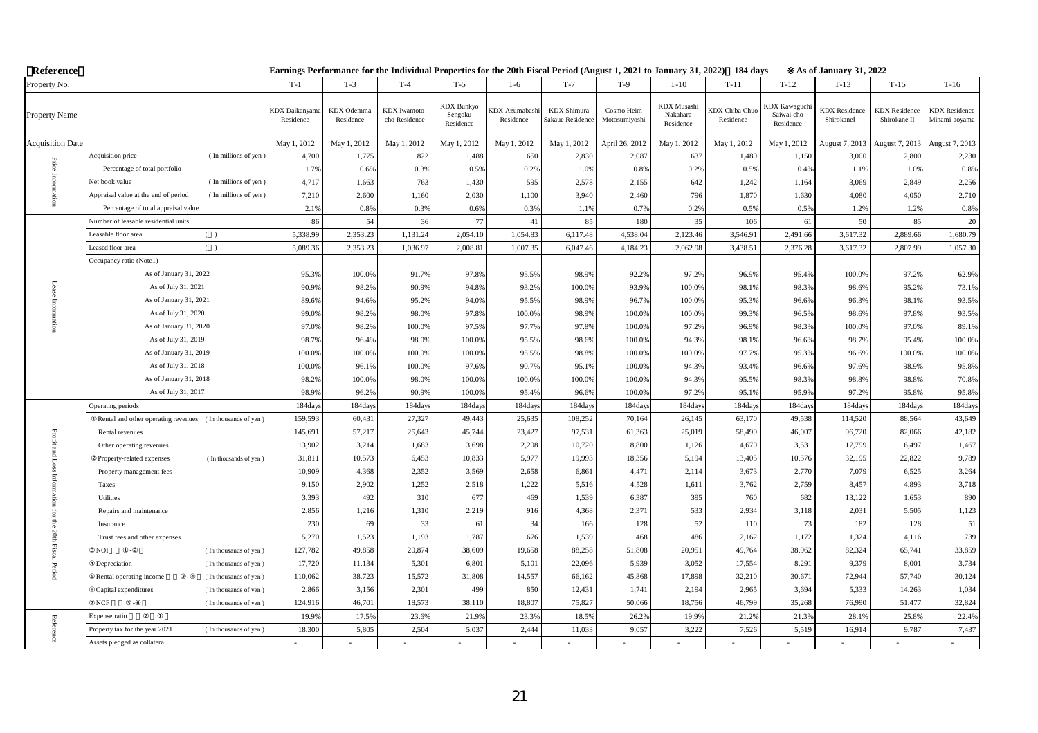**Reference**

**Earnings Performance for the Individual Properties for the 20th Fiscal Period (August 1, 2021 to January 31, 2022) 184 days ※As of January 31, 2022**

| | Property No. | T-1 | T-3 | T-4 | T-5 | T-6 | T-7 | T-9 | T-10 | T-11 | T-12 | T-13 | T-15 | T-16 |
|---|---|---|---|---|---|---|---|---|---|---|---|---|---|---|
| | Property Name | KDX Daikanyama Residence | KDX Odemma Residence | KDX Iwamoto-cho Residence | KDX Bunkyo Sengoku Residence | KDX Azumabashi Residence | KDX Shimura Sakaue Residence | Cosmo Heim Motosumiyoshi | KDX Musashi Nakahara Residence | KDX Chiba Chuo Residence | KDX Kawaguchi Saiwai-cho Residence | KDX Residence Shirokanel | KDX Residence Shirokane II | KDX Residence Minami-aoyama |
| | Acquisition Date | May 1, 2012 | May 1, 2012 | May 1, 2012 | May 1, 2012 | May 1, 2012 | May 1, 2012 | April 26, 2012 | May 1, 2012 | May 1, 2012 | May 1, 2012 | August 7, 2013 | August 7, 2013 | August 7, 2013 |
| Price Information | Acquisition price (In millions of yen) | 4,700 | 1,775 | 822 | 1,488 | 650 | 2,830 | 2,087 | 637 | 1,480 | 1,150 | 3,000 | 2,800 | 2,230 |
| | Percentage of total portfolio | 1.7% | 0.6% | 0.3% | 0.5% | 0.2% | 1.0% | 0.8% | 0.2% | 0.5% | 0.4% | 1.1% | 1.0% | 0.8% |
| | Net book value (In millions of yen) | 4,717 | 1,663 | 763 | 1,430 | 595 | 2,578 | 2,155 | 642 | 1,242 | 1,164 | 3,069 | 2,849 | 2,256 |
| | Appraisal value at the end of period (In millions of yen) | 7,210 | 2,600 | 1,160 | 2,030 | 1,100 | 3,940 | 2,460 | 796 | 1,870 | 1,630 | 4,080 | 4,050 | 2,710 |
| | Percentage of total appraisal value | 2.1% | 0.8% | 0.3% | 0.6% | 0.3% | 1.1% | 0.7% | 0.2% | 0.5% | 0.5% | 1.2% | 1.2% | 0.8% |
| Lease Information | Number of leasable residential units | 86 | 54 | 36 | 77 | 41 | 85 | 180 | 35 | 106 | 61 | 50 | 85 | 20 |
| | Leasable floor area (㎡) | 5,338.99 | 2,353.23 | 1,131.24 | 2,054.10 | 1,054.83 | 6,117.48 | 4,538.04 | 2,123.46 | 3,546.91 | 2,491.66 | 3,617.32 | 2,889.66 | 1,680.79 |
| | Leased floor area (㎡) | 5,089.36 | 2,353.23 | 1,036.97 | 2,008.81 | 1,007.35 | 6,047.46 | 4,184.23 | 2,062.98 | 3,438.51 | 2,376.28 | 3,617.32 | 2,807.99 | 1,057.30 |
| | Occupancy ratio (Note1) | | | | | | | | | | | | | |
| | As of January 31, 2022 | 95.3% | 100.0% | 91.7% | 97.8% | 95.5% | 98.9% | 92.2% | 97.2% | 96.9% | 95.4% | 100.0% | 97.2% | 62.9% |
| | As of July 31, 2021 | 90.9% | 98.2% | 90.9% | 94.8% | 93.2% | 100.0% | 93.9% | 100.0% | 98.1% | 98.3% | 98.6% | 95.2% | 73.1% |
| | As of January 31, 2021 | 89.6% | 94.6% | 95.2% | 94.0% | 95.5% | 98.9% | 96.7% | 100.0% | 95.3% | 96.6% | 96.3% | 98.1% | 93.5% |
| | As of July 31, 2020 | 99.0% | 98.2% | 98.0% | 97.8% | 100.0% | 98.9% | 100.0% | 100.0% | 99.3% | 96.5% | 98.6% | 97.8% | 93.5% |
| | As of January 31, 2020 | 97.0% | 98.2% | 100.0% | 97.5% | 97.7% | 97.8% | 100.0% | 97.2% | 96.9% | 98.3% | 100.0% | 97.0% | 89.1% |
| | As of July 31, 2019 | 98.7% | 96.4% | 98.0% | 100.0% | 95.5% | 98.6% | 100.0% | 94.3% | 98.1% | 96.6% | 98.7% | 95.4% | 100.0% |
| | As of January 31, 2019 | 100.0% | 100.0% | 100.0% | 100.0% | 95.5% | 98.8% | 100.0% | 100.0% | 97.7% | 95.3% | 96.6% | 100.0% | 100.0% |
| | As of July 31, 2018 | 100.0% | 96.1% | 100.0% | 97.6% | 90.7% | 95.1% | 100.0% | 94.3% | 93.4% | 96.6% | 97.6% | 98.9% | 95.8% |
| | As of January 31, 2018 | 98.2% | 100.0% | 98.0% | 100.0% | 100.0% | 100.0% | 100.0% | 94.3% | 95.5% | 98.3% | 98.8% | 98.8% | 70.8% |
| | As of July 31, 2017 | 98.9% | 96.2% | 90.9% | 100.0% | 95.4% | 96.6% | 100.0% | 97.2% | 95.1% | 95.9% | 97.2% | 95.8% | 95.8% |
| Profit and Loss Information for the 20th Fiscal Period | Operating periods | 184days | 184days | 184days | 184days | 184days | 184days | 184days | 184days | 184days | 184days | 184days | 184days | 184days |
| | ① Rental and other operating revenues (In thousands of yen) | 159,593 | 60,431 | 27,327 | 49,443 | 25,635 | 108,252 | 70,164 | 26,145 | 63,170 | 49,538 | 114,520 | 88,564 | 43,649 |
| | Rental revenues | 145,691 | 57,217 | 25,643 | 45,744 | 23,427 | 97,531 | 61,363 | 25,019 | 58,499 | 46,007 | 96,720 | 82,066 | 42,182 |
| | Other operating revenues | 13,902 | 3,214 | 1,683 | 3,698 | 2,208 | 10,720 | 8,800 | 1,126 | 4,670 | 3,531 | 17,799 | 6,497 | 1,467 |
| | ② Property-related expenses (In thousands of yen) | 31,811 | 10,573 | 6,453 | 10,833 | 5,977 | 19,993 | 18,356 | 5,194 | 13,405 | 10,576 | 32,195 | 22,822 | 9,789 |
| | Property management fees | 10,909 | 4,368 | 2,352 | 3,569 | 2,658 | 6,861 | 4,471 | 2,114 | 3,673 | 2,770 | 7,079 | 6,525 | 3,264 |
| | Taxes | 9,150 | 2,902 | 1,252 | 2,518 | 1,222 | 5,516 | 4,528 | 1,611 | 3,762 | 2,759 | 8,457 | 4,893 | 3,718 |
| | Utilities | 3,393 | 492 | 310 | 677 | 469 | 1,539 | 6,387 | 395 | 760 | 682 | 13,122 | 1,653 | 890 |
| | Repairs and maintenance | 2,856 | 1,216 | 1,310 | 2,219 | 916 | 4,368 | 2,371 | 533 | 2,934 | 3,118 | 2,031 | 5,505 | 1,123 |
| | Insurance | 230 | 69 | 33 | 61 | 34 | 166 | 128 | 52 | 110 | 73 | 182 | 128 | 51 |
| | Trust fees and other expenses | 5,270 | 1,523 | 1,193 | 1,787 | 676 | 1,539 | 468 | 486 | 2,162 | 1,172 | 1,324 | 4,116 | 739 |
| | ③ NOI (①-②) (In thousands of yen) | 127,782 | 49,858 | 20,874 | 38,609 | 19,658 | 88,258 | 51,808 | 20,951 | 49,764 | 38,962 | 82,324 | 65,741 | 33,859 |
| | ④ Depreciation (In thousands of yen) | 17,720 | 11,134 | 5,301 | 6,801 | 5,101 | 22,096 | 5,939 | 3,052 | 17,554 | 8,291 | 9,379 | 8,001 | 3,734 |
| | ⑤ Rental operating income (③-④) (In thousands of yen) | 110,062 | 38,723 | 15,572 | 31,808 | 14,557 | 66,162 | 45,868 | 17,898 | 32,210 | 30,671 | 72,944 | 57,740 | 30,124 |
| | ⑥ Capital expenditures (In thousands of yen) | 2,866 | 3,156 | 2,301 | 499 | 850 | 12,431 | 1,741 | 2,194 | 2,965 | 3,694 | 5,333 | 14,263 | 1,034 |
| | ⑦ NCF (③-⑥) (In thousands of yen) | 124,916 | 46,701 | 18,573 | 38,110 | 18,807 | 75,827 | 50,066 | 18,756 | 46,799 | 35,268 | 76,990 | 51,477 | 32,824 |
| Reference | Expense ratio (②/①) | 19.9% | 17.5% | 23.6% | 21.9% | 23.3% | 18.5% | 26.2% | 19.9% | 21.2% | 21.3% | 28.1% | 25.8% | 22.4% |
| | Property tax for the year 2021 (In thousands of yen) | 18,300 | 5,805 | 2,504 | 5,037 | 2,444 | 11,033 | 9,057 | 3,222 | 7,526 | 5,519 | 16,914 | 9,787 | 7,437 |
| | Assets pledged as collateral | - | - | - | - | - | - | - | - | - | - | - | - | - |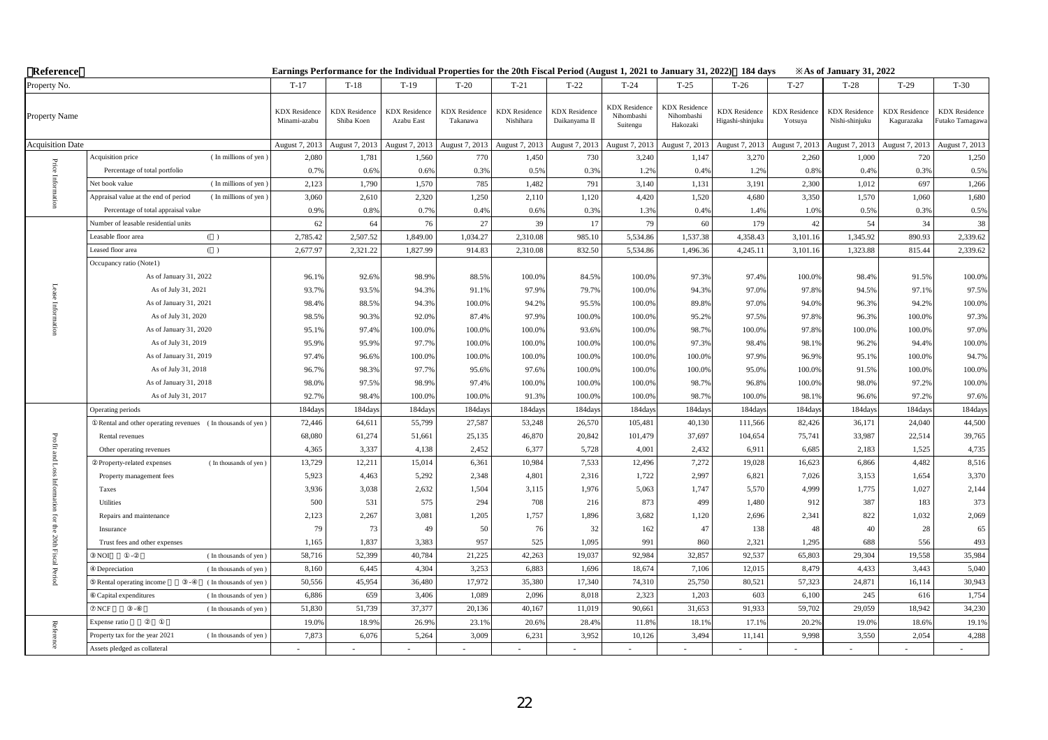**Reference**

**Earnings Performance for the Individual Properties for the 20th Fiscal Period (August 1, 2021 to January 31, 2022) 184 days ※As of January 31, 2022**

| | Property No. | | T-17 | T-18 | T-19 | T-20 | T-21 | T-22 | T-24 | T-25 | T-26 | T-27 | T-28 | T-29 | T-30 |
|---|---|---|---|---|---|---|---|---|---|---|---|---|---|---|---|
| | Property Name | | KDX Residence Minami-azabu | KDX Residence Shiba Koen | KDX Residence Azabu East | KDX Residence Takanawa | KDX Residence Nishihara | KDX Residence Daikanyama II | KDX Residence Nihombashi Suitengu | KDX Residence Nihombashi Hakozaki | KDX Residence Higashi-shinjuku | KDX Residence Yotsuya | KDX Residence Nishi-shinjuku | KDX Residence Kagurazaka | KDX Residence Futako Tamagawa |
| | Acquisition Date | | August 7, 2013 | August 7, 2013 | August 7, 2013 | August 7, 2013 | August 7, 2013 | August 7, 2013 | August 7, 2013 | August 7, 2013 | August 7, 2013 | August 7, 2013 | August 7, 2013 | August 7, 2013 | August 7, 2013 |
| Price Information | Acquisition price | (In millions of yen) | 2,080 | 1,781 | 1,560 | 770 | 1,450 | 730 | 3,240 | 1,147 | 3,270 | 2,260 | 1,000 | 720 | 1,250 |
| | Percentage of total portfolio | | 0.7% | 0.6% | 0.6% | 0.3% | 0.5% | 0.3% | 1.2% | 0.4% | 1.2% | 0.8% | 0.4% | 0.3% | 0.5% |
| | Net book value | (In millions of yen) | 2,123 | 1,790 | 1,570 | 785 | 1,482 | 791 | 3,140 | 1,131 | 3,191 | 2,300 | 1,012 | 697 | 1,266 |
| | Appraisal value at the end of period | (In millions of yen) | 3,060 | 2,610 | 2,320 | 1,250 | 2,110 | 1,120 | 4,420 | 1,520 | 4,680 | 3,350 | 1,570 | 1,060 | 1,680 |
| | Percentage of total appraisal value | | 0.9% | 0.8% | 0.7% | 0.4% | 0.6% | 0.3% | 1.3% | 0.4% | 1.4% | 1.0% | 0.5% | 0.3% | 0.5% |
| Lease Information | Number of leasable residential units | | 62 | 64 | 76 | 27 | 39 | 17 | 79 | 60 | 179 | 42 | 54 | 34 | 38 |
| | Leasable floor area | ( ) | 2,785.42 | 2,507.52 | 1,849.00 | 1,034.27 | 2,310.08 | 985.10 | 5,534.86 | 1,537.38 | 4,358.43 | 3,101.16 | 1,345.92 | 890.93 | 2,339.62 |
| | Leased floor area | ( ) | 2,677.97 | 2,321.22 | 1,827.99 | 914.83 | 2,310.08 | 832.50 | 5,534.86 | 1,496.36 | 4,245.11 | 3,101.16 | 1,323.88 | 815.44 | 2,339.62 |
| | Occupancy ratio (Note1) | | | | | | | | | | | | | | |
| | As of January 31, 2022 | | 96.1% | 92.6% | 98.9% | 88.5% | 100.0% | 84.5% | 100.0% | 97.3% | 97.4% | 100.0% | 98.4% | 91.5% | 100.0% |
| | As of July 31, 2021 | | 93.7% | 93.5% | 94.3% | 91.1% | 97.9% | 79.7% | 100.0% | 94.3% | 97.0% | 97.8% | 94.5% | 97.1% | 97.5% |
| | As of January 31, 2021 | | 98.4% | 88.5% | 94.3% | 100.0% | 94.2% | 95.5% | 100.0% | 89.8% | 97.0% | 94.0% | 96.3% | 94.2% | 100.0% |
| | As of July 31, 2020 | | 98.5% | 90.3% | 92.0% | 87.4% | 97.9% | 100.0% | 100.0% | 95.2% | 97.5% | 97.8% | 96.3% | 100.0% | 97.3% |
| | As of January 31, 2020 | | 95.1% | 97.4% | 100.0% | 100.0% | 100.0% | 93.6% | 100.0% | 98.7% | 100.0% | 97.8% | 100.0% | 100.0% | 97.0% |
| | As of July 31, 2019 | | 95.9% | 95.9% | 97.7% | 100.0% | 100.0% | 100.0% | 100.0% | 97.3% | 98.4% | 98.1% | 96.2% | 94.4% | 100.0% |
| | As of January 31, 2019 | | 97.4% | 96.6% | 100.0% | 100.0% | 100.0% | 100.0% | 100.0% | 100.0% | 97.9% | 96.9% | 95.1% | 100.0% | 94.7% |
| | As of July 31, 2018 | | 96.7% | 98.3% | 97.7% | 95.6% | 97.6% | 100.0% | 100.0% | 100.0% | 95.0% | 100.0% | 91.5% | 100.0% | 100.0% |
| | As of January 31, 2018 | | 98.0% | 97.5% | 98.9% | 97.4% | 100.0% | 100.0% | 100.0% | 98.7% | 96.8% | 100.0% | 98.0% | 97.2% | 100.0% |
| | As of July 31, 2017 | | 92.7% | 98.4% | 100.0% | 100.0% | 91.3% | 100.0% | 100.0% | 98.7% | 100.0% | 98.1% | 96.6% | 97.2% | 97.6% |
| Profit and Loss Information for the 20th Fiscal Period | Operating periods | | 184days | 184days | 184days | 184days | 184days | 184days | 184days | 184days | 184days | 184days | 184days | 184days | 184days |
| | ①Rental and other operating revenues | (In thousands of yen) | 72,446 | 64,611 | 55,799 | 27,587 | 53,248 | 26,570 | 105,481 | 40,130 | 111,566 | 82,426 | 36,171 | 24,040 | 44,500 |
| | Rental revenues | | 68,080 | 61,274 | 51,661 | 25,135 | 46,870 | 20,842 | 101,479 | 37,697 | 104,654 | 75,741 | 33,987 | 22,514 | 39,765 |
| | Other operating revenues | | 4,365 | 3,337 | 4,138 | 2,452 | 6,377 | 5,728 | 4,001 | 2,432 | 6,911 | 6,685 | 2,183 | 1,525 | 4,735 |
| | ②Property-related expenses | (In thousands of yen) | 13,729 | 12,211 | 15,014 | 6,361 | 10,984 | 7,533 | 12,496 | 7,272 | 19,028 | 16,623 | 6,866 | 4,482 | 8,516 |
| | Property management fees | | 5,923 | 4,463 | 5,292 | 2,348 | 4,801 | 2,316 | 1,722 | 2,997 | 6,821 | 7,026 | 3,153 | 1,654 | 3,370 |
| | Taxes | | 3,936 | 3,038 | 2,632 | 1,504 | 3,115 | 1,976 | 5,063 | 1,747 | 5,570 | 4,999 | 1,775 | 1,027 | 2,144 |
| | Utilities | | 500 | 531 | 575 | 294 | 708 | 216 | 873 | 499 | 1,480 | 912 | 387 | 183 | 373 |
| | Repairs and maintenance | | 2,123 | 2,267 | 3,081 | 1,205 | 1,757 | 1,896 | 3,682 | 1,120 | 2,696 | 2,341 | 822 | 1,032 | 2,069 |
| | Insurance | | 79 | 73 | 49 | 50 | 76 | 32 | 162 | 47 | 138 | 48 | 40 | 28 | 65 |
| | Trust fees and other expenses | | 1,165 | 1,837 | 3,383 | 957 | 525 | 1,095 | 991 | 860 | 2,321 | 1,295 | 688 | 556 | 493 |
| | ③NOI ①-② | (In thousands of yen) | 58,716 | 52,399 | 40,784 | 21,225 | 42,263 | 19,037 | 92,984 | 32,857 | 92,537 | 65,803 | 29,304 | 19,558 | 35,984 |
| | ④Depreciation | (In thousands of yen) | 8,160 | 6,445 | 4,304 | 3,253 | 6,883 | 1,696 | 18,674 | 7,106 | 12,015 | 8,479 | 4,433 | 3,443 | 5,040 |
| | ⑤Rental operating income ③-④ | (In thousands of yen) | 50,556 | 45,954 | 36,480 | 17,972 | 35,380 | 17,340 | 74,310 | 25,750 | 80,521 | 57,323 | 24,871 | 16,114 | 30,943 |
| | ⑥Capital expenditures | (In thousands of yen) | 6,886 | 659 | 3,406 | 1,089 | 2,096 | 8,018 | 2,323 | 1,203 | 603 | 6,100 | 245 | 616 | 1,754 |
| | ⑦NCF ③-⑥ | (In thousands of yen) | 51,830 | 51,739 | 37,377 | 20,136 | 40,167 | 11,019 | 90,661 | 31,653 | 91,933 | 59,702 | 29,059 | 18,942 | 34,230 |
| Reference | Expense ratio ②/① | | 19.0% | 18.9% | 26.9% | 23.1% | 20.6% | 28.4% | 11.8% | 18.1% | 17.1% | 20.2% | 19.0% | 18.6% | 19.1% |
| | Property tax for the year 2021 | (In thousands of yen) | 7,873 | 6,076 | 5,264 | 3,009 | 6,231 | 3,952 | 10,126 | 3,494 | 11,141 | 9,998 | 3,550 | 2,054 | 4,288 |
| | Assets pledged as collateral | | - | - | - | - | - | - | - | - | - | - | - | - | - |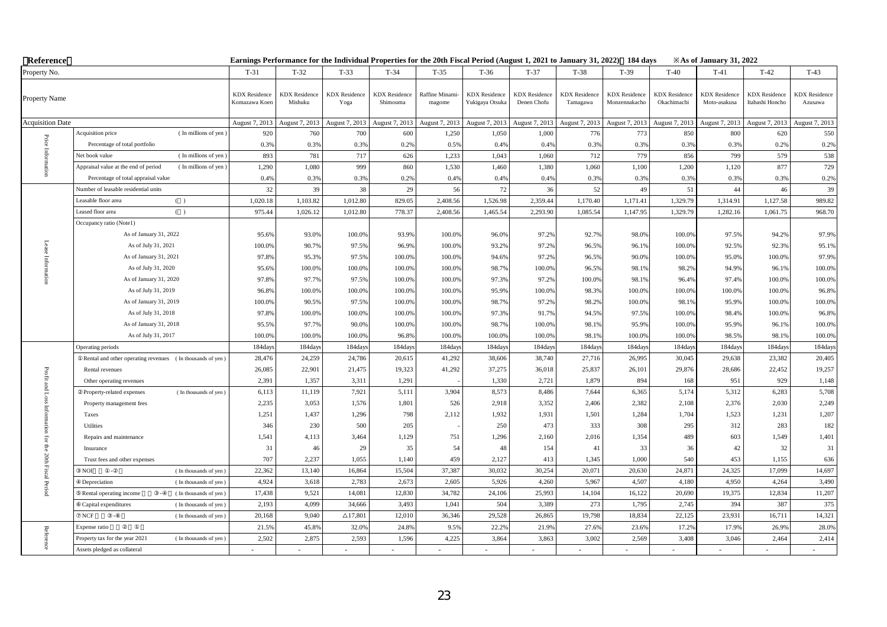**Reference**

**Earnings Performance for the Individual Properties for the 20th Fiscal Period (August 1, 2021 to January 31, 2022) 184 days ※As of January 31, 2022**

| | Property No. | T-31 | T-32 | T-33 | T-34 | T-35 | T-36 | T-37 | T-38 | T-39 | T-40 | T-41 | T-42 | T-43 |
|---|---|---|---|---|---|---|---|---|---|---|---|---|---|---|
| | Property Name | KDX Residence Komazawa Koen | KDX Residence Mishuku | KDX Residence Yoga | KDX Residence Shimouma | Raffine Minami-magome | KDX Residence Yukigaya Otsuka | KDX Residence Denen Chofu | KDX Residence Tamagawa | KDX Residence Monzennakacho | KDX Residence Okachimachi | KDX Residence Moto-asakusa | KDX Residence Itabashi Honcho | KDX Residence Azusawa |
| | Acquisition Date | August 7, 2013 | August 7, 2013 | August 7, 2013 | August 7, 2013 | August 7, 2013 | August 7, 2013 | August 7, 2013 | August 7, 2013 | August 7, 2013 | August 7, 2013 | August 7, 2013 | August 7, 2013 | August 7, 2013 |
| Price Information | Acquisition price (In millions of yen) | 920 | 760 | 700 | 600 | 1,250 | 1,050 | 1,000 | 776 | 773 | 850 | 800 | 620 | 550 |
| | Percentage of total portfolio | 0.3% | 0.3% | 0.3% | 0.2% | 0.5% | 0.4% | 0.4% | 0.3% | 0.3% | 0.3% | 0.3% | 0.2% | 0.2% |
| | Net book value (In millions of yen) | 893 | 781 | 717 | 626 | 1,233 | 1,043 | 1,060 | 712 | 779 | 856 | 799 | 579 | 538 |
| | Appraisal value at the end of period (In millions of yen) | 1,290 | 1,080 | 999 | 860 | 1,530 | 1,460 | 1,380 | 1,060 | 1,100 | 1,200 | 1,120 | 877 | 729 |
| | Percentage of total appraisal value | 0.4% | 0.3% | 0.3% | 0.2% | 0.4% | 0.4% | 0.4% | 0.3% | 0.3% | 0.3% | 0.3% | 0.3% | 0.2% |
| Lease Information | Number of leasable residential units | 32 | 39 | 38 | 29 | 56 | 72 | 36 | 52 | 49 | 51 | 44 | 46 | 39 |
| | Leasable floor area (㎡) | 1,020.18 | 1,103.82 | 1,012.80 | 829.05 | 2,408.56 | 1,526.98 | 2,359.44 | 1,170.40 | 1,171.41 | 1,329.79 | 1,314.91 | 1,127.58 | 989.82 |
| | Leased floor area (㎡) | 975.44 | 1,026.12 | 1,012.80 | 778.37 | 2,408.56 | 1,465.54 | 2,293.90 | 1,085.54 | 1,147.95 | 1,329.79 | 1,282.16 | 1,061.75 | 968.70 |
| | Occupancy ratio (Note1) | | | | | | | | | | | | | |
| | As of January 31, 2022 | 95.6% | 93.0% | 100.0% | 93.9% | 100.0% | 96.0% | 97.2% | 92.7% | 98.0% | 100.0% | 97.5% | 94.2% | 97.9% |
| | As of July 31, 2021 | 100.0% | 90.7% | 97.5% | 96.9% | 100.0% | 93.2% | 97.2% | 96.5% | 96.1% | 100.0% | 92.5% | 92.3% | 95.1% |
| | As of January 31, 2021 | 97.8% | 95.3% | 97.5% | 100.0% | 100.0% | 94.6% | 97.2% | 96.5% | 90.0% | 100.0% | 95.0% | 100.0% | 97.9% |
| | As of July 31, 2020 | 95.6% | 100.0% | 100.0% | 100.0% | 100.0% | 98.7% | 100.0% | 96.5% | 98.1% | 98.2% | 94.9% | 96.1% | 100.0% |
| | As of January 31, 2020 | 97.8% | 97.7% | 97.5% | 100.0% | 100.0% | 97.3% | 97.2% | 100.0% | 98.1% | 96.4% | 97.4% | 100.0% | 100.0% |
| | As of July 31, 2019 | 96.8% | 100.0% | 100.0% | 100.0% | 100.0% | 95.9% | 100.0% | 98.3% | 100.0% | 100.0% | 100.0% | 100.0% | 96.8% |
| | As of January 31, 2019 | 100.0% | 90.5% | 97.5% | 100.0% | 100.0% | 98.7% | 97.2% | 98.2% | 100.0% | 98.1% | 95.9% | 100.0% | 100.0% |
| | As of July 31, 2018 | 97.8% | 100.0% | 100.0% | 100.0% | 100.0% | 97.3% | 91.7% | 94.5% | 97.5% | 100.0% | 98.4% | 100.0% | 96.8% |
| | As of January 31, 2018 | 95.5% | 97.7% | 90.0% | 100.0% | 100.0% | 98.7% | 100.0% | 98.1% | 95.9% | 100.0% | 95.9% | 96.1% | 100.0% |
| | As of July 31, 2017 | 100.0% | 100.0% | 100.0% | 96.8% | 100.0% | 100.0% | 100.0% | 98.1% | 100.0% | 100.0% | 98.5% | 98.1% | 100.0% |
| Profit and Loss Information for the 20th Fiscal Period | Operating periods | 184days | 184days | 184days | 184days | 184days | 184days | 184days | 184days | 184days | 184days | 184days | 184days | 184days |
| | ① Rental and other operating revenues (In thousands of yen) | 28,476 | 24,259 | 24,786 | 20,615 | 41,292 | 38,606 | 38,740 | 27,716 | 26,995 | 30,045 | 29,638 | 23,382 | 20,405 |
| | Rental revenues | 26,085 | 22,901 | 21,475 | 19,323 | 41,292 | 37,275 | 36,018 | 25,837 | 26,101 | 29,876 | 28,686 | 22,452 | 19,257 |
| | Other operating revenues | 2,391 | 1,357 | 3,311 | 1,291 | - | 1,330 | 2,721 | 1,879 | 894 | 168 | 951 | 929 | 1,148 |
| | ② Property-related expenses (In thousands of yen) | 6,113 | 11,119 | 7,921 | 5,111 | 3,904 | 8,573 | 8,486 | 7,644 | 6,365 | 5,174 | 5,312 | 6,283 | 5,708 |
| | Property management fees | 2,235 | 3,053 | 1,576 | 1,801 | 526 | 2,918 | 3,352 | 2,406 | 2,382 | 2,108 | 2,376 | 2,030 | 2,249 |
| | Taxes | 1,251 | 1,437 | 1,296 | 798 | 2,112 | 1,932 | 1,931 | 1,501 | 1,284 | 1,704 | 1,523 | 1,231 | 1,207 |
| | Utilities | 346 | 230 | 500 | 205 | - | 250 | 473 | 333 | 308 | 295 | 312 | 283 | 182 |
| | Repairs and maintenance | 1,541 | 4,113 | 3,464 | 1,129 | 751 | 1,296 | 2,160 | 2,016 | 1,354 | 489 | 603 | 1,549 | 1,401 |
| | Insurance | 31 | 46 | 29 | 35 | 54 | 48 | 154 | 41 | 33 | 36 | 42 | 32 | 31 |
| | Trust fees and other expenses | 707 | 2,237 | 1,055 | 1,140 | 459 | 2,127 | 413 | 1,345 | 1,000 | 540 | 453 | 1,155 | 636 |
| | ③ NOI (①-②) (In thousands of yen) | 22,362 | 13,140 | 16,864 | 15,504 | 37,387 | 30,032 | 30,254 | 20,071 | 20,630 | 24,871 | 24,325 | 17,099 | 14,697 |
| | ④ Depreciation (In thousands of yen) | 4,924 | 3,618 | 2,783 | 2,673 | 2,605 | 5,926 | 4,260 | 5,967 | 4,507 | 4,180 | 4,950 | 4,264 | 3,490 |
| | ⑤ Rental operating income (③-④) (In thousands of yen) | 17,438 | 9,521 | 14,081 | 12,830 | 34,782 | 24,106 | 25,993 | 14,104 | 16,122 | 20,690 | 19,375 | 12,834 | 11,207 |
| | ⑥ Capital expenditures (In thousands of yen) | 2,193 | 4,099 | 34,666 | 3,493 | 1,041 | 504 | 3,389 | 273 | 1,795 | 2,745 | 394 | 387 | 375 |
| | ⑦ NCF (③-⑥) (In thousands of yen) | 20,168 | 9,040 | △17,801 | 12,010 | 36,346 | 29,528 | 26,865 | 19,798 | 18,834 | 22,125 | 23,931 | 16,711 | 14,321 |
| Reference | Expense ratio (②/①) | 21.5% | 45.8% | 32.0% | 24.8% | 9.5% | 22.2% | 21.9% | 27.6% | 23.6% | 17.2% | 17.9% | 26.9% | 28.0% |
| | Property tax for the year 2021 (In thousands of yen) | 2,502 | 2,875 | 2,593 | 1,596 | 4,225 | 3,864 | 3,863 | 3,002 | 2,569 | 3,408 | 3,046 | 2,464 | 2,414 |
| | Assets pledged as collateral | - | - | - | - | - | - | - | - | - | - | - | - | - |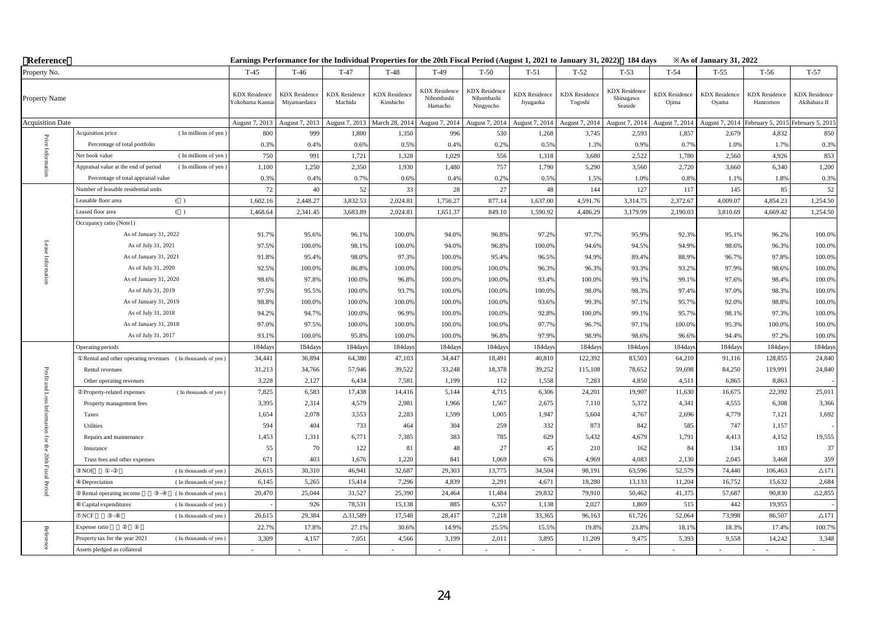**Reference**

**Earnings Performance for the Individual Properties for the 20th Fiscal Period (August 1, 2021 to January 31, 2022) 184 days ※As of January 31, 2022**

| | Property No. | T-45 | T-46 | T-47 | T-48 | T-49 | T-50 | T-51 | T-52 | T-53 | T-54 | T-55 | T-56 | T-57 |
|---|---|---|---|---|---|---|---|---|---|---|---|---|---|---|
| | Property Name | KDX Residence Yokohama Kannai | KDX Residence Miyamaedaira | KDX Residence Machida | KDX Residence Kinshicho | KDX Residence Nihombashi Hamacho | KDX Residence Nihombashi Ningyocho | KDX Residence Jiyugaoka | KDX Residence Togoshi | KDX Residence Shinagawa Seaside | KDX Residence Ojima | KDX Residence Oyama | KDX Residence Hanzomon | KDX Residence Akihabara II |
| | Acquisition Date | August 7, 2013 | August 7, 2013 | August 7, 2013 | March 28, 2014 | August 7, 2014 | August 7, 2014 | August 7, 2014 | August 7, 2014 | August 7, 2014 | August 7, 2014 | August 7, 2014 | February 5, 2015 | February 5, 2015 |
| Price Information | Acquisition price (In millions of yen) | 800 | 999 | 1,800 | 1,350 | 996 | 530 | 1,268 | 3,745 | 2,593 | 1,857 | 2,679 | 4,832 | 850 |
| | Percentage of total portfolio | 0.3% | 0.4% | 0.6% | 0.5% | 0.4% | 0.2% | 0.5% | 1.3% | 0.9% | 0.7% | 1.0% | 1.7% | 0.3% |
| | Net book value (In millions of yen) | 750 | 991 | 1,721 | 1,328 | 1,029 | 556 | 1,318 | 3,680 | 2,522 | 1,780 | 2,560 | 4,926 | 853 |
| | Appraisal value at the end of period (In millions of yen) | 1,100 | 1,250 | 2,350 | 1,930 | 1,480 | 757 | 1,790 | 5,290 | 3,560 | 2,720 | 3,660 | 6,340 | 1,200 |
| | Percentage of total appraisal value | 0.3% | 0.4% | 0.7% | 0.6% | 0.4% | 0.2% | 0.5% | 1.5% | 1.0% | 0.8% | 1.1% | 1.8% | 0.3% |
| Lease Information | Number of leasable residential units | 72 | 40 | 52 | 33 | 28 | 27 | 48 | 144 | 127 | 117 | 145 | 85 | 52 |
| | Leasable floor area (㎡) | 1,602.16 | 2,448.27 | 3,832.53 | 2,024.81 | 1,756.27 | 877.14 | 1,637.00 | 4,591.76 | 3,314.75 | 2,372.67 | 4,009.07 | 4,854.23 | 1,254.50 |
| | Leased floor area (㎡) | 1,468.64 | 2,341.45 | 3,683.89 | 2,024.81 | 1,651.37 | 849.10 | 1,590.92 | 4,486.29 | 3,179.99 | 2,190.03 | 3,810.69 | 4,669.42 | 1,254.50 |
| | Occupancy ratio (Note1) | | | | | | | | | | | | | |
| | As of January 31, 2022 | 91.7% | 95.6% | 96.1% | 100.0% | 94.0% | 96.8% | 97.2% | 97.7% | 95.9% | 92.3% | 95.1% | 96.2% | 100.0% |
| | As of July 31, 2021 | 97.5% | 100.0% | 98.1% | 100.0% | 94.0% | 96.8% | 100.0% | 94.6% | 94.5% | 94.9% | 98.6% | 96.3% | 100.0% |
| | As of January 31, 2021 | 91.8% | 95.4% | 98.0% | 97.3% | 100.0% | 95.4% | 96.5% | 94.9% | 89.4% | 88.9% | 96.7% | 97.8% | 100.0% |
| | As of July 31, 2020 | 92.5% | 100.0% | 86.8% | 100.0% | 100.0% | 100.0% | 96.3% | 96.3% | 93.3% | 93.2% | 97.9% | 98.6% | 100.0% |
| | As of January 31, 2020 | 98.6% | 97.8% | 100.0% | 96.8% | 100.0% | 100.0% | 93.4% | 100.0% | 99.1% | 99.1% | 97.6% | 98.4% | 100.0% |
| | As of July 31, 2019 | 97.5% | 95.5% | 100.0% | 93.7% | 100.0% | 100.0% | 100.0% | 98.0% | 98.3% | 97.4% | 97.0% | 98.3% | 100.0% |
| | As of January 31, 2019 | 98.8% | 100.0% | 100.0% | 100.0% | 100.0% | 100.0% | 93.6% | 99.3% | 97.1% | 95.7% | 92.0% | 98.8% | 100.0% |
| | As of July 31, 2018 | 94.2% | 94.7% | 100.0% | 96.9% | 100.0% | 100.0% | 92.8% | 100.0% | 99.1% | 95.7% | 98.1% | 97.3% | 100.0% |
| | As of January 31, 2018 | 97.0% | 97.5% | 100.0% | 100.0% | 100.0% | 100.0% | 97.7% | 96.7% | 97.1% | 100.0% | 95.3% | 100.0% | 100.0% |
| | As of July 31, 2017 | 93.1% | 100.0% | 95.8% | 100.0% | 100.0% | 96.8% | 97.9% | 98.9% | 98.6% | 96.6% | 94.4% | 97.2% | 100.0% |
| Profit and Loss Information for the 20th Fiscal Period | Operating periods | 184days | 184days | 184days | 184days | 184days | 184days | 184days | 184days | 184days | 184days | 184days | 184days | 184days |
| | ①Rental and other operating revenues (In thousands of yen) | 34,441 | 36,894 | 64,380 | 47,103 | 34,447 | 18,491 | 40,810 | 122,392 | 83,503 | 64,210 | 91,116 | 128,855 | 24,840 |
| | Rental revenues | 31,213 | 34,766 | 57,946 | 39,522 | 33,248 | 18,378 | 39,252 | 115,108 | 78,652 | 59,698 | 84,250 | 119,991 | 24,840 |
| | Other operating revenues | 3,228 | 2,127 | 6,434 | 7,581 | 1,199 | 112 | 1,558 | 7,283 | 4,850 | 4,511 | 6,865 | 8,863 | - |
| | ②Property-related expenses (In thousands of yen) | 7,825 | 6,583 | 17,438 | 14,416 | 5,144 | 4,715 | 6,306 | 24,201 | 19,907 | 11,630 | 16,675 | 22,392 | 25,011 |
| | Property management fees | 3,395 | 2,314 | 4,579 | 2,981 | 1,966 | 1,567 | 2,675 | 7,110 | 5,372 | 4,341 | 4,555 | 6,308 | 3,366 |
| | Taxes | 1,654 | 2,078 | 3,553 | 2,283 | 1,599 | 1,005 | 1,947 | 5,604 | 4,767 | 2,696 | 4,779 | 7,121 | 1,692 |
| | Utilities | 594 | 404 | 733 | 464 | 304 | 259 | 332 | 873 | 842 | 585 | 747 | 1,157 | - |
| | Repairs and maintenance | 1,453 | 1,311 | 6,771 | 7,385 | 383 | 785 | 629 | 5,432 | 4,679 | 1,791 | 4,413 | 4,152 | 19,555 |
| | Insurance | 55 | 70 | 122 | 81 | 48 | 27 | 45 | 210 | 162 | 84 | 134 | 183 | 37 |
| | Trust fees and other expenses | 671 | 403 | 1,676 | 1,220 | 841 | 1,069 | 676 | 4,969 | 4,083 | 2,130 | 2,045 | 3,468 | 359 |
| | ③NOI (①-②) (In thousands of yen) | 26,615 | 30,310 | 46,941 | 32,687 | 29,303 | 13,775 | 34,504 | 98,191 | 63,596 | 52,579 | 74,440 | 106,463 | △171 |
| | ④Depreciation (In thousands of yen) | 6,145 | 5,265 | 15,414 | 7,296 | 4,839 | 2,291 | 4,671 | 18,280 | 13,133 | 11,204 | 16,752 | 15,632 | 2,684 |
| | ⑤Rental operating income (③-④) (In thousands of yen) | 20,470 | 25,044 | 31,527 | 25,390 | 24,464 | 11,484 | 29,832 | 79,910 | 50,462 | 41,375 | 57,687 | 90,830 | △2,855 |
| | ⑥Capital expenditures (In thousands of yen) | - | 926 | 78,531 | 15,138 | 885 | 6,557 | 1,138 | 2,027 | 1,869 | 515 | 442 | 19,955 | - |
| | ⑦NCF (③-⑥) (In thousands of yen) | 26,615 | 29,384 | △31,589 | 17,548 | 28,417 | 7,218 | 33,365 | 96,163 | 61,726 | 52,064 | 73,998 | 86,507 | △171 |
| Reference | Expense ratio (②/①) | 22.7% | 17.8% | 27.1% | 30.6% | 14.9% | 25.5% | 15.5% | 19.8% | 23.8% | 18.1% | 18.3% | 17.4% | 100.7% |
| | Property tax for the year 2021 (In thousands of yen) | 3,309 | 4,157 | 7,051 | 4,566 | 3,199 | 2,011 | 3,895 | 11,209 | 9,475 | 5,393 | 9,558 | 14,242 | 3,348 |
| | Assets pledged as collateral | - | - | - | - | - | - | - | - | - | - | - | - | - |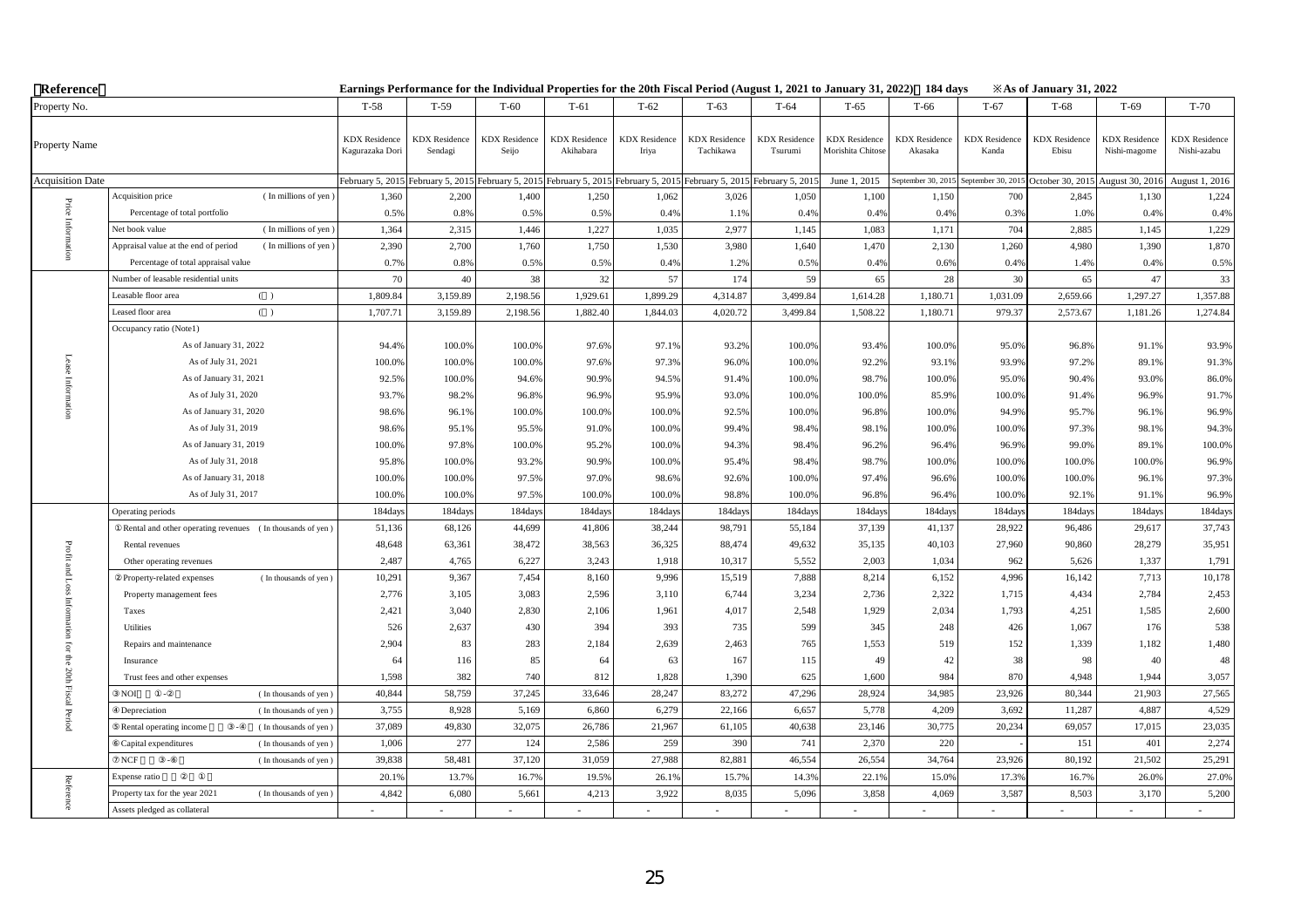**Reference** Earnings Performance for the Individual Properties for the 20th Fiscal Period (August 1, 2021 to January 31, 2022) 184 days ※As of January 31, 2022

| | Property No. | T-58 | T-59 | T-60 | T-61 | T-62 | T-63 | T-64 | T-65 | T-66 | T-67 | T-68 | T-69 | T-70 |
|---|---|---|---|---|---|---|---|---|---|---|---|---|---|---|
| | Property Name | KDX Residence Kagurazaka Dori | KDX Residence Sendagi | KDX Residence Seijo | KDX Residence Akihabara | KDX Residence Iriya | KDX Residence Tachikawa | KDX Residence Tsurumi | KDX Residence Morishita Chitose | KDX Residence Akasaka | KDX Residence Kanda | KDX Residence Ebisu | KDX Residence Nishi-magome | KDX Residence Nishi-azabu |
| | Acquisition Date | February 5, 2015 | February 5, 2015 | February 5, 2015 | February 5, 2015 | February 5, 2015 | February 5, 2015 | February 5, 2015 | June 1, 2015 | September 30, 2015 | September 30, 2015 | October 30, 2015 | August 30, 2016 | August 1, 2016 |
| Price Information | Acquisition price (In millions of yen) | 1,360 | 2,200 | 1,400 | 1,250 | 1,062 | 3,026 | 1,050 | 1,100 | 1,150 | 700 | 2,845 | 1,130 | 1,224 |
| | Percentage of total portfolio | 0.5% | 0.8% | 0.5% | 0.5% | 0.4% | 1.1% | 0.4% | 0.4% | 0.4% | 0.3% | 1.0% | 0.4% | 0.4% |
| | Net book value (In millions of yen) | 1,364 | 2,315 | 1,446 | 1,227 | 1,035 | 2,977 | 1,145 | 1,083 | 1,171 | 704 | 2,885 | 1,145 | 1,229 |
| | Appraisal value at the end of period (In millions of yen) | 2,390 | 2,700 | 1,760 | 1,750 | 1,530 | 3,980 | 1,640 | 1,470 | 2,130 | 1,260 | 4,980 | 1,390 | 1,870 |
| | Percentage of total appraisal value | 0.7% | 0.8% | 0.5% | 0.5% | 0.4% | 1.2% | 0.5% | 0.4% | 0.6% | 0.4% | 1.4% | 0.4% | 0.5% |
| Lease Information | Number of leasable residential units | 70 | 40 | 38 | 32 | 57 | 174 | 59 | 65 | 28 | 30 | 65 | 47 | 33 |
| | Leasable floor area (㎡) | 1,809.84 | 3,159.89 | 2,198.56 | 1,929.61 | 1,899.29 | 4,314.87 | 3,499.84 | 1,614.28 | 1,180.71 | 1,031.09 | 2,659.66 | 1,297.27 | 1,357.88 |
| | Leased floor area (㎡) | 1,707.71 | 3,159.89 | 2,198.56 | 1,882.40 | 1,844.03 | 4,020.72 | 3,499.84 | 1,508.22 | 1,180.71 | 979.37 | 2,573.67 | 1,181.26 | 1,274.84 |
| | Occupancy ratio (Note1) | | | | | | | | | | | | | |
| | As of January 31, 2022 | 94.4% | 100.0% | 100.0% | 97.6% | 97.1% | 93.2% | 100.0% | 93.4% | 100.0% | 95.0% | 96.8% | 91.1% | 93.9% |
| | As of July 31, 2021 | 100.0% | 100.0% | 100.0% | 97.6% | 97.3% | 96.0% | 100.0% | 92.2% | 93.1% | 93.9% | 97.2% | 89.1% | 91.3% |
| | As of January 31, 2021 | 92.5% | 100.0% | 94.6% | 90.9% | 94.5% | 91.4% | 100.0% | 98.7% | 100.0% | 95.0% | 90.4% | 93.0% | 86.0% |
| | As of July 31, 2020 | 93.7% | 98.2% | 96.8% | 96.9% | 95.9% | 93.0% | 100.0% | 100.0% | 85.9% | 100.0% | 91.4% | 96.9% | 91.7% |
| | As of January 31, 2020 | 98.6% | 96.1% | 100.0% | 100.0% | 100.0% | 92.5% | 100.0% | 96.8% | 100.0% | 94.9% | 95.7% | 96.1% | 96.9% |
| | As of July 31, 2019 | 98.6% | 95.1% | 95.5% | 91.0% | 100.0% | 99.4% | 98.4% | 98.1% | 100.0% | 100.0% | 97.3% | 98.1% | 94.3% |
| | As of January 31, 2019 | 100.0% | 97.8% | 100.0% | 95.2% | 100.0% | 94.3% | 98.4% | 96.2% | 96.4% | 96.9% | 99.0% | 89.1% | 100.0% |
| | As of July 31, 2018 | 95.8% | 100.0% | 93.2% | 90.9% | 100.0% | 95.4% | 98.4% | 98.7% | 100.0% | 100.0% | 100.0% | 100.0% | 96.9% |
| | As of January 31, 2018 | 100.0% | 100.0% | 97.5% | 97.0% | 98.6% | 92.6% | 100.0% | 97.4% | 96.6% | 100.0% | 100.0% | 96.1% | 97.3% |
| | As of July 31, 2017 | 100.0% | 100.0% | 97.5% | 100.0% | 100.0% | 98.8% | 100.0% | 96.8% | 96.4% | 100.0% | 92.1% | 91.1% | 96.9% |
| Profit and Loss Information for the 20th Fiscal Period | Operating periods | 184days | 184days | 184days | 184days | 184days | 184days | 184days | 184days | 184days | 184days | 184days | 184days | 184days |
| | ①Rental and other operating revenues (In thousands of yen) | 51,136 | 68,126 | 44,699 | 41,806 | 38,244 | 98,791 | 55,184 | 37,139 | 41,137 | 28,922 | 96,486 | 29,617 | 37,743 |
| | Rental revenues | 48,648 | 63,361 | 38,472 | 38,563 | 36,325 | 88,474 | 49,632 | 35,135 | 40,103 | 27,960 | 90,860 | 28,279 | 35,951 |
| | Other operating revenues | 2,487 | 4,765 | 6,227 | 3,243 | 1,918 | 10,317 | 5,552 | 2,003 | 1,034 | 962 | 5,626 | 1,337 | 1,791 |
| | ②Property-related expenses (In thousands of yen) | 10,291 | 9,367 | 7,454 | 8,160 | 9,996 | 15,519 | 7,888 | 8,214 | 6,152 | 4,996 | 16,142 | 7,713 | 10,178 |
| | Property management fees | 2,776 | 3,105 | 3,083 | 2,596 | 3,110 | 6,744 | 3,234 | 2,736 | 2,322 | 1,715 | 4,434 | 2,784 | 2,453 |
| | Taxes | 2,421 | 3,040 | 2,830 | 2,106 | 1,961 | 4,017 | 2,548 | 1,929 | 2,034 | 1,793 | 4,251 | 1,585 | 2,600 |
| | Utilities | 526 | 2,637 | 430 | 394 | 393 | 735 | 599 | 345 | 248 | 426 | 1,067 | 176 | 538 |
| | Repairs and maintenance | 2,904 | 83 | 283 | 2,184 | 2,639 | 2,463 | 765 | 1,553 | 519 | 152 | 1,339 | 1,182 | 1,480 |
| | Insurance | 64 | 116 | 85 | 64 | 63 | 167 | 115 | 49 | 42 | 38 | 98 | 40 | 48 |
| | Trust fees and other expenses | 1,598 | 382 | 740 | 812 | 1,828 | 1,390 | 625 | 1,600 | 984 | 870 | 4,948 | 1,944 | 3,057 |
| | ③NOI (①-②) (In thousands of yen) | 40,844 | 58,759 | 37,245 | 33,646 | 28,247 | 83,272 | 47,296 | 28,924 | 34,985 | 23,926 | 80,344 | 21,903 | 27,565 |
| | ④Depreciation (In thousands of yen) | 3,755 | 8,928 | 5,169 | 6,860 | 6,279 | 22,166 | 6,657 | 5,778 | 4,209 | 3,692 | 11,287 | 4,887 | 4,529 |
| | ⑤Rental operating income (③-④) (In thousands of yen) | 37,089 | 49,830 | 32,075 | 26,786 | 21,967 | 61,105 | 40,638 | 23,146 | 30,775 | 20,234 | 69,057 | 17,015 | 23,035 |
| | ⑥Capital expenditures (In thousands of yen) | 1,006 | 277 | 124 | 2,586 | 259 | 390 | 741 | 2,370 | 220 | - | 151 | 401 | 2,274 |
| | ⑦NCF (③-⑥) (In thousands of yen) | 39,838 | 58,481 | 37,120 | 31,059 | 27,988 | 82,881 | 46,554 | 26,554 | 34,764 | 23,926 | 80,192 | 21,502 | 25,291 |
| Reference | Expense ratio (②/①) | 20.1% | 13.7% | 16.7% | 19.5% | 26.1% | 15.7% | 14.3% | 22.1% | 15.0% | 17.3% | 16.7% | 26.0% | 27.0% |
| | Property tax for the year 2021 (In thousands of yen) | 4,842 | 6,080 | 5,661 | 4,213 | 3,922 | 8,035 | 5,096 | 3,858 | 4,069 | 3,587 | 8,503 | 3,170 | 5,200 |
| | Assets pledged as collateral | - | - | - | - | - | - | - | - | - | - | - | - | - |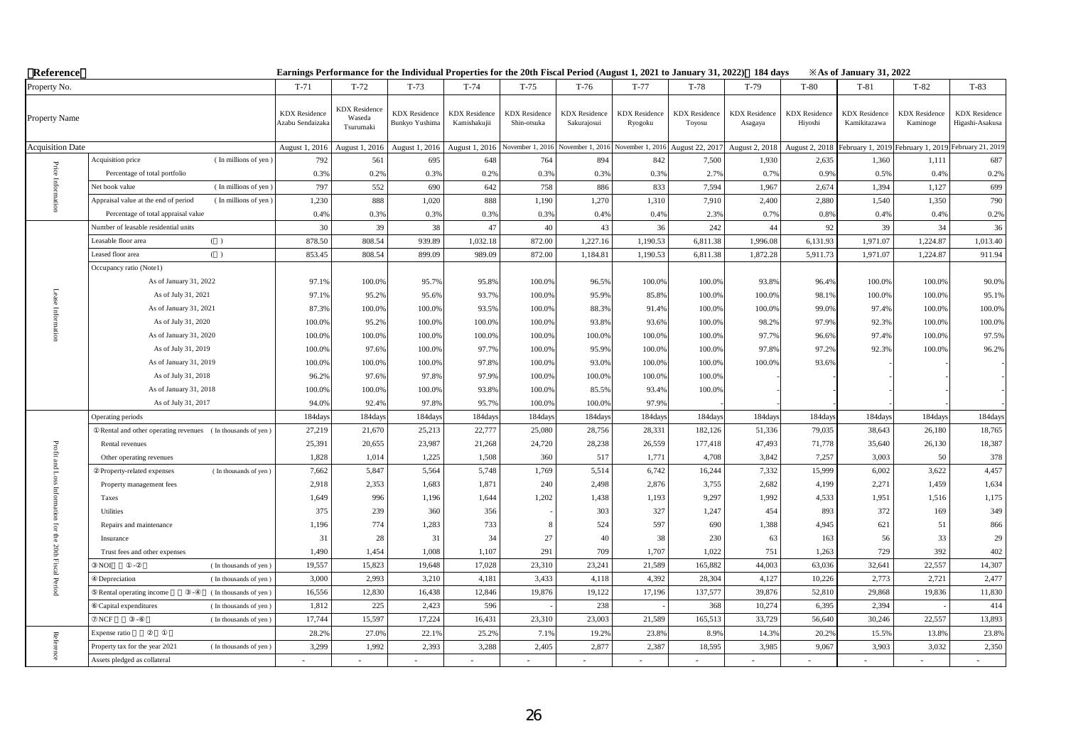【Reference】

Earnings Performance for the Individual Properties for the 20th Fiscal Period (August 1, 2021 to January 31, 2022)　184 days　※As of January 31, 2022

| | Property No. | T-71 | T-72 | T-73 | T-74 | T-75 | T-76 | T-77 | T-78 | T-79 | T-80 | T-81 | T-82 | T-83 |
|---|---|---|---|---|---|---|---|---|---|---|---|---|---|---|
| | Property Name | KDX Residence Azabu Sendaizaka | KDX Residence Waseda Tsurumaki | KDX Residence Bunkyo Yushima | KDX Residence Kamishakujii | KDX Residence Shin-otsuka | KDX Residence Sakurajosui | KDX Residence Ryogoku | KDX Residence Toyosu | KDX Residence Asagaya | KDX Residence Hiyoshi | KDX Residence Kamikitazawa | KDX Residence Kaminoge | KDX Residence Higashi-Asakusa |
| | Acquisition Date | August 1, 2016 | August 1, 2016 | August 1, 2016 | August 1, 2016 | November 1, 2016 | November 1, 2016 | November 1, 2016 | August 22, 2017 | August 2, 2018 | August 2, 2018 | February 1, 2019 | February 1, 2019 | February 21, 2019 |
| Price Information | Acquisition price (In millions of yen) | 792 | 561 | 695 | 648 | 764 | 894 | 842 | 7,500 | 1,930 | 2,635 | 1,360 | 1,111 | 687 |
| | Percentage of total portfolio | 0.3% | 0.2% | 0.3% | 0.2% | 0.3% | 0.3% | 0.3% | 2.7% | 0.7% | 0.9% | 0.5% | 0.4% | 0.2% |
| | Net book value (In millions of yen) | 797 | 552 | 690 | 642 | 758 | 886 | 833 | 7,594 | 1,967 | 2,674 | 1,394 | 1,127 | 699 |
| | Appraisal value at the end of period (In millions of yen) | 1,230 | 888 | 1,020 | 888 | 1,190 | 1,270 | 1,310 | 7,910 | 2,400 | 2,880 | 1,540 | 1,350 | 790 |
| | Percentage of total appraisal value | 0.4% | 0.3% | 0.3% | 0.3% | 0.3% | 0.4% | 0.4% | 2.3% | 0.7% | 0.8% | 0.4% | 0.4% | 0.2% |
| Lease Information | Number of leasable residential units | 30 | 39 | 38 | 47 | 40 | 43 | 36 | 242 | 44 | 92 | 39 | 34 | 36 |
| | Leasable floor area (㎡) | 878.50 | 808.54 | 939.89 | 1,032.18 | 872.00 | 1,227.16 | 1,190.53 | 6,811.38 | 1,996.08 | 6,131.93 | 1,971.07 | 1,224.87 | 1,013.40 |
| | Leased floor area (㎡) | 853.45 | 808.54 | 899.09 | 989.09 | 872.00 | 1,184.81 | 1,190.53 | 6,811.38 | 1,872.28 | 5,911.73 | 1,971.07 | 1,224.87 | 911.94 |
| | Occupancy ratio (Note1) | | | | | | | | | | | | | |
| | As of January 31, 2022 | 97.1% | 100.0% | 95.7% | 95.8% | 100.0% | 96.5% | 100.0% | 100.0% | 93.8% | 96.4% | 100.0% | 100.0% | 90.0% |
| | As of July 31, 2021 | 97.1% | 95.2% | 95.6% | 93.7% | 100.0% | 95.9% | 85.8% | 100.0% | 100.0% | 98.1% | 100.0% | 100.0% | 95.1% |
| | As of January 31, 2021 | 87.3% | 100.0% | 100.0% | 93.5% | 100.0% | 88.3% | 91.4% | 100.0% | 100.0% | 99.0% | 97.4% | 100.0% | 100.0% |
| | As of July 31, 2020 | 100.0% | 95.2% | 100.0% | 100.0% | 100.0% | 93.8% | 93.6% | 100.0% | 98.2% | 97.9% | 92.3% | 100.0% | 100.0% |
| | As of January 31, 2020 | 100.0% | 100.0% | 100.0% | 100.0% | 100.0% | 100.0% | 100.0% | 100.0% | 97.7% | 96.6% | 97.4% | 100.0% | 97.5% |
| | As of July 31, 2019 | 100.0% | 97.6% | 100.0% | 97.7% | 100.0% | 95.9% | 100.0% | 100.0% | 97.8% | 97.2% | 92.3% | 100.0% | 96.2% |
| | As of January 31, 2019 | 100.0% | 100.0% | 100.0% | 97.8% | 100.0% | 93.0% | 100.0% | 100.0% | 100.0% | 93.6% | - | - | - |
| | As of July 31, 2018 | 96.2% | 97.6% | 97.8% | 97.9% | 100.0% | 100.0% | 100.0% | 100.0% | - | - | - | - | - |
| | As of January 31, 2018 | 100.0% | 100.0% | 100.0% | 93.8% | 100.0% | 85.5% | 93.4% | 100.0% | - | - | - | - | - |
| | As of July 31, 2017 | 94.0% | 92.4% | 97.8% | 95.7% | 100.0% | 100.0% | 97.9% | - | - | - | - | - | - |
| Profit and Loss Information for the 20th Fiscal Period | Operating periods | 184days | 184days | 184days | 184days | 184days | 184days | 184days | 184days | 184days | 184days | 184days | 184days | 184days |
| | ①Rental and other operating revenues (In thousands of yen) | 27,219 | 21,670 | 25,213 | 22,777 | 25,080 | 28,756 | 28,331 | 182,126 | 51,336 | 79,035 | 38,643 | 26,180 | 18,765 |
| | Rental revenues | 25,391 | 20,655 | 23,987 | 21,268 | 24,720 | 28,238 | 26,559 | 177,418 | 47,493 | 71,778 | 35,640 | 26,130 | 18,387 |
| | Other operating revenues | 1,828 | 1,014 | 1,225 | 1,508 | 360 | 517 | 1,771 | 4,708 | 3,842 | 7,257 | 3,003 | 50 | 378 |
| | ②Property-related expenses (In thousands of yen) | 7,662 | 5,847 | 5,564 | 5,748 | 1,769 | 5,514 | 6,742 | 16,244 | 7,332 | 15,999 | 6,002 | 3,622 | 4,457 |
| | Property management fees | 2,918 | 2,353 | 1,683 | 1,871 | 240 | 2,498 | 2,876 | 3,755 | 2,682 | 4,199 | 2,271 | 1,459 | 1,634 |
| | Taxes | 1,649 | 996 | 1,196 | 1,644 | 1,202 | 1,438 | 1,193 | 9,297 | 1,992 | 4,533 | 1,951 | 1,516 | 1,175 |
| | Utilities | 375 | 239 | 360 | 356 | - | 303 | 327 | 1,247 | 454 | 893 | 372 | 169 | 349 |
| | Repairs and maintenance | 1,196 | 774 | 1,283 | 733 | 8 | 524 | 597 | 690 | 1,388 | 4,945 | 621 | 51 | 866 |
| | Insurance | 31 | 28 | 31 | 34 | 27 | 40 | 38 | 230 | 63 | 163 | 56 | 33 | 29 |
| | Trust fees and other expenses | 1,490 | 1,454 | 1,008 | 1,107 | 291 | 709 | 1,707 | 1,022 | 751 | 1,263 | 729 | 392 | 402 |
| | ③NOI (①-②) (In thousands of yen) | 19,557 | 15,823 | 19,648 | 17,028 | 23,310 | 23,241 | 21,589 | 165,882 | 44,003 | 63,036 | 32,641 | 22,557 | 14,307 |
| | ④Depreciation (In thousands of yen) | 3,000 | 2,993 | 3,210 | 4,181 | 3,433 | 4,118 | 4,392 | 28,304 | 4,127 | 10,226 | 2,773 | 2,721 | 2,477 |
| | ⑤Rental operating income (③-④) (In thousands of yen) | 16,556 | 12,830 | 16,438 | 12,846 | 19,876 | 19,122 | 17,196 | 137,577 | 39,876 | 52,810 | 29,868 | 19,836 | 11,830 |
| | ⑥Capital expenditures (In thousands of yen) | 1,812 | 225 | 2,423 | 596 | - | 238 | - | 368 | 10,274 | 6,395 | 2,394 | - | 414 |
| | ⑦NCF (③-⑥) (In thousands of yen) | 17,744 | 15,597 | 17,224 | 16,431 | 23,310 | 23,003 | 21,589 | 165,513 | 33,729 | 56,640 | 30,246 | 22,557 | 13,893 |
| Reference | Expense ratio (②/①) | 28.2% | 27.0% | 22.1% | 25.2% | 7.1% | 19.2% | 23.8% | 8.9% | 14.3% | 20.2% | 15.5% | 13.8% | 23.8% |
| | Property tax for the year 2021 (In thousands of yen) | 3,299 | 1,992 | 2,393 | 3,288 | 2,405 | 2,877 | 2,387 | 18,595 | 3,985 | 9,067 | 3,903 | 3,032 | 2,350 |
| | Assets pledged as collateral | - | - | - | - | - | - | - | - | - | - | - | - | - |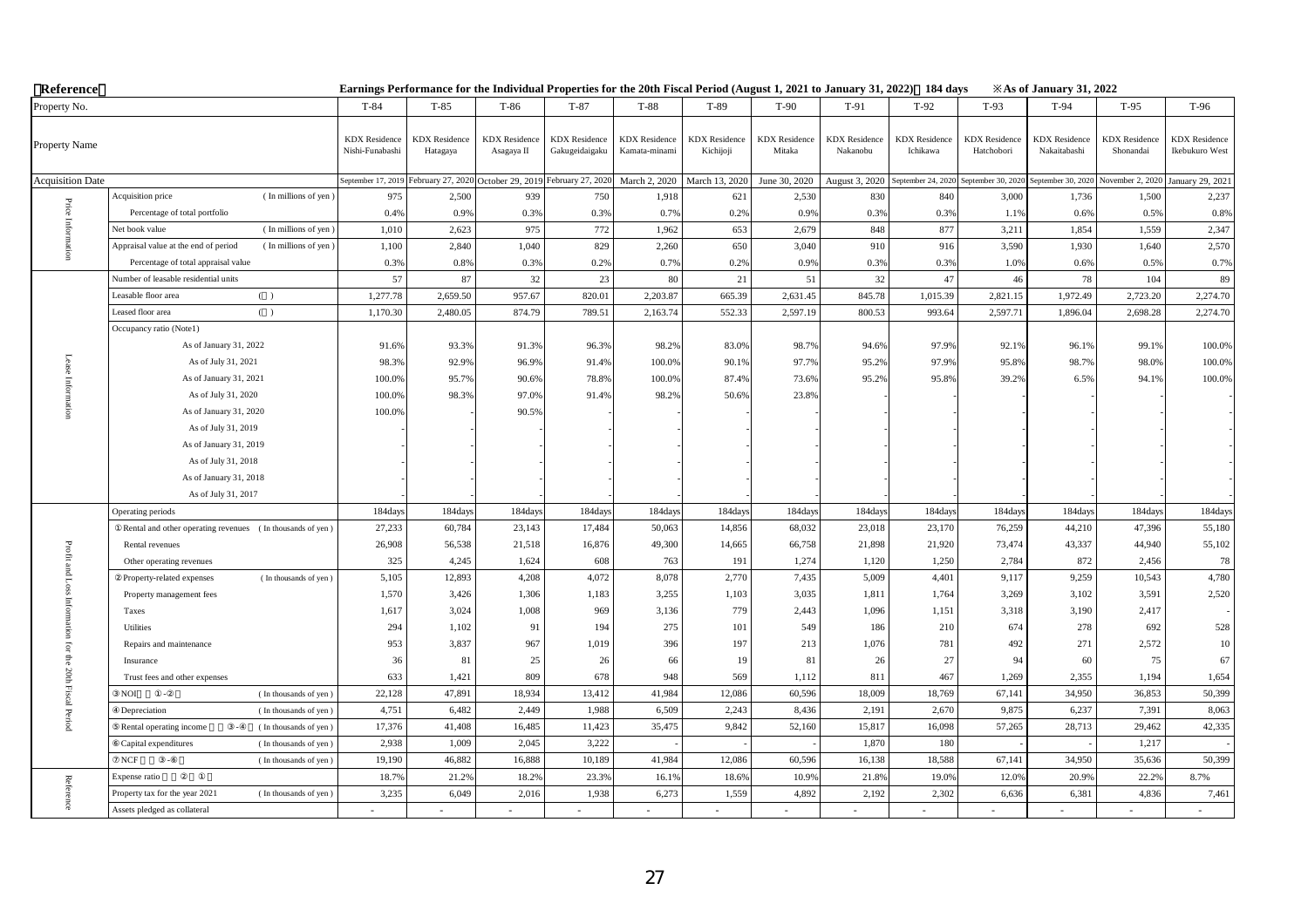**Reference** **Earnings Performance for the Individual Properties for the 20th Fiscal Period (August 1, 2021 to January 31, 2022) 184 days ※As of January 31, 2022**

| | Property No. | | T-84 | T-85 | T-86 | T-87 | T-88 | T-89 | T-90 | T-91 | T-92 | T-93 | T-94 | T-95 | T-96 |
|---|---|---|---|---|---|---|---|---|---|---|---|---|---|---|---|
| | Property Name | | KDX Residence Nishi-Funabashi | KDX Residence Hatagaya | KDX Residence Asagaya II | KDX Residence Gakugeidaigaku | KDX Residence Kamata-minami | KDX Residence Kichijoji | KDX Residence Mitaka | KDX Residence Nakanobu | KDX Residence Ichikawa | KDX Residence Hatchobori | KDX Residence Nakaitabashi | KDX Residence Shonandai | KDX Residence Ikebukuro West |
| | Acquisition Date | | September 17, 2019 | February 27, 2020 | October 29, 2019 | February 27, 2020 | March 2, 2020 | March 13, 2020 | June 30, 2020 | August 3, 2020 | September 24, 2020 | September 30, 2020 | September 30, 2020 | November 2, 2020 | January 29, 2021 |
| Price Information | Acquisition price | (In millions of yen) | 975 | 2,500 | 939 | 750 | 1,918 | 621 | 2,530 | 830 | 840 | 3,000 | 1,736 | 1,500 | 2,237 |
| | Percentage of total portfolio | | 0.4% | 0.9% | 0.3% | 0.3% | 0.7% | 0.2% | 0.9% | 0.3% | 0.3% | 1.1% | 0.6% | 0.5% | 0.8% |
| | Net book value | (In millions of yen) | 1,010 | 2,623 | 975 | 772 | 1,962 | 653 | 2,679 | 848 | 877 | 3,211 | 1,854 | 1,559 | 2,347 |
| | Appraisal value at the end of period | (In millions of yen) | 1,100 | 2,840 | 1,040 | 829 | 2,260 | 650 | 3,040 | 910 | 916 | 3,590 | 1,930 | 1,640 | 2,570 |
| | Percentage of total appraisal value | | 0.3% | 0.8% | 0.3% | 0.2% | 0.7% | 0.2% | 0.9% | 0.3% | 0.3% | 1.0% | 0.6% | 0.5% | 0.7% |
| Lease Information | Number of leasable residential units | | 57 | 87 | 32 | 23 | 80 | 21 | 51 | 32 | 47 | 46 | 78 | 104 | 89 |
| | Leasable floor area | (㎡) | 1,277.78 | 2,659.50 | 957.67 | 820.01 | 2,203.87 | 665.39 | 2,631.45 | 845.78 | 1,015.39 | 2,821.15 | 1,972.49 | 2,723.20 | 2,274.70 |
| | Leased floor area | (㎡) | 1,170.30 | 2,480.05 | 874.79 | 789.51 | 2,163.74 | 552.33 | 2,597.19 | 800.53 | 993.64 | 2,597.71 | 1,896.04 | 2,698.28 | 2,274.70 |
| | Occupancy ratio (Note1) | | | | | | | | | | | | | | |
| | As of January 31, 2022 | | 91.6% | 93.3% | 91.3% | 96.3% | 98.2% | 83.0% | 98.7% | 94.6% | 97.9% | 92.1% | 96.1% | 99.1% | 100.0% |
| | As of July 31, 2021 | | 98.3% | 92.9% | 96.9% | 91.4% | 100.0% | 90.1% | 97.7% | 95.2% | 97.9% | 95.8% | 98.7% | 98.0% | 100.0% |
| | As of January 31, 2021 | | 100.0% | 95.7% | 90.6% | 78.8% | 100.0% | 87.4% | 73.6% | 95.2% | 95.8% | 39.2% | 6.5% | 94.1% | 100.0% |
| | As of July 31, 2020 | | 100.0% | 98.3% | 97.0% | 91.4% | 98.2% | 50.6% | 23.8% | - | - | - | - | - | - |
| | As of January 31, 2020 | | 100.0% | - | 90.5% | - | - | - | - | - | - | - | - | - | - |
| | As of July 31, 2019 | | - | - | - | - | - | - | - | - | - | - | - | - | - |
| | As of January 31, 2019 | | - | - | - | - | - | - | - | - | - | - | - | - | - |
| | As of July 31, 2018 | | - | - | - | - | - | - | - | - | - | - | - | - | - |
| | As of January 31, 2018 | | - | - | - | - | - | - | - | - | - | - | - | - | - |
| | As of July 31, 2017 | | - | - | - | - | - | - | - | - | - | - | - | - | - |
| Profit and Loss Information for the 20th Fiscal Period | Operating periods | | 184days | 184days | 184days | 184days | 184days | 184days | 184days | 184days | 184days | 184days | 184days | 184days | 184days |
| | ①Rental and other operating revenues | (In thousands of yen) | 27,233 | 60,784 | 23,143 | 17,484 | 50,063 | 14,856 | 68,032 | 23,018 | 23,170 | 76,259 | 44,210 | 47,396 | 55,180 |
| | Rental revenues | | 26,908 | 56,538 | 21,518 | 16,876 | 49,300 | 14,665 | 66,758 | 21,898 | 21,920 | 73,474 | 43,337 | 44,940 | 55,102 |
| | Other operating revenues | | 325 | 4,245 | 1,624 | 608 | 763 | 191 | 1,274 | 1,120 | 1,250 | 2,784 | 872 | 2,456 | 78 |
| | ②Property-related expenses | (In thousands of yen) | 5,105 | 12,893 | 4,208 | 4,072 | 8,078 | 2,770 | 7,435 | 5,009 | 4,401 | 9,117 | 9,259 | 10,543 | 4,780 |
| | Property management fees | | 1,570 | 3,426 | 1,306 | 1,183 | 3,255 | 1,103 | 3,035 | 1,811 | 1,764 | 3,269 | 3,102 | 3,591 | 2,520 |
| | Taxes | | 1,617 | 3,024 | 1,008 | 969 | 3,136 | 779 | 2,443 | 1,096 | 1,151 | 3,318 | 3,190 | 2,417 | - |
| | Utilities | | 294 | 1,102 | 91 | 194 | 275 | 101 | 549 | 186 | 210 | 674 | 278 | 692 | 528 |
| | Repairs and maintenance | | 953 | 3,837 | 967 | 1,019 | 396 | 197 | 213 | 1,076 | 781 | 492 | 271 | 2,572 | 10 |
| | Insurance | | 36 | 81 | 25 | 26 | 66 | 19 | 81 | 26 | 27 | 94 | 60 | 75 | 67 |
| | Trust fees and other expenses | | 633 | 1,421 | 809 | 678 | 948 | 569 | 1,112 | 811 | 467 | 1,269 | 2,355 | 1,194 | 1,654 |
| | ③NOI (①-②) | (In thousands of yen) | 22,128 | 47,891 | 18,934 | 13,412 | 41,984 | 12,086 | 60,596 | 18,009 | 18,769 | 67,141 | 34,950 | 36,853 | 50,399 |
| | ④Depreciation | (In thousands of yen) | 4,751 | 6,482 | 2,449 | 1,988 | 6,509 | 2,243 | 8,436 | 2,191 | 2,670 | 9,875 | 6,237 | 7,391 | 8,063 |
| | ⑤Rental operating income (③-④) | (In thousands of yen) | 17,376 | 41,408 | 16,485 | 11,423 | 35,475 | 9,842 | 52,160 | 15,817 | 16,098 | 57,265 | 28,713 | 29,462 | 42,335 |
| | ⑥Capital expenditures | (In thousands of yen) | 2,938 | 1,009 | 2,045 | 3,222 | - | - | - | 1,870 | 180 | - | - | 1,217 | - |
| | ⑦NCF (③-⑥) | (In thousands of yen) | 19,190 | 46,882 | 16,888 | 10,189 | 41,984 | 12,086 | 60,596 | 16,138 | 18,588 | 67,141 | 34,950 | 35,636 | 50,399 |
| Reference | Expense ratio (②/①) | | 18.7% | 21.2% | 18.2% | 23.3% | 16.1% | 18.6% | 10.9% | 21.8% | 19.0% | 12.0% | 20.9% | 22.2% | 8.7% |
| | Property tax for the year 2021 | (In thousands of yen) | 3,235 | 6,049 | 2,016 | 1,938 | 6,273 | 1,559 | 4,892 | 2,192 | 2,302 | 6,636 | 6,381 | 4,836 | 7,461 |
| | Assets pledged as collateral | | - | - | - | - | - | - | - | - | - | - | - | - | - |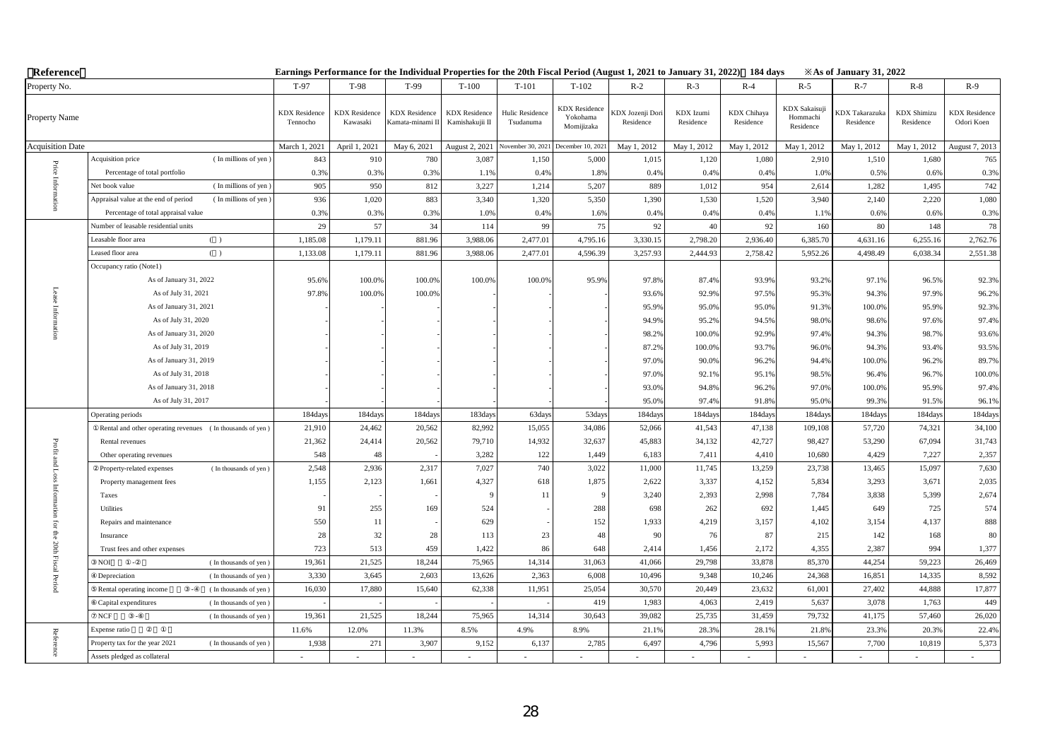**Reference**

**Earnings Performance for the Individual Properties for the 20th Fiscal Period (August 1, 2021 to January 31, 2022) 184 days ※As of January 31, 2022**

| | Property No. | | T-97 | T-98 | T-99 | T-100 | T-101 | T-102 | R-2 | R-3 | R-4 | R-5 | R-7 | R-8 | R-9 |
|---|---|---|---|---|---|---|---|---|---|---|---|---|---|---|---|
| | Property Name | | KDX Residence Tennocho | KDX Residence Kawasaki | KDX Residence Kamata-minami II | KDX Residence Kamishakujii II | Hulic Residence Tsudanuma | KDX Residence Yokohama Momijizaka | KDX Jozenji Dori Residence | KDX Izumi Residence | KDX Chihaya Residence | KDX Sakaisuji Hommachi Residence | KDX Takarazuka Residence | KDX Shimizu Residence | KDX Residence Odori Koen |
| | Acquisition Date | | March 1, 2021 | April 1, 2021 | May 6, 2021 | August 2, 2021 | November 30, 2021 | December 10, 2021 | May 1, 2012 | May 1, 2012 | May 1, 2012 | May 1, 2012 | May 1, 2012 | May 1, 2012 | August 7, 2013 |
| Price Information | Acquisition price | (In millions of yen) | 843 | 910 | 780 | 3,087 | 1,150 | 5,000 | 1,015 | 1,120 | 1,080 | 2,910 | 1,510 | 1,680 | 765 |
| | Percentage of total portfolio | | 0.3% | 0.3% | 0.3% | 1.1% | 0.4% | 1.8% | 0.4% | 0.4% | 0.4% | 1.0% | 0.5% | 0.6% | 0.3% |
| | Net book value | (In millions of yen) | 905 | 950 | 812 | 3,227 | 1,214 | 5,207 | 889 | 1,012 | 954 | 2,614 | 1,282 | 1,495 | 742 |
| | Appraisal value at the end of period | (In millions of yen) | 936 | 1,020 | 883 | 3,340 | 1,320 | 5,350 | 1,390 | 1,530 | 1,520 | 3,940 | 2,140 | 2,220 | 1,080 |
| | Percentage of total appraisal value | | 0.3% | 0.3% | 0.3% | 1.0% | 0.4% | 1.6% | 0.4% | 0.4% | 0.4% | 1.1% | 0.6% | 0.6% | 0.3% |
| Lease Information | Number of leasable residential units | | 29 | 57 | 34 | 114 | 99 | 75 | 92 | 40 | 92 | 160 | 80 | 148 | 78 |
| | Leasable floor area | (㎡) | 1,185.08 | 1,179.11 | 881.96 | 3,988.06 | 2,477.01 | 4,795.16 | 3,330.15 | 2,798.20 | 2,936.40 | 6,385.70 | 4,631.16 | 6,255.16 | 2,762.76 |
| | Leased floor area | (㎡) | 1,133.08 | 1,179.11 | 881.96 | 3,988.06 | 2,477.01 | 4,596.39 | 3,257.93 | 2,444.93 | 2,758.42 | 5,952.26 | 4,498.49 | 6,038.34 | 2,551.38 |
| | Occupancy ratio (Note1) | | | | | | | | | | | | | | |
| | As of January 31, 2022 | | 95.6% | 100.0% | 100.0% | 100.0% | 100.0% | 95.9% | 97.8% | 87.4% | 93.9% | 93.2% | 97.1% | 96.5% | 92.3% |
| | As of July 31, 2021 | | 97.8% | 100.0% | 100.0% | - | - | - | 93.6% | 92.9% | 97.5% | 95.3% | 94.3% | 97.9% | 96.2% |
| | As of January 31, 2021 | | - | - | - | - | - | - | 95.9% | 95.0% | 95.0% | 91.3% | 100.0% | 95.9% | 92.3% |
| | As of July 31, 2020 | | - | - | - | - | - | - | 94.9% | 95.2% | 94.5% | 98.0% | 98.6% | 97.6% | 97.4% |
| | As of January 31, 2020 | | - | - | - | - | - | - | 98.2% | 100.0% | 92.9% | 97.4% | 94.3% | 98.7% | 93.6% |
| | As of July 31, 2019 | | - | - | - | - | - | - | 87.2% | 100.0% | 93.7% | 96.0% | 94.3% | 93.4% | 93.5% |
| | As of January 31, 2019 | | - | - | - | - | - | - | 97.0% | 90.0% | 96.2% | 94.4% | 100.0% | 96.2% | 89.7% |
| | As of July 31, 2018 | | - | - | - | - | - | - | 97.0% | 92.1% | 95.1% | 98.5% | 96.4% | 96.7% | 100.0% |
| | As of January 31, 2018 | | - | - | - | - | - | - | 93.0% | 94.8% | 96.2% | 97.0% | 100.0% | 95.9% | 97.4% |
| | As of July 31, 2017 | | - | - | - | - | - | - | 95.0% | 97.4% | 91.8% | 95.0% | 99.3% | 91.5% | 96.1% |
| Profit and Loss Information for the 20th Fiscal Period | Operating periods | | 184days | 184days | 184days | 183days | 63days | 53days | 184days | 184days | 184days | 184days | 184days | 184days | 184days |
| | ① Rental and other operating revenues | (In thousands of yen) | 21,910 | 24,462 | 20,562 | 82,992 | 15,055 | 34,086 | 52,066 | 41,543 | 47,138 | 109,108 | 57,720 | 74,321 | 34,100 |
| | Rental revenues | | 21,362 | 24,414 | 20,562 | 79,710 | 14,932 | 32,637 | 45,883 | 34,132 | 42,727 | 98,427 | 53,290 | 67,094 | 31,743 |
| | Other operating revenues | | 548 | 48 | - | 3,282 | 122 | 1,449 | 6,183 | 7,411 | 4,410 | 10,680 | 4,429 | 7,227 | 2,357 |
| | ② Property-related expenses | (In thousands of yen) | 2,548 | 2,936 | 2,317 | 7,027 | 740 | 3,022 | 11,000 | 11,745 | 13,259 | 23,738 | 13,465 | 15,097 | 7,630 |
| | Property management fees | | 1,155 | 2,123 | 1,661 | 4,327 | 618 | 1,875 | 2,622 | 3,337 | 4,152 | 5,834 | 3,293 | 3,671 | 2,035 |
| | Taxes | | - | - | - | 9 | 11 | 9 | 3,240 | 2,393 | 2,998 | 7,784 | 3,838 | 5,399 | 2,674 |
| | Utilities | | 91 | 255 | 169 | 524 | - | 288 | 698 | 262 | 692 | 1,445 | 649 | 725 | 574 |
| | Repairs and maintenance | | 550 | 11 | - | 629 | - | 152 | 1,933 | 4,219 | 3,157 | 4,102 | 3,154 | 4,137 | 888 |
| | Insurance | | 28 | 32 | 28 | 113 | 23 | 48 | 90 | 76 | 87 | 215 | 142 | 168 | 80 |
| | Trust fees and other expenses | | 723 | 513 | 459 | 1,422 | 86 | 648 | 2,414 | 1,456 | 2,172 | 4,355 | 2,387 | 994 | 1,377 |
| | ③ NOI (①-②) | (In thousands of yen) | 19,361 | 21,525 | 18,244 | 75,965 | 14,314 | 31,063 | 41,066 | 29,798 | 33,878 | 85,370 | 44,254 | 59,223 | 26,469 |
| | ④ Depreciation | (In thousands of yen) | 3,330 | 3,645 | 2,603 | 13,626 | 2,363 | 6,008 | 10,496 | 9,348 | 10,246 | 24,368 | 16,851 | 14,335 | 8,592 |
| | ⑤ Rental operating income (③-④) | (In thousands of yen) | 16,030 | 17,880 | 15,640 | 62,338 | 11,951 | 25,054 | 30,570 | 20,449 | 23,632 | 61,001 | 27,402 | 44,888 | 17,877 |
| | ⑥ Capital expenditures | (In thousands of yen) | - | - | - | - | - | 419 | 1,983 | 4,063 | 2,419 | 5,637 | 3,078 | 1,763 | 449 |
| | ⑦ NCF (③-⑥) | (In thousands of yen) | 19,361 | 21,525 | 18,244 | 75,965 | 14,314 | 30,643 | 39,082 | 25,735 | 31,459 | 79,732 | 41,175 | 57,460 | 26,020 |
| Reference | Expense ratio (②/①) | | 11.6% | 12.0% | 11.3% | 8.5% | 4.9% | 8.9% | 21.1% | 28.3% | 28.1% | 21.8% | 23.3% | 20.3% | 22.4% |
| | Property tax for the year 2021 | (In thousands of yen) | 1,938 | 271 | 3,907 | 9,152 | 6,137 | 2,785 | 6,497 | 4,796 | 5,993 | 15,567 | 7,700 | 10,819 | 5,373 |
| | Assets pledged as collateral | | - | - | - | - | - | - | - | - | - | - | - | - | - |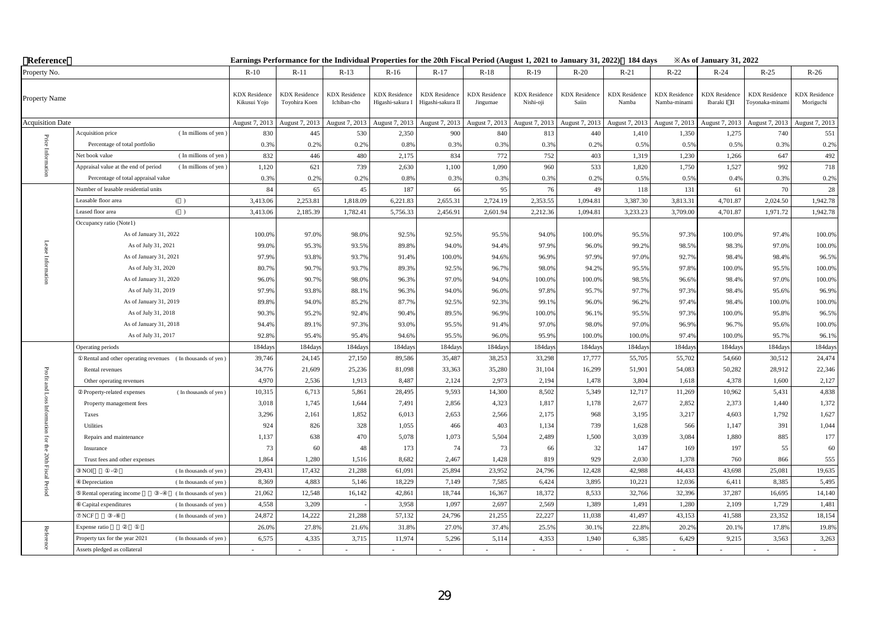**Reference** Earnings Performance for the Individual Properties for the 20th Fiscal Period (August 1, 2021 to January 31, 2022) 184 days ※As of January 31, 2022

| | Property No. | R-10 | R-11 | R-13 | R-16 | R-17 | R-18 | R-19 | R-20 | R-21 | R-22 | R-24 | R-25 | R-26 |
|---|---|---|---|---|---|---|---|---|---|---|---|---|---|---|
| | Property Name | KDX Residence Kikusui Yojo | KDX Residence Toyohira Koen | KDX Residence Ichiban-cho | KDX Residence Higashi-sakura I | KDX Residence Higashi-sakura II | KDX Residence Jingumae | KDX Residence Nishi-oji | KDX Residence Saiin | KDX Residence Namba | KDX Residence Namba-minami | KDX Residence Ibaraki I・II | KDX Residence Toyonaka-minami | KDX Residence Moriguchi |
| | Acquisition Date | August 7, 2013 | August 7, 2013 | August 7, 2013 | August 7, 2013 | August 7, 2013 | August 7, 2013 | August 7, 2013 | August 7, 2013 | August 7, 2013 | August 7, 2013 | August 7, 2013 | August 7, 2013 | August 7, 2013 |
| Price Information | Acquisition price (In millions of yen) | 830 | 445 | 530 | 2,350 | 900 | 840 | 813 | 440 | 1,410 | 1,350 | 1,275 | 740 | 551 |
| | Percentage of total portfolio | 0.3% | 0.2% | 0.2% | 0.8% | 0.3% | 0.3% | 0.3% | 0.2% | 0.5% | 0.5% | 0.5% | 0.3% | 0.2% |
| | Net book value (In millions of yen) | 832 | 446 | 480 | 2,175 | 834 | 772 | 752 | 403 | 1,319 | 1,230 | 1,266 | 647 | 492 |
| | Appraisal value at the end of period (In millions of yen) | 1,120 | 621 | 739 | 2,630 | 1,100 | 1,090 | 960 | 533 | 1,820 | 1,750 | 1,527 | 992 | 718 |
| | Percentage of total appraisal value | 0.3% | 0.2% | 0.2% | 0.8% | 0.3% | 0.3% | 0.3% | 0.2% | 0.5% | 0.5% | 0.4% | 0.3% | 0.2% |
| Lease Information | Number of leasable residential units | 84 | 65 | 45 | 187 | 66 | 95 | 76 | 49 | 118 | 131 | 61 | 70 | 28 |
| | Leasable floor area (㎡) | 3,413.06 | 2,253.81 | 1,818.09 | 6,221.83 | 2,655.31 | 2,724.19 | 2,353.55 | 1,094.81 | 3,387.30 | 3,813.31 | 4,701.87 | 2,024.50 | 1,942.78 |
| | Leased floor area (㎡) | 3,413.06 | 2,185.39 | 1,782.41 | 5,756.33 | 2,456.91 | 2,601.94 | 2,212.36 | 1,094.81 | 3,233.23 | 3,709.00 | 4,701.87 | 1,971.72 | 1,942.78 |
| | Occupancy ratio (Note1) | | | | | | | | | | | | | |
| | As of January 31, 2022 | 100.0% | 97.0% | 98.0% | 92.5% | 92.5% | 95.5% | 94.0% | 100.0% | 95.5% | 97.3% | 100.0% | 97.4% | 100.0% |
| | As of July 31, 2021 | 99.0% | 95.3% | 93.5% | 89.8% | 94.0% | 94.4% | 97.9% | 96.0% | 99.2% | 98.5% | 98.3% | 97.0% | 100.0% |
| | As of January 31, 2021 | 97.9% | 93.8% | 93.7% | 91.4% | 100.0% | 94.6% | 96.9% | 97.9% | 97.0% | 92.7% | 98.4% | 98.4% | 96.5% |
| | As of July 31, 2020 | 80.7% | 90.7% | 93.7% | 89.3% | 92.5% | 96.7% | 98.0% | 94.2% | 95.5% | 97.8% | 100.0% | 95.5% | 100.0% |
| | As of January 31, 2020 | 96.0% | 90.7% | 98.0% | 96.3% | 97.0% | 94.0% | 100.0% | 100.0% | 98.5% | 96.6% | 98.4% | 97.0% | 100.0% |
| | As of July 31, 2019 | 97.9% | 93.8% | 88.1% | 96.3% | 94.0% | 96.0% | 97.8% | 95.7% | 97.7% | 97.3% | 98.4% | 95.6% | 96.9% |
| | As of January 31, 2019 | 89.8% | 94.0% | 85.2% | 87.7% | 92.5% | 92.3% | 99.1% | 96.0% | 96.2% | 97.4% | 98.4% | 100.0% | 100.0% |
| | As of July 31, 2018 | 90.3% | 95.2% | 92.4% | 90.4% | 89.5% | 96.9% | 100.0% | 96.1% | 95.5% | 97.3% | 100.0% | 95.8% | 96.5% |
| | As of January 31, 2018 | 94.4% | 89.1% | 97.3% | 93.0% | 95.5% | 91.4% | 97.0% | 98.0% | 97.0% | 96.9% | 96.7% | 95.6% | 100.0% |
| | As of July 31, 2017 | 92.8% | 95.4% | 95.4% | 94.6% | 95.5% | 96.0% | 95.9% | 100.0% | 100.0% | 97.4% | 100.0% | 95.7% | 96.1% |
| Profit and Loss Information for the 20th Fiscal Period | Operating periods | 184days | 184days | 184days | 184days | 184days | 184days | 184days | 184days | 184days | 184days | 184days | 184days | 184days |
| | ① Rental and other operating revenues (In thousands of yen) | 39,746 | 24,145 | 27,150 | 89,586 | 35,487 | 38,253 | 33,298 | 17,777 | 55,705 | 55,702 | 54,660 | 30,512 | 24,474 |
| | Rental revenues | 34,776 | 21,609 | 25,236 | 81,098 | 33,363 | 35,280 | 31,104 | 16,299 | 51,901 | 54,083 | 50,282 | 28,912 | 22,346 |
| | Other operating revenues | 4,970 | 2,536 | 1,913 | 8,487 | 2,124 | 2,973 | 2,194 | 1,478 | 3,804 | 1,618 | 4,378 | 1,600 | 2,127 |
| | ② Property-related expenses (In thousands of yen) | 10,315 | 6,713 | 5,861 | 28,495 | 9,593 | 14,300 | 8,502 | 5,349 | 12,717 | 11,269 | 10,962 | 5,431 | 4,838 |
| | Property management fees | 3,018 | 1,745 | 1,644 | 7,491 | 2,856 | 4,323 | 1,817 | 1,178 | 2,677 | 2,852 | 2,373 | 1,440 | 1,372 |
| | Taxes | 3,296 | 2,161 | 1,852 | 6,013 | 2,653 | 2,566 | 2,175 | 968 | 3,195 | 3,217 | 4,603 | 1,792 | 1,627 |
| | Utilities | 924 | 826 | 328 | 1,055 | 466 | 403 | 1,134 | 739 | 1,628 | 566 | 1,147 | 391 | 1,044 |
| | Repairs and maintenance | 1,137 | 638 | 470 | 5,078 | 1,073 | 5,504 | 2,489 | 1,500 | 3,039 | 3,084 | 1,880 | 885 | 177 |
| | Insurance | 73 | 60 | 48 | 173 | 74 | 73 | 66 | 32 | 147 | 169 | 197 | 55 | 60 |
| | Trust fees and other expenses | 1,864 | 1,280 | 1,516 | 8,682 | 2,467 | 1,428 | 819 | 929 | 2,030 | 1,378 | 760 | 866 | 555 |
| | ③ NOI (①-②) (In thousands of yen) | 29,431 | 17,432 | 21,288 | 61,091 | 25,894 | 23,952 | 24,796 | 12,428 | 42,988 | 44,433 | 43,698 | 25,081 | 19,635 |
| | ④ Depreciation (In thousands of yen) | 8,369 | 4,883 | 5,146 | 18,229 | 7,149 | 7,585 | 6,424 | 3,895 | 10,221 | 12,036 | 6,411 | 8,385 | 5,495 |
| | ⑤ Rental operating income (③-④) (In thousands of yen) | 21,062 | 12,548 | 16,142 | 42,861 | 18,744 | 16,367 | 18,372 | 8,533 | 32,766 | 32,396 | 37,287 | 16,695 | 14,140 |
| | ⑥ Capital expenditures (In thousands of yen) | 4,558 | 3,209 | - | 3,958 | 1,097 | 2,697 | 2,569 | 1,389 | 1,491 | 1,280 | 2,109 | 1,729 | 1,481 |
| | ⑦ NCF (③-⑥) (In thousands of yen) | 24,872 | 14,222 | 21,288 | 57,132 | 24,796 | 21,255 | 22,227 | 11,038 | 41,497 | 43,153 | 41,588 | 23,352 | 18,154 |
| Reference | Expense ratio (②/①) | 26.0% | 27.8% | 21.6% | 31.8% | 27.0% | 37.4% | 25.5% | 30.1% | 22.8% | 20.2% | 20.1% | 17.8% | 19.8% |
| | Property tax for the year 2021 (In thousands of yen) | 6,575 | 4,335 | 3,715 | 11,974 | 5,296 | 5,114 | 4,353 | 1,940 | 6,385 | 6,429 | 9,215 | 3,563 | 3,263 |
| | Assets pledged as collateral | - | - | - | - | - | - | - | - | - | - | - | - | - |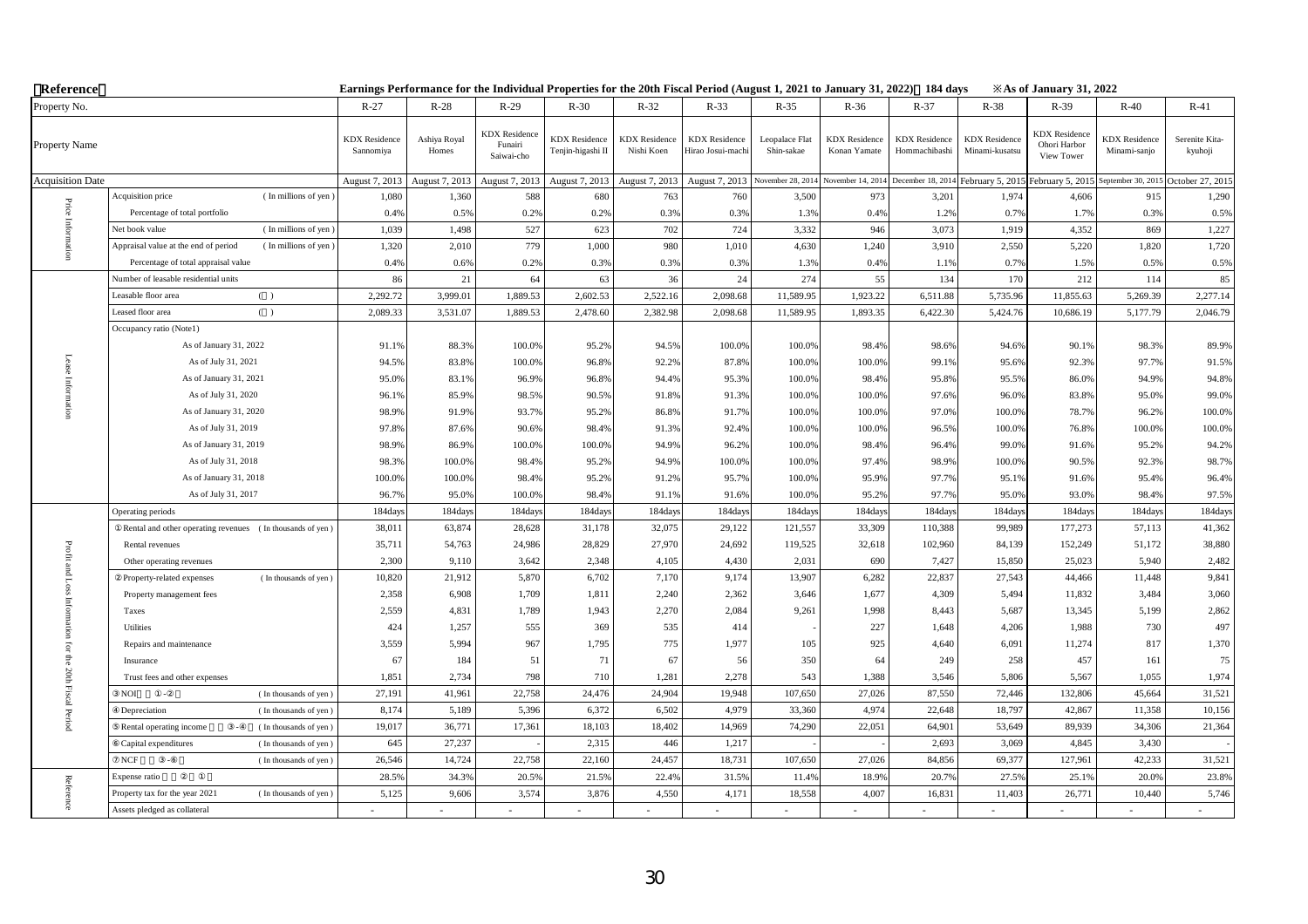**Reference**

**Earnings Performance for the Individual Properties for the 20th Fiscal Period (August 1, 2021 to January 31, 2022) 184 days ※As of January 31, 2022**

| | Property No. | | R-27 | R-28 | R-29 | R-30 | R-32 | R-33 | R-35 | R-36 | R-37 | R-38 | R-39 | R-40 | R-41 |
|---|---|---|---|---|---|---|---|---|---|---|---|---|---|---|---|
| | Property Name | | KDX Residence Sannomiya | Ashiya Royal Homes | KDX Residence Funairi Saiwai-cho | KDX Residence Tenjin-higashi II | KDX Residence Nishi Koen | KDX Residence Hirao Josui-machi | Leopalace Flat Shin-sakae | KDX Residence Konan Yamate | KDX Residence Hommachibashi | KDX Residence Minami-kusatsu | KDX Residence Ohori Harbor View Tower | KDX Residence Minami-sanjo | Serenite Kita-kyuhoji |
| | Acquisition Date | | August 7, 2013 | August 7, 2013 | August 7, 2013 | August 7, 2013 | August 7, 2013 | August 7, 2013 | November 28, 2014 | November 14, 2014 | December 18, 2014 | February 5, 2015 | February 5, 2015 | September 30, 2015 | October 27, 2015 |
| Price Information | Acquisition price | (In millions of yen) | 1,080 | 1,360 | 588 | 680 | 763 | 760 | 3,500 | 973 | 3,201 | 1,974 | 4,606 | 915 | 1,290 |
| | Percentage of total portfolio | | 0.4% | 0.5% | 0.2% | 0.2% | 0.3% | 0.3% | 1.3% | 0.4% | 1.2% | 0.7% | 1.7% | 0.3% | 0.5% |
| | Net book value | (In millions of yen) | 1,039 | 1,498 | 527 | 623 | 702 | 724 | 3,332 | 946 | 3,073 | 1,919 | 4,352 | 869 | 1,227 |
| | Appraisal value at the end of period | (In millions of yen) | 1,320 | 2,010 | 779 | 1,000 | 980 | 1,010 | 4,630 | 1,240 | 3,910 | 2,550 | 5,220 | 1,820 | 1,720 |
| | Percentage of total appraisal value | | 0.4% | 0.6% | 0.2% | 0.3% | 0.3% | 0.3% | 1.3% | 0.4% | 1.1% | 0.7% | 1.5% | 0.5% | 0.5% |
| Lease Information | Number of leasable residential units | | 86 | 21 | 64 | 63 | 36 | 24 | 274 | 55 | 134 | 170 | 212 | 114 | 85 |
| | Leasable floor area | ( ) | 2,292.72 | 3,999.01 | 1,889.53 | 2,602.53 | 2,522.16 | 2,098.68 | 11,589.95 | 1,923.22 | 6,511.88 | 5,735.96 | 11,855.63 | 5,269.39 | 2,277.14 |
| | Leased floor area | ( ) | 2,089.33 | 3,531.07 | 1,889.53 | 2,478.60 | 2,382.98 | 2,098.68 | 11,589.95 | 1,893.35 | 6,422.30 | 5,424.76 | 10,686.19 | 5,177.79 | 2,046.79 |
| | Occupancy ratio (Note1) | | | | | | | | | | | | | | |
| | As of January 31, 2022 | | 91.1% | 88.3% | 100.0% | 95.2% | 94.5% | 100.0% | 100.0% | 98.4% | 98.6% | 94.6% | 90.1% | 98.3% | 89.9% |
| | As of July 31, 2021 | | 94.5% | 83.8% | 100.0% | 96.8% | 92.2% | 87.8% | 100.0% | 100.0% | 99.1% | 95.6% | 92.3% | 97.7% | 91.5% |
| | As of January 31, 2021 | | 95.0% | 83.1% | 96.9% | 96.8% | 94.4% | 95.3% | 100.0% | 98.4% | 95.8% | 95.5% | 86.0% | 94.9% | 94.8% |
| | As of July 31, 2020 | | 96.1% | 85.9% | 98.5% | 90.5% | 91.8% | 91.3% | 100.0% | 100.0% | 97.6% | 96.0% | 83.8% | 95.0% | 99.0% |
| | As of January 31, 2020 | | 98.9% | 91.9% | 93.7% | 95.2% | 86.8% | 91.7% | 100.0% | 100.0% | 97.0% | 100.0% | 78.7% | 96.2% | 100.0% |
| | As of July 31, 2019 | | 97.8% | 87.6% | 90.6% | 98.4% | 91.3% | 92.4% | 100.0% | 100.0% | 96.5% | 100.0% | 76.8% | 100.0% | 100.0% |
| | As of January 31, 2019 | | 98.9% | 86.9% | 100.0% | 100.0% | 94.9% | 96.2% | 100.0% | 98.4% | 96.4% | 99.0% | 91.6% | 95.2% | 94.2% |
| | As of July 31, 2018 | | 98.3% | 100.0% | 98.4% | 95.2% | 94.9% | 100.0% | 100.0% | 97.4% | 98.9% | 100.0% | 90.5% | 92.3% | 98.7% |
| | As of January 31, 2018 | | 100.0% | 100.0% | 98.4% | 95.2% | 91.2% | 95.7% | 100.0% | 95.9% | 97.7% | 95.1% | 91.6% | 95.4% | 96.4% |
| | As of July 31, 2017 | | 96.7% | 95.0% | 100.0% | 98.4% | 91.1% | 91.6% | 100.0% | 95.2% | 97.7% | 95.0% | 93.0% | 98.4% | 97.5% |
| Profit and Loss Information for the 20th Fiscal Period | Operating periods | | 184days | 184days | 184days | 184days | 184days | 184days | 184days | 184days | 184days | 184days | 184days | 184days | 184days |
| | ① Rental and other operating revenues | (In thousands of yen) | 38,011 | 63,874 | 28,628 | 31,178 | 32,075 | 29,122 | 121,557 | 33,309 | 110,388 | 99,989 | 177,273 | 57,113 | 41,362 |
| | Rental revenues | | 35,711 | 54,763 | 24,986 | 28,829 | 27,970 | 24,692 | 119,525 | 32,618 | 102,960 | 84,139 | 152,249 | 51,172 | 38,880 |
| | Other operating revenues | | 2,300 | 9,110 | 3,642 | 2,348 | 4,105 | 4,430 | 2,031 | 690 | 7,427 | 15,850 | 25,023 | 5,940 | 2,482 |
| | ② Property-related expenses | (In thousands of yen) | 10,820 | 21,912 | 5,870 | 6,702 | 7,170 | 9,174 | 13,907 | 6,282 | 22,837 | 27,543 | 44,466 | 11,448 | 9,841 |
| | Property management fees | | 2,358 | 6,908 | 1,709 | 1,811 | 2,240 | 2,362 | 3,646 | 1,677 | 4,309 | 5,494 | 11,832 | 3,484 | 3,060 |
| | Taxes | | 2,559 | 4,831 | 1,789 | 1,943 | 2,270 | 2,084 | 9,261 | 1,998 | 8,443 | 5,687 | 13,345 | 5,199 | 2,862 |
| | Utilities | | 424 | 1,257 | 555 | 369 | 535 | 414 | - | 227 | 1,648 | 4,206 | 1,988 | 730 | 497 |
| | Repairs and maintenance | | 3,559 | 5,994 | 967 | 1,795 | 775 | 1,977 | 105 | 925 | 4,640 | 6,091 | 11,274 | 817 | 1,370 |
| | Insurance | | 67 | 184 | 51 | 71 | 67 | 56 | 350 | 64 | 249 | 258 | 457 | 161 | 75 |
| | Trust fees and other expenses | | 1,851 | 2,734 | 798 | 710 | 1,281 | 2,278 | 543 | 1,388 | 3,546 | 5,806 | 5,567 | 1,055 | 1,974 |
| | ③ NOI ①-② | (In thousands of yen) | 27,191 | 41,961 | 22,758 | 24,476 | 24,904 | 19,948 | 107,650 | 27,026 | 87,550 | 72,446 | 132,806 | 45,664 | 31,521 |
| | ④ Depreciation | (In thousands of yen) | 8,174 | 5,189 | 5,396 | 6,372 | 6,502 | 4,979 | 33,360 | 4,974 | 22,648 | 18,797 | 42,867 | 11,358 | 10,156 |
| | ⑤ Rental operating income ③-④ | (In thousands of yen) | 19,017 | 36,771 | 17,361 | 18,103 | 18,402 | 14,969 | 74,290 | 22,051 | 64,901 | 53,649 | 89,939 | 34,306 | 21,364 |
| | ⑥ Capital expenditures | (In thousands of yen) | 645 | 27,237 | - | 2,315 | 446 | 1,217 | - | - | 2,693 | 3,069 | 4,845 | 3,430 | - |
| | ⑦ NCF ③-⑥ | (In thousands of yen) | 26,546 | 14,724 | 22,758 | 22,160 | 24,457 | 18,731 | 107,650 | 27,026 | 84,856 | 69,377 | 127,961 | 42,233 | 31,521 |
| Reference | Expense ratio ②/① | | 28.5% | 34.3% | 20.5% | 21.5% | 22.4% | 31.5% | 11.4% | 18.9% | 20.7% | 27.5% | 25.1% | 20.0% | 23.8% |
| | Property tax for the year 2021 | (In thousands of yen) | 5,125 | 9,606 | 3,574 | 3,876 | 4,550 | 4,171 | 18,558 | 4,007 | 16,831 | 11,403 | 26,771 | 10,440 | 5,746 |
| | Assets pledged as collateral | | - | - | - | - | - | - | - | - | - | - | - | - | - |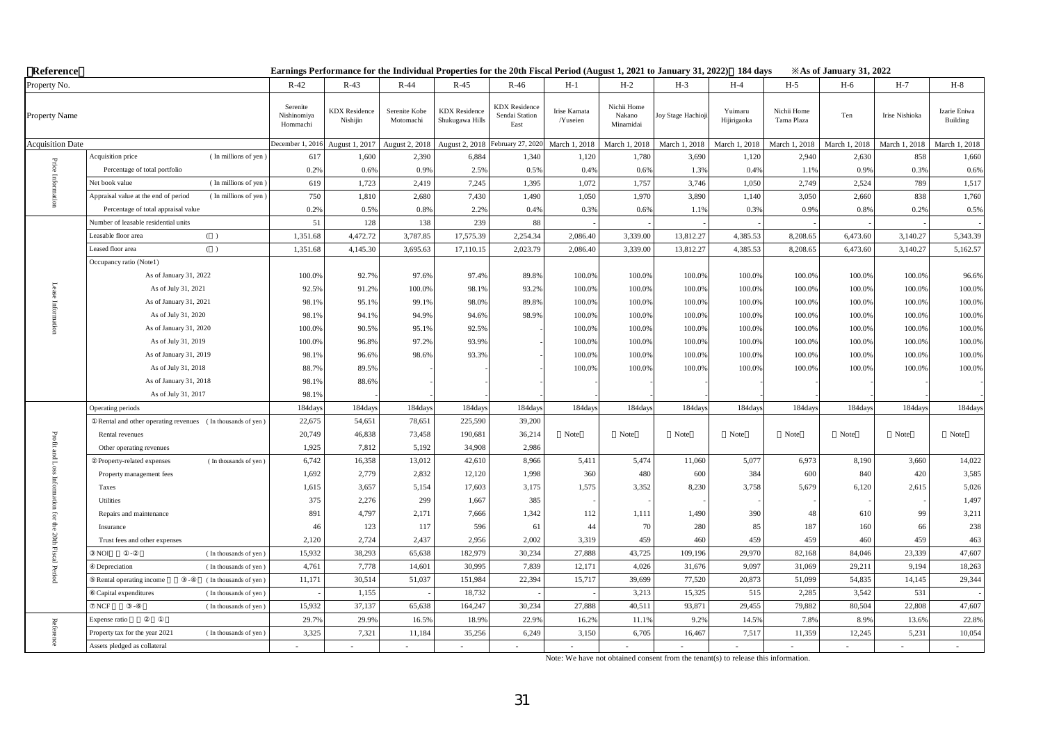**Reference**

**Earnings Performance for the Individual Properties for the 20th Fiscal Period (August 1, 2021 to January 31, 2022) 184 days ※As of January 31, 2022**

| | Property No. | | R-42 | R-43 | R-44 | R-45 | R-46 | H-1 | H-2 | H-3 | H-4 | H-5 | H-6 | H-7 | H-8 |
|---|---|---|---|---|---|---|---|---|---|---|---|---|---|---|---|
| | Property Name | | Serenite Nishinomiya Hommachi | KDX Residence Nishijin | Serenite Kobe Motomachi | KDX Residence Shukugawa Hills | KDX Residence Sendai Station East | Irise Kamata /Yuseien | Nichii Home Nakano Minamidai | Joy Stage Hachioji | Yuimaru Hijirigaoka | Nichii Home Tama Plaza | Ten | Irise Nishioka | Izarie Eniwa Building |
| | Acquisition Date | | December 1, 2016 | August 1, 2017 | August 2, 2018 | August 2, 2018 | February 27, 2020 | March 1, 2018 | March 1, 2018 | March 1, 2018 | March 1, 2018 | March 1, 2018 | March 1, 2018 | March 1, 2018 | March 1, 2018 |
| Price Information | Acquisition price | (In millions of yen) | 617 | 1,600 | 2,390 | 6,884 | 1,340 | 1,120 | 1,780 | 3,690 | 1,120 | 2,940 | 2,630 | 858 | 1,660 |
| | Percentage of total portfolio | | 0.2% | 0.6% | 0.9% | 2.5% | 0.5% | 0.4% | 0.6% | 1.3% | 0.4% | 1.1% | 0.9% | 0.3% | 0.6% |
| | Net book value | (In millions of yen) | 619 | 1,723 | 2,419 | 7,245 | 1,395 | 1,072 | 1,757 | 3,746 | 1,050 | 2,749 | 2,524 | 789 | 1,517 |
| | Appraisal value at the end of period | (In millions of yen) | 750 | 1,810 | 2,680 | 7,430 | 1,490 | 1,050 | 1,970 | 3,890 | 1,140 | 3,050 | 2,660 | 838 | 1,760 |
| | Percentage of total appraisal value | | 0.2% | 0.5% | 0.8% | 2.2% | 0.4% | 0.3% | 0.6% | 1.1% | 0.3% | 0.9% | 0.8% | 0.2% | 0.5% |
| Lease Information | Number of leasable residential units | | 51 | 128 | 138 | 239 | 88 | - | - | - | - | - | - | - | - |
| | Leasable floor area | (㎡) | 1,351.68 | 4,472.72 | 3,787.85 | 17,575.39 | 2,254.34 | 2,086.40 | 3,339.00 | 13,812.27 | 4,385.53 | 8,208.65 | 6,473.60 | 3,140.27 | 5,343.39 |
| | Leased floor area | (㎡) | 1,351.68 | 4,145.30 | 3,695.63 | 17,110.15 | 2,023.79 | 2,086.40 | 3,339.00 | 13,812.27 | 4,385.53 | 8,208.65 | 6,473.60 | 3,140.27 | 5,162.57 |
| | Occupancy ratio (Note1) | | | | | | | | | | | | | | |
| | As of January 31, 2022 | | 100.0% | 92.7% | 97.6% | 97.4% | 89.8% | 100.0% | 100.0% | 100.0% | 100.0% | 100.0% | 100.0% | 100.0% | 96.6% |
| | As of July 31, 2021 | | 92.5% | 91.2% | 100.0% | 98.1% | 93.2% | 100.0% | 100.0% | 100.0% | 100.0% | 100.0% | 100.0% | 100.0% | 100.0% |
| | As of January 31, 2021 | | 98.1% | 95.1% | 99.1% | 98.0% | 89.8% | 100.0% | 100.0% | 100.0% | 100.0% | 100.0% | 100.0% | 100.0% | 100.0% |
| | As of July 31, 2020 | | 98.1% | 94.1% | 94.9% | 94.6% | 98.9% | 100.0% | 100.0% | 100.0% | 100.0% | 100.0% | 100.0% | 100.0% | 100.0% |
| | As of January 31, 2020 | | 100.0% | 90.5% | 95.1% | 92.5% | - | 100.0% | 100.0% | 100.0% | 100.0% | 100.0% | 100.0% | 100.0% | 100.0% |
| | As of July 31, 2019 | | 100.0% | 96.8% | 97.2% | 93.9% | - | 100.0% | 100.0% | 100.0% | 100.0% | 100.0% | 100.0% | 100.0% | 100.0% |
| | As of January 31, 2019 | | 98.1% | 96.6% | 98.6% | 93.3% | - | 100.0% | 100.0% | 100.0% | 100.0% | 100.0% | 100.0% | 100.0% | 100.0% |
| | As of July 31, 2018 | | 88.7% | 89.5% | - | - | - | 100.0% | 100.0% | 100.0% | 100.0% | 100.0% | 100.0% | 100.0% | 100.0% |
| | As of January 31, 2018 | | 98.1% | 88.6% | - | - | - | - | - | - | - | - | - | - | - |
| | As of July 31, 2017 | | 98.1% | - | - | - | - | - | - | - | - | - | - | - | - |
| Profit and Loss Information for the 20th Fiscal Period | Operating periods | | 184days | 184days | 184days | 184days | 184days | 184days | 184days | 184days | 184days | 184days | 184days | 184days | 184days |
| | ①Rental and other operating revenues | (In thousands of yen) | 22,675 | 54,651 | 78,651 | 225,590 | 39,200 | Note | Note | Note | Note | Note | Note | Note | Note |
| | Rental revenues | | 20,749 | 46,838 | 73,458 | 190,681 | 36,214 | | | | | | | | |
| | Other operating revenues | | 1,925 | 7,812 | 5,192 | 34,908 | 2,986 | | | | | | | | |
| | ②Property-related expenses | (In thousands of yen) | 6,742 | 16,358 | 13,012 | 42,610 | 8,966 | 5,411 | 5,474 | 11,060 | 5,077 | 6,973 | 8,190 | 3,660 | 14,022 |
| | Property management fees | | 1,692 | 2,779 | 2,832 | 12,120 | 1,998 | 360 | 480 | 600 | 384 | 600 | 840 | 420 | 3,585 |
| | Taxes | | 1,615 | 3,657 | 5,154 | 17,603 | 3,175 | 1,575 | 3,352 | 8,230 | 3,758 | 5,679 | 6,120 | 2,615 | 5,026 |
| | Utilities | | 375 | 2,276 | 299 | 1,667 | 385 | - | - | - | - | - | - | - | 1,497 |
| | Repairs and maintenance | | 891 | 4,797 | 2,171 | 7,666 | 1,342 | 112 | 1,111 | 1,490 | 390 | 48 | 610 | 99 | 3,211 |
| | Insurance | | 46 | 123 | 117 | 596 | 61 | 44 | 70 | 280 | 85 | 187 | 160 | 66 | 238 |
| | Trust fees and other expenses | | 2,120 | 2,724 | 2,437 | 2,956 | 2,002 | 3,319 | 459 | 460 | 459 | 459 | 460 | 459 | 463 |
| | ③NOI (①-②) | (In thousands of yen) | 15,932 | 38,293 | 65,638 | 182,979 | 30,234 | 27,888 | 43,725 | 109,196 | 29,970 | 82,168 | 84,046 | 23,339 | 47,607 |
| | ④Depreciation | (In thousands of yen) | 4,761 | 7,778 | 14,601 | 30,995 | 7,839 | 12,171 | 4,026 | 31,676 | 9,097 | 31,069 | 29,211 | 9,194 | 18,263 |
| | ⑤Rental operating income (③-④) | (In thousands of yen) | 11,171 | 30,514 | 51,037 | 151,984 | 22,394 | 15,717 | 39,699 | 77,520 | 20,873 | 51,099 | 54,835 | 14,145 | 29,344 |
| | ⑥Capital expenditures | (In thousands of yen) | - | 1,155 | - | 18,732 | - | - | 3,213 | 15,325 | 515 | 2,285 | 3,542 | 531 | - |
| | ⑦NCF (③-⑥) | (In thousands of yen) | 15,932 | 37,137 | 65,638 | 164,247 | 30,234 | 27,888 | 40,511 | 93,871 | 29,455 | 79,882 | 80,504 | 22,808 | 47,607 |
| Reference | Expense ratio (②/①) | | 29.7% | 29.9% | 16.5% | 18.9% | 22.9% | 16.2% | 11.1% | 9.2% | 14.5% | 7.8% | 8.9% | 13.6% | 22.8% |
| | Property tax for the year 2021 | (In thousands of yen) | 3,325 | 7,321 | 11,184 | 35,256 | 6,249 | 3,150 | 6,705 | 16,467 | 7,517 | 11,359 | 12,245 | 5,231 | 10,054 |
| | Assets pledged as collateral | | - | - | - | - | - | - | - | - | - | - | - | - | - |

Note: We have not obtained consent from the tenant(s) to release this information.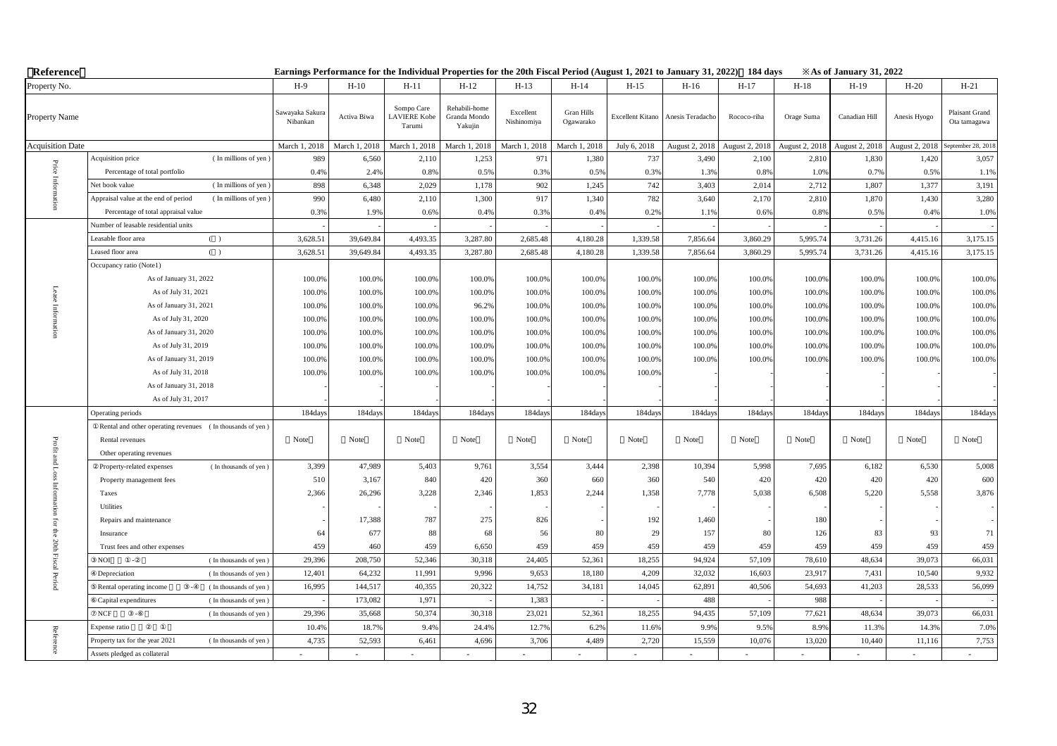【Reference】

Earnings Performance for the Individual Properties for the 20th Fiscal Period (August 1, 2021 to January 31, 2022) 184 days ※As of January 31, 2022

| | Property No. | | H-9 | H-10 | H-11 | H-12 | H-13 | H-14 | H-15 | H-16 | H-17 | H-18 | H-19 | H-20 | H-21 |
|---|---|---|---|---|---|---|---|---|---|---|---|---|---|---|---|
| | Property Name | | Sawayaka Sakura Nibankan | Activa Biwa | Sompo Care LAVIERE Kobe Tarumi | Rehabili-home Granda Mondo Yakujin | Excellent Nishinomiya | Gran Hills Ogawarako | Excellent Kitano | Anesis Teradacho | Rococo-riha | Orage Suma | Canadian Hill | Anesis Hyogo | Plaisant Grand Ota tamagawa |
| | Acquisition Date | | March 1, 2018 | March 1, 2018 | March 1, 2018 | March 1, 2018 | March 1, 2018 | March 1, 2018 | July 6, 2018 | August 2, 2018 | August 2, 2018 | August 2, 2018 | August 2, 2018 | August 2, 2018 | September 28, 2018 |
| Price Information | Acquisition price | (In millions of yen) | 989 | 6,560 | 2,110 | 1,253 | 971 | 1,380 | 737 | 3,490 | 2,100 | 2,810 | 1,830 | 1,420 | 3,057 |
| | Percentage of total portfolio | | 0.4% | 2.4% | 0.8% | 0.5% | 0.3% | 0.5% | 0.3% | 1.3% | 0.8% | 1.0% | 0.7% | 0.5% | 1.1% |
| | Net book value | (In millions of yen) | 898 | 6,348 | 2,029 | 1,178 | 902 | 1,245 | 742 | 3,403 | 2,014 | 2,712 | 1,807 | 1,377 | 3,191 |
| | Appraisal value at the end of period | (In millions of yen) | 990 | 6,480 | 2,110 | 1,300 | 917 | 1,340 | 782 | 3,640 | 2,170 | 2,810 | 1,870 | 1,430 | 3,280 |
| | Percentage of total appraisal value | | 0.3% | 1.9% | 0.6% | 0.4% | 0.3% | 0.4% | 0.2% | 1.1% | 0.6% | 0.8% | 0.5% | 0.4% | 1.0% |
| Lease Information | Number of leasable residential units | | - | - | - | - | - | - | - | - | - | - | - | - | - |
| | Leasable floor area | (㎡) | 3,628.51 | 39,649.84 | 4,493.35 | 3,287.80 | 2,685.48 | 4,180.28 | 1,339.58 | 7,856.64 | 3,860.29 | 5,995.74 | 3,731.26 | 4,415.16 | 3,175.15 |
| | Leased floor area | (㎡) | 3,628.51 | 39,649.84 | 4,493.35 | 3,287.80 | 2,685.48 | 4,180.28 | 1,339.58 | 7,856.64 | 3,860.29 | 5,995.74 | 3,731.26 | 4,415.16 | 3,175.15 |
| | Occupancy ratio (Note1) | | | | | | | | | | | | | | |
| | As of January 31, 2022 | | 100.0% | 100.0% | 100.0% | 100.0% | 100.0% | 100.0% | 100.0% | 100.0% | 100.0% | 100.0% | 100.0% | 100.0% | 100.0% |
| | As of July 31, 2021 | | 100.0% | 100.0% | 100.0% | 100.0% | 100.0% | 100.0% | 100.0% | 100.0% | 100.0% | 100.0% | 100.0% | 100.0% | 100.0% |
| | As of January 31, 2021 | | 100.0% | 100.0% | 100.0% | 96.2% | 100.0% | 100.0% | 100.0% | 100.0% | 100.0% | 100.0% | 100.0% | 100.0% | 100.0% |
| | As of July 31, 2020 | | 100.0% | 100.0% | 100.0% | 100.0% | 100.0% | 100.0% | 100.0% | 100.0% | 100.0% | 100.0% | 100.0% | 100.0% | 100.0% |
| | As of January 31, 2020 | | 100.0% | 100.0% | 100.0% | 100.0% | 100.0% | 100.0% | 100.0% | 100.0% | 100.0% | 100.0% | 100.0% | 100.0% | 100.0% |
| | As of July 31, 2019 | | 100.0% | 100.0% | 100.0% | 100.0% | 100.0% | 100.0% | 100.0% | 100.0% | 100.0% | 100.0% | 100.0% | 100.0% | 100.0% |
| | As of January 31, 2019 | | 100.0% | 100.0% | 100.0% | 100.0% | 100.0% | 100.0% | 100.0% | 100.0% | 100.0% | 100.0% | 100.0% | 100.0% | 100.0% |
| | As of July 31, 2018 | | 100.0% | 100.0% | 100.0% | 100.0% | 100.0% | 100.0% | 100.0% | - | - | - | - | - | - |
| | As of January 31, 2018 | | - | - | - | - | - | - | - | - | - | - | - | - | - |
| | As of July 31, 2017 | | - | - | - | - | - | - | - | - | - | - | - | - | - |
| Profit and Loss Information for the 20th Fiscal Period | Operating periods | | 184days | 184days | 184days | 184days | 184days | 184days | 184days | 184days | 184days | 184days | 184days | 184days | 184days |
| | ①Rental and other operating revenues | (In thousands of yen) | Note | Note | Note | Note | Note | Note | Note | Note | Note | Note | Note | Note | Note |
| | Rental revenues | | | | | | | | | | | | | | |
| | Other operating revenues | | | | | | | | | | | | | | |
| | ②Property-related expenses | (In thousands of yen) | 3,399 | 47,989 | 5,403 | 9,761 | 3,554 | 3,444 | 2,398 | 10,394 | 5,998 | 7,695 | 6,182 | 6,530 | 5,008 |
| | Property management fees | | 510 | 3,167 | 840 | 420 | 360 | 660 | 360 | 540 | 420 | 420 | 420 | 420 | 600 |
| | Taxes | | 2,366 | 26,296 | 3,228 | 2,346 | 1,853 | 2,244 | 1,358 | 7,778 | 5,038 | 6,508 | 5,220 | 5,558 | 3,876 |
| | Utilities | | - | - | - | - | - | - | - | - | - | - | - | - | - |
| | Repairs and maintenance | | - | 17,388 | 787 | 275 | 826 | - | 192 | 1,460 | - | 180 | - | - | - |
| | Insurance | | 64 | 677 | 88 | 68 | 56 | 80 | 29 | 157 | 80 | 126 | 83 | 93 | 71 |
| | Trust fees and other expenses | | 459 | 460 | 459 | 6,650 | 459 | 459 | 459 | 459 | 459 | 459 | 459 | 459 | 459 |
| | ③NOI (①-②) | (In thousands of yen) | 29,396 | 208,750 | 52,346 | 30,318 | 24,405 | 52,361 | 18,255 | 94,924 | 57,109 | 78,610 | 48,634 | 39,073 | 66,031 |
| | ④Depreciation | (In thousands of yen) | 12,401 | 64,232 | 11,991 | 9,996 | 9,653 | 18,180 | 4,209 | 32,032 | 16,603 | 23,917 | 7,431 | 10,540 | 9,932 |
| | ⑤Rental operating income (③-④) | (In thousands of yen) | 16,995 | 144,517 | 40,355 | 20,322 | 14,752 | 34,181 | 14,045 | 62,891 | 40,506 | 54,693 | 41,203 | 28,533 | 56,099 |
| | ⑥Capital expenditures | (In thousands of yen) | - | 173,082 | 1,971 | - | 1,383 | - | - | 488 | - | 988 | - | - | - |
| | ⑦NCF (③-⑥) | (In thousands of yen) | 29,396 | 35,668 | 50,374 | 30,318 | 23,021 | 52,361 | 18,255 | 94,435 | 57,109 | 77,621 | 48,634 | 39,073 | 66,031 |
| Reference | Expense ratio (②/①) | | 10.4% | 18.7% | 9.4% | 24.4% | 12.7% | 6.2% | 11.6% | 9.9% | 9.5% | 8.9% | 11.3% | 14.3% | 7.0% |
| | Property tax for the year 2021 | (In thousands of yen) | 4,735 | 52,593 | 6,461 | 4,696 | 3,706 | 4,489 | 2,720 | 15,559 | 10,076 | 13,020 | 10,440 | 11,116 | 7,753 |
| | Assets pledged as collateral | | - | - | - | - | - | - | - | - | - | - | - | - | - |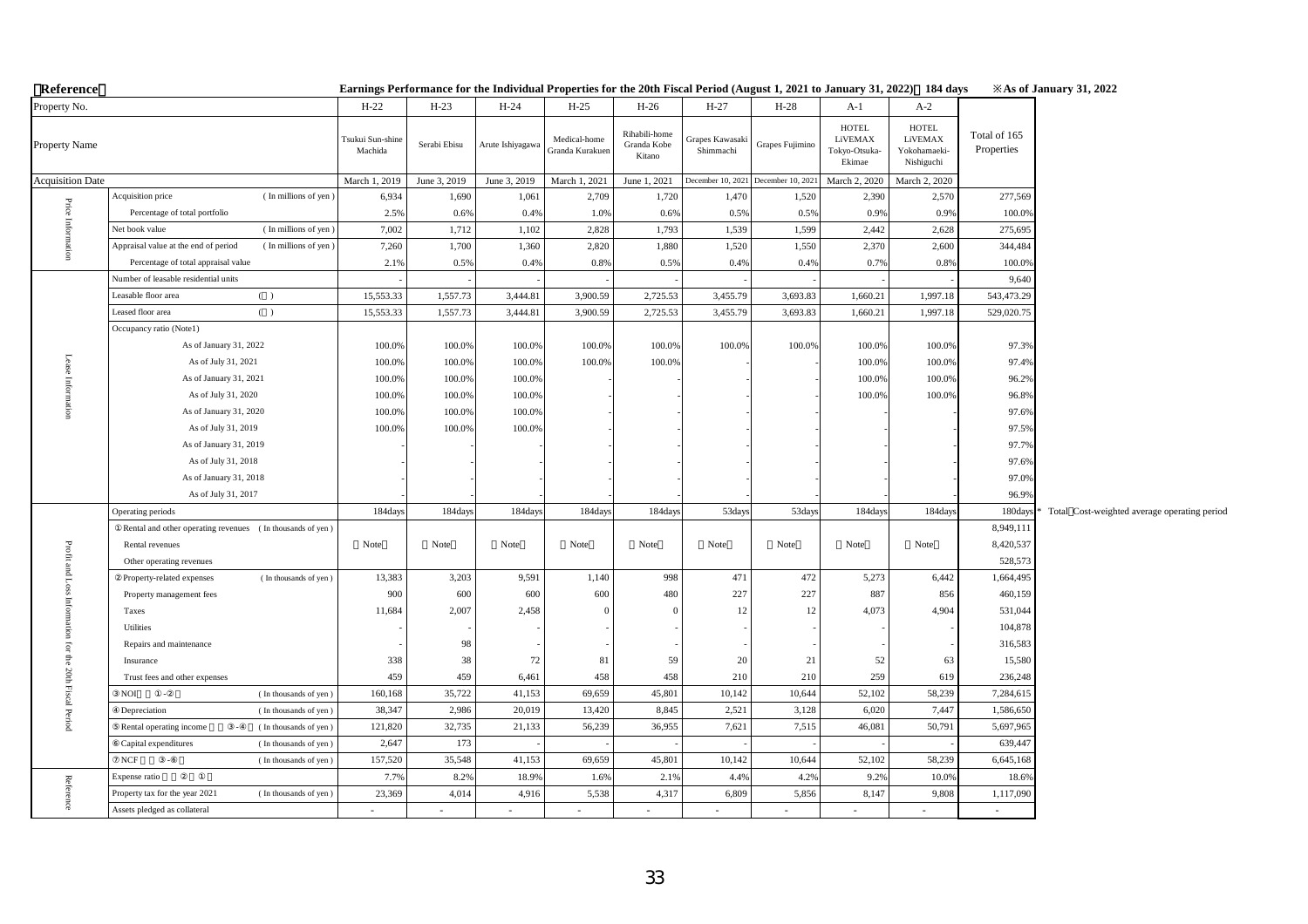**【Reference】** **Earnings Performance for the Individual Properties for the 20th Fiscal Period (August 1, 2021 to January 31, 2022)（184 days）** ※As of January 31, 2022

| | Property No. | H-22 | H-23 | H-24 | H-25 | H-26 | H-27 | H-28 | A-1 | A-2 | |
|---|---|---|---|---|---|---|---|---|---|---|---|
| | Property Name | Tsukui Sun-shine Machida | Serabi Ebisu | Arute Ishiyagawa | Medical-home Granda Kurakuen | Rihabili-home Granda Kobe Kitano | Grapes Kawasaki Shimmachi | Grapes Fujimino | HOTEL LiVEMAX Tokyo-Otsuka-Ekimae | HOTEL LiVEMAX Yokohamaeki-Nishiguchi | Total of 165 Properties |
| | Acquisition Date | March 1, 2019 | June 3, 2019 | June 3, 2019 | March 1, 2021 | June 1, 2021 | December 10, 2021 | December 10, 2021 | March 2, 2020 | March 2, 2020 | |
| Price Information | Acquisition price (In millions of yen) | 6,934 | 1,690 | 1,061 | 2,709 | 1,720 | 1,470 | 1,520 | 2,390 | 2,570 | 277,569 |
| | Percentage of total portfolio | 2.5% | 0.6% | 0.4% | 1.0% | 0.6% | 0.5% | 0.5% | 0.9% | 0.9% | 100.0% |
| | Net book value (In millions of yen) | 7,002 | 1,712 | 1,102 | 2,828 | 1,793 | 1,539 | 1,599 | 2,442 | 2,628 | 275,695 |
| | Appraisal value at the end of period (In millions of yen) | 7,260 | 1,700 | 1,360 | 2,820 | 1,880 | 1,520 | 1,550 | 2,370 | 2,600 | 344,484 |
| | Percentage of total appraisal value | 2.1% | 0.5% | 0.4% | 0.8% | 0.5% | 0.4% | 0.4% | 0.7% | 0.8% | 100.0% |
| Lease Information | Number of leasable residential units | - | - | - | - | - | - | - | - | - | 9,640 |
| | Leasable floor area (㎡) | 15,553.33 | 1,557.73 | 3,444.81 | 3,900.59 | 2,725.53 | 3,455.79 | 3,693.83 | 1,660.21 | 1,997.18 | 543,473.29 |
| | Leased floor area (㎡) | 15,553.33 | 1,557.73 | 3,444.81 | 3,900.59 | 2,725.53 | 3,455.79 | 3,693.83 | 1,660.21 | 1,997.18 | 529,020.75 |
| | Occupancy ratio (Note1) | | | | | | | | | | |
| | As of January 31, 2022 | 100.0% | 100.0% | 100.0% | 100.0% | 100.0% | 100.0% | 100.0% | 100.0% | 100.0% | 97.3% |
| | As of July 31, 2021 | 100.0% | 100.0% | 100.0% | 100.0% | 100.0% | - | - | 100.0% | 100.0% | 97.4% |
| | As of January 31, 2021 | 100.0% | 100.0% | 100.0% | - | - | - | - | 100.0% | 100.0% | 96.2% |
| | As of July 31, 2020 | 100.0% | 100.0% | 100.0% | - | - | - | - | 100.0% | 100.0% | 96.8% |
| | As of January 31, 2020 | 100.0% | 100.0% | 100.0% | - | - | - | - | - | - | 97.6% |
| | As of July 31, 2019 | 100.0% | 100.0% | 100.0% | - | - | - | - | - | - | 97.5% |
| | As of January 31, 2019 | - | - | - | - | - | - | - | - | - | 97.7% |
| | As of July 31, 2018 | - | - | - | - | - | - | - | - | - | 97.6% |
| | As of January 31, 2018 | - | - | - | - | - | - | - | - | - | 97.0% |
| | As of July 31, 2017 | - | - | - | - | - | - | - | - | - | 96.9% |
| Profit and Loss Information for the 20th Fiscal Period | Operating periods | 184days | 184days | 184days | 184days | 184days | 53days | 53days | 184days | 184days | 180days * Total Cost-weighted average operating period |
| | ①Rental and other operating revenues (In thousands of yen) | | | | | | | | | | 8,949,111 |
| | Rental revenues | Note | Note | Note | Note | Note | Note | Note | Note | Note | 8,420,537 |
| | Other operating revenues | | | | | | | | | | 528,573 |
| | ②Property-related expenses (In thousands of yen) | 13,383 | 3,203 | 9,591 | 1,140 | 998 | 471 | 472 | 5,273 | 6,442 | 1,664,495 |
| | Property management fees | 900 | 600 | 600 | 600 | 480 | 227 | 227 | 887 | 856 | 460,159 |
| | Taxes | 11,684 | 2,007 | 2,458 | 0 | 0 | 12 | 12 | 4,073 | 4,904 | 531,044 |
| | Utilities | - | - | - | - | - | - | - | - | - | 104,878 |
| | Repairs and maintenance | - | 98 | - | - | - | - | - | - | - | 316,583 |
| | Insurance | 338 | 38 | 72 | 81 | 59 | 20 | 21 | 52 | 63 | 15,580 |
| | Trust fees and other expenses | 459 | 459 | 6,461 | 458 | 458 | 210 | 210 | 259 | 619 | 236,248 |
| | ③NOI（①-②） (In thousands of yen) | 160,168 | 35,722 | 41,153 | 69,659 | 45,801 | 10,142 | 10,644 | 52,102 | 58,239 | 7,284,615 |
| | ④Depreciation (In thousands of yen) | 38,347 | 2,986 | 20,019 | 13,420 | 8,845 | 2,521 | 3,128 | 6,020 | 7,447 | 1,586,650 |
| | ⑤Rental operating income（③-④） (In thousands of yen) | 121,820 | 32,735 | 21,133 | 56,239 | 36,955 | 7,621 | 7,515 | 46,081 | 50,791 | 5,697,965 |
| | ⑥Capital expenditures (In thousands of yen) | 2,647 | 173 | - | - | - | - | - | - | - | 639,447 |
| | ⑦NCF（③-⑥） (In thousands of yen) | 157,520 | 35,548 | 41,153 | 69,659 | 45,801 | 10,142 | 10,644 | 52,102 | 58,239 | 6,645,168 |
| Reference | Expense ratio（②／①） | 7.7% | 8.2% | 18.9% | 1.6% | 2.1% | 4.4% | 4.2% | 9.2% | 10.0% | 18.6% |
| | Property tax for the year 2021 (In thousands of yen) | 23,369 | 4,014 | 4,916 | 5,538 | 4,317 | 6,809 | 5,856 | 8,147 | 9,808 | 1,117,090 |
| | Assets pledged as collateral | - | - | - | - | - | - | - | - | - | - |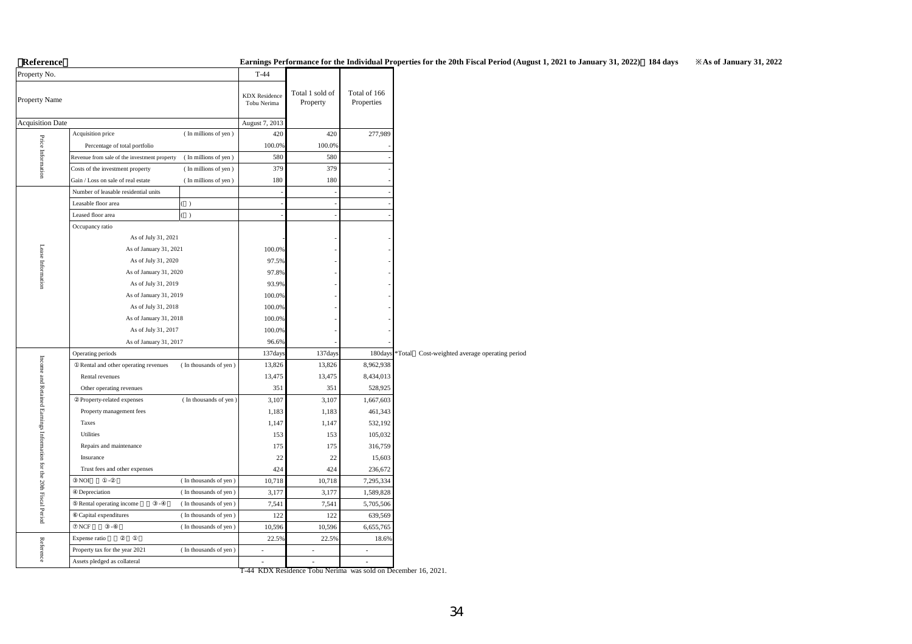【Reference】

**Earnings Performance for the Individual Properties for the 20th Fiscal Period (August 1, 2021 to January 31, 2022)：184 days** ※As of January 31, 2022

| | Property No. | | T-44 | | |
|---|---|---|---|---|---|
| | Property Name | | KDX Residence Tobu Nerima | Total 1 sold of Property | Total of 166 Properties |
| | Acquisition Date | | August 7, 2013 | | |
| Price Information | Acquisition price | ( In millions of yen ) | 420 | 420 | 277,989 |
| | Percentage of total portfolio | | 100.0% | 100.0% | - |
| | Revenue from sale of the investment property | ( In millions of yen ) | 580 | 580 | - |
| | Costs of the investment property | ( In millions of yen ) | 379 | 379 | - |
| | Gain / Loss on sale of real estate | ( In millions of yen ) | 180 | 180 | - |
| Lease Information | Number of leasable residential units | | - | - | - |
| | Leasable floor area | (㎡) | - | - | - |
| | Leased floor area | (㎡) | - | - | - |
| | Occupancy ratio | | | | |
| | As of July 31, 2021 | | - | - | - |
| | As of January 31, 2021 | | 100.0% | - | - |
| | As of July 31, 2020 | | 97.5% | - | - |
| | As of January 31, 2020 | | 97.8% | - | - |
| | As of July 31, 2019 | | 93.9% | - | - |
| | As of January 31, 2019 | | 100.0% | - | - |
| | As of July 31, 2018 | | 100.0% | - | - |
| | As of January 31, 2018 | | 100.0% | - | - |
| | As of July 31, 2017 | | 100.0% | - | - |
| | As of January 31, 2017 | | 96.6% | - | - |
| Income and Retained Earnings Information for the 20th Fiscal Period | Operating periods | | 137days | 137days | 180days *Total：Cost-weighted average operating period |
| | ①Rental and other operating revenues | ( In thousands of yen ) | 13,826 | 13,826 | 8,962,938 |
| | Rental revenues | | 13,475 | 13,475 | 8,434,013 |
| | Other operating revenues | | 351 | 351 | 528,925 |
| | ②Property-related expenses | ( In thousands of yen ) | 3,107 | 3,107 | 1,667,603 |
| | Property management fees | | 1,183 | 1,183 | 461,343 |
| | Taxes | | 1,147 | 1,147 | 532,192 |
| | Utilities | | 153 | 153 | 105,032 |
| | Repairs and maintenance | | 175 | 175 | 316,759 |
| | Insurance | | 22 | 22 | 15,603 |
| | Trust fees and other expenses | | 424 | 424 | 236,672 |
| | ③NOI（①-②） | ( In thousands of yen ) | 10,718 | 10,718 | 7,295,334 |
| | ④Depreciation | ( In thousands of yen ) | 3,177 | 3,177 | 1,589,828 |
| | ⑤Rental operating income（③-④） | ( In thousands of yen ) | 7,541 | 7,541 | 5,705,506 |
| | ⑥Capital expenditures | ( In thousands of yen ) | 122 | 122 | 639,569 |
| | ⑦NCF（③-⑥） | ( In thousands of yen ) | 10,596 | 10,596 | 6,655,765 |
| Reference | Expense ratio（②／①） | | 22.5% | 22.5% | 18.6% |
| | Property tax for the year 2021 | ( In thousands of yen ) | - | - | - |
| | Assets pledged as collateral | | - | - | - |

T-44 KDX Residence Tobu Nerima was sold on December 16, 2021.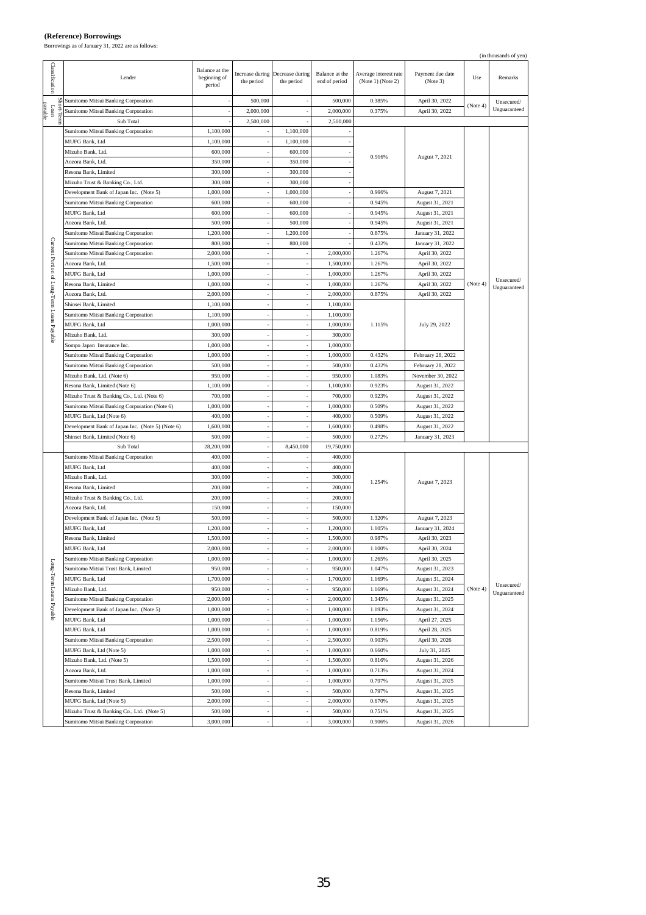**(Reference) Borrowings**

Borrowings as of January 31, 2022 are as follows:

(in thousands of yen)

| Classification | Lender | Balance at the beginning of period | Increase during the period | Decrease during the period | Balance at the end of period | Average interest rate (Note 1) (Note 2) | Payment due date (Note 3) | Use | Remarks |
|---|---|---|---|---|---|---|---|---|---|
| Short-Term Loan payable | Sumitomo Mitsui Banking Corporation | - | 500,000 | - | 500,000 | 0.385% | April 30, 2022 | (Note 4) | Unsecured/ Unguaranteed |
| | Sumitomo Mitsui Banking Corporation | - | 2,000,000 | - | 2,000,000 | 0.375% | April 30, 2022 | | |
| | Sub Total | - | 2,500,000 | - | 2,500,000 | | | | |
| Current Portion of Long-Term Loans Payable | Sumitomo Mitsui Banking Corporation | 1,100,000 | - | 1,100,000 | - | 0.916% | August 7, 2021 | (Note 4) | Unsecured/ Unguaranteed |
| | MUFG Bank, Ltd | 1,100,000 | - | 1,100,000 | - | | | | |
| | Mizuho Bank, Ltd. | 600,000 | - | 600,000 | - | | | | |
| | Aozora Bank, Ltd. | 350,000 | - | 350,000 | - | | | | |
| | Resona Bank, Limited | 300,000 | - | 300,000 | - | | | | |
| | Mizuho Trust & Banking Co., Ltd. | 300,000 | - | 300,000 | - | | | | |
| | Development Bank of Japan Inc. (Note 5) | 1,000,000 | - | 1,000,000 | - | 0.996% | August 7, 2021 | | |
| | Sumitomo Mitsui Banking Corporation | 600,000 | - | 600,000 | - | 0.945% | August 31, 2021 | | |
| | MUFG Bank, Ltd | 600,000 | - | 600,000 | - | 0.945% | August 31, 2021 | | |
| | Aozora Bank, Ltd. | 500,000 | - | 500,000 | - | 0.945% | August 31, 2021 | | |
| | Sumitomo Mitsui Banking Corporation | 1,200,000 | - | 1,200,000 | - | 0.875% | January 31, 2022 | | |
| | Sumitomo Mitsui Banking Corporation | 800,000 | - | 800,000 | - | 0.432% | January 31, 2022 | | |
| | Sumitomo Mitsui Banking Corporation | 2,000,000 | - | - | 2,000,000 | 1.267% | April 30, 2022 | | |
| | Aozora Bank, Ltd. | 1,500,000 | - | - | 1,500,000 | 1.267% | April 30, 2022 | | |
| | MUFG Bank, Ltd | 1,000,000 | - | - | 1,000,000 | 1.267% | April 30, 2022 | | |
| | Resona Bank, Limited | 1,000,000 | - | - | 1,000,000 | 1.267% | April 30, 2022 | | |
| | Aozora Bank, Ltd. | 2,000,000 | - | - | 2,000,000 | 0.875% | April 30, 2022 | | |
| | Shinsei Bank, Limited | 1,100,000 | - | - | 1,100,000 | 1.115% | July 29, 2022 | | |
| | Sumitomo Mitsui Banking Corporation | 1,100,000 | - | - | 1,100,000 | | | | |
| | MUFG Bank, Ltd | 1,000,000 | - | - | 1,000,000 | | | | |
| | Mizuho Bank, Ltd. | 300,000 | - | - | 300,000 | | | | |
| | Sompo Japan Insurance Inc. | 1,000,000 | - | - | 1,000,000 | | | | |
| | Sumitomo Mitsui Banking Corporation | 1,000,000 | - | - | 1,000,000 | 0.432% | February 28, 2022 | | |
| | Sumitomo Mitsui Banking Corporation | 500,000 | - | - | 500,000 | 0.432% | February 28, 2022 | | |
| | Mizuho Bank, Ltd. (Note 6) | 950,000 | - | - | 950,000 | 1.083% | November 30, 2022 | | |
| | Resona Bank, Limited (Note 6) | 1,100,000 | - | - | 1,100,000 | 0.923% | August 31, 2022 | | |
| | Mizuho Trust & Banking Co., Ltd. (Note 6) | 700,000 | - | - | 700,000 | 0.923% | August 31, 2022 | | |
| | Sumitomo Mitsui Banking Corporation (Note 6) | 1,000,000 | - | - | 1,000,000 | 0.509% | August 31, 2022 | | |
| | MUFG Bank, Ltd (Note 6) | 400,000 | - | - | 400,000 | 0.509% | August 31, 2022 | | |
| | Development Bank of Japan Inc. (Note 5) (Note 6) | 1,600,000 | - | - | 1,600,000 | 0.498% | August 31, 2022 | | |
| | Shinsei Bank, Limited (Note 6) | 500,000 | - | - | 500,000 | 0.272% | January 31, 2023 | | |
| | Sub Total | 28,200,000 | - | 8,450,000 | 19,750,000 | | | | |
| Long-Term Loans Payable | Sumitomo Mitsui Banking Corporation | 400,000 | - | - | 400,000 | 1.254% | August 7, 2023 | (Note 4) | Unsecured/ Unguaranteed |
| | MUFG Bank, Ltd | 400,000 | - | - | 400,000 | | | | |
| | Mizuho Bank, Ltd. | 300,000 | - | - | 300,000 | | | | |
| | Resona Bank, Limited | 200,000 | - | - | 200,000 | | | | |
| | Mizuho Trust & Banking Co., Ltd. | 200,000 | - | - | 200,000 | | | | |
| | Aozora Bank, Ltd. | 150,000 | - | - | 150,000 | | | | |
| | Development Bank of Japan Inc. (Note 5) | 500,000 | - | - | 500,000 | 1.320% | August 7, 2023 | | |
| | MUFG Bank, Ltd | 1,200,000 | - | - | 1,200,000 | 1.105% | January 31, 2024 | | |
| | Resona Bank, Limited | 1,500,000 | - | - | 1,500,000 | 0.987% | April 30, 2023 | | |
| | MUFG Bank, Ltd | 2,000,000 | - | - | 2,000,000 | 1.100% | April 30, 2024 | | |
| | Sumitomo Mitsui Banking Corporation | 1,000,000 | - | - | 1,000,000 | 1.265% | April 30, 2025 | | |
| | Sumitomo Mitsui Trust Bank, Limited | 950,000 | - | - | 950,000 | 1.047% | August 31, 2023 | | |
| | MUFG Bank, Ltd | 1,700,000 | - | - | 1,700,000 | 1.169% | August 31, 2024 | | |
| | Mizuho Bank, Ltd. | 950,000 | - | - | 950,000 | 1.169% | August 31, 2024 | | |
| | Sumitomo Mitsui Banking Corporation | 2,000,000 | - | - | 2,000,000 | 1.345% | August 31, 2025 | | |
| | Development Bank of Japan Inc. (Note 5) | 1,000,000 | - | - | 1,000,000 | 1.193% | August 31, 2024 | | |
| | MUFG Bank, Ltd | 1,000,000 | - | - | 1,000,000 | 1.156% | April 27, 2025 | | |
| | MUFG Bank, Ltd | 1,000,000 | - | - | 1,000,000 | 0.819% | April 28, 2025 | | |
| | Sumitomo Mitsui Banking Corporation | 2,500,000 | - | - | 2,500,000 | 0.903% | April 30, 2026 | | |
| | MUFG Bank, Ltd (Note 5) | 1,000,000 | - | - | 1,000,000 | 0.660% | July 31, 2025 | | |
| | Mizuho Bank, Ltd. (Note 5) | 1,500,000 | - | - | 1,500,000 | 0.816% | August 31, 2026 | | |
| | Aozora Bank, Ltd. | 1,000,000 | - | - | 1,000,000 | 0.713% | August 31, 2024 | | |
| | Sumitomo Mitsui Trust Bank, Limited | 1,000,000 | - | - | 1,000,000 | 0.797% | August 31, 2025 | | |
| | Resona Bank, Limited | 500,000 | - | - | 500,000 | 0.797% | August 31, 2025 | | |
| | MUFG Bank, Ltd (Note 5) | 2,000,000 | - | - | 2,000,000 | 0.670% | August 31, 2025 | | |
| | Mizuho Trust & Banking Co., Ltd. (Note 5) | 500,000 | - | - | 500,000 | 0.751% | August 31, 2025 | | |
| | Sumitomo Mitsui Banking Corporation | 3,000,000 | - | - | 3,000,000 | 0.906% | August 31, 2026 | | |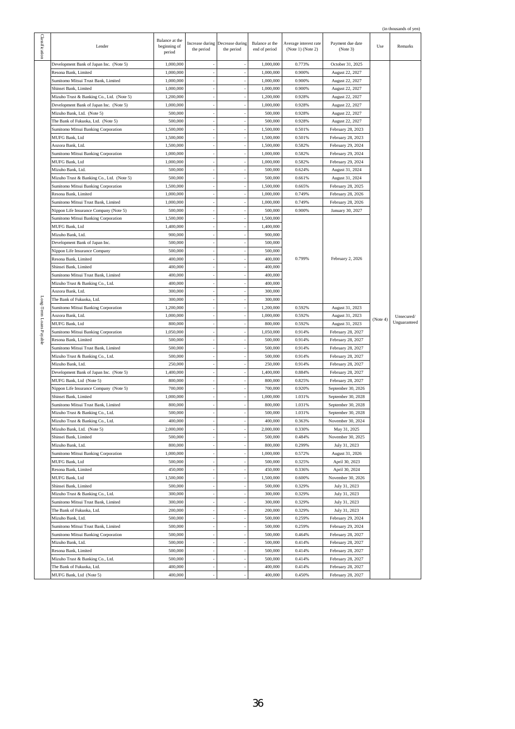(in thousands of yen)

| Classification | Lender | Balance at the beginning of period | Increase during the period | Decrease during the period | Balance at the end of period | Average interest rate (Note 1) (Note 2) | Payment due date (Note 3) | Use | Remarks |
|---|---|---|---|---|---|---|---|---|---|
| Long-Term Loans Payable | Development Bank of Japan Inc. (Note 5) | 1,000,000 | - | - | 1,000,000 | 0.773% | October 31, 2025 | (Note 4) | Unsecured/ Unguaranteed |
| | Resona Bank, Limited | 1,000,000 | - | - | 1,000,000 | 0.900% | August 22, 2027 | | |
| | Sumitomo Mitsui Trust Bank, Limited | 1,000,000 | - | - | 1,000,000 | 0.900% | August 22, 2027 | | |
| | Shinsei Bank, Limited | 1,000,000 | - | - | 1,000,000 | 0.900% | August 22, 2027 | | |
| | Mizuho Trust & Banking Co., Ltd. (Note 5) | 1,200,000 | - | - | 1,200,000 | 0.928% | August 22, 2027 | | |
| | Development Bank of Japan Inc. (Note 5) | 1,000,000 | - | - | 1,000,000 | 0.928% | August 22, 2027 | | |
| | Mizuho Bank, Ltd. (Note 5) | 500,000 | - | - | 500,000 | 0.928% | August 22, 2027 | | |
| | The Bank of Fukuoka, Ltd. (Note 5) | 500,000 | - | - | 500,000 | 0.928% | August 22, 2027 | | |
| | Sumitomo Mitsui Banking Corporation | 1,500,000 | - | - | 1,500,000 | 0.501% | February 28, 2023 | | |
| | MUFG Bank, Ltd | 1,500,000 | - | - | 1,500,000 | 0.501% | February 28, 2023 | | |
| | Aozora Bank, Ltd. | 1,500,000 | - | - | 1,500,000 | 0.582% | February 29, 2024 | | |
| | Sumitomo Mitsui Banking Corporation | 1,000,000 | - | - | 1,000,000 | 0.582% | February 29, 2024 | | |
| | MUFG Bank, Ltd | 1,000,000 | - | - | 1,000,000 | 0.582% | February 29, 2024 | | |
| | Mizuho Bank, Ltd. | 500,000 | - | - | 500,000 | 0.624% | August 31, 2024 | | |
| | Mizuho Trust & Banking Co., Ltd. (Note 5) | 500,000 | - | - | 500,000 | 0.661% | August 31, 2024 | | |
| | Sumitomo Mitsui Banking Corporation | 1,500,000 | - | - | 1,500,000 | 0.665% | February 28, 2025 | | |
| | Resona Bank, Limited | 1,000,000 | - | - | 1,000,000 | 0.749% | February 28, 2026 | | |
| | Sumitomo Mitsui Trust Bank, Limited | 1,000,000 | - | - | 1,000,000 | 0.749% | February 28, 2026 | | |
| | Nippon Life Insurance Company (Note 5) | 500,000 | - | - | 500,000 | 0.900% | January 30, 2027 | | |
| | Sumitomo Mitsui Banking Corporation | 1,500,000 | - | - | 1,500,000 | 0.799% | February 2, 2026 | | |
| | MUFG Bank, Ltd | 1,400,000 | - | - | 1,400,000 | | | | |
| | Mizuho Bank, Ltd. | 900,000 | - | - | 900,000 | | | | |
| | Development Bank of Japan Inc. | 500,000 | - | - | 500,000 | | | | |
| | Nippon Life Insurance Company | 500,000 | - | - | 500,000 | | | | |
| | Resona Bank, Limited | 400,000 | - | - | 400,000 | | | | |
| | Shinsei Bank, Limited | 400,000 | - | - | 400,000 | | | | |
| | Sumitomo Mitsui Trust Bank, Limited | 400,000 | - | - | 400,000 | | | | |
| | Mizuho Trust & Banking Co., Ltd. | 400,000 | - | - | 400,000 | | | | |
| | Aozora Bank, Ltd. | 300,000 | - | - | 300,000 | | | | |
| | The Bank of Fukuoka, Ltd. | 300,000 | - | - | 300,000 | | | | |
| | Sumitomo Mitsui Banking Corporation | 1,200,000 | - | - | 1,200,000 | 0.592% | August 31, 2023 | | |
| | Aozora Bank, Ltd. | 1,000,000 | - | - | 1,000,000 | 0.592% | August 31, 2023 | | |
| | MUFG Bank, Ltd | 800,000 | - | - | 800,000 | 0.592% | August 31, 2023 | | |
| | Sumitomo Mitsui Banking Corporation | 1,050,000 | - | - | 1,050,000 | 0.914% | February 28, 2027 | | |
| | Resona Bank, Limited | 500,000 | - | - | 500,000 | 0.914% | February 28, 2027 | | |
| | Sumitomo Mitsui Trust Bank, Limited | 500,000 | - | - | 500,000 | 0.914% | February 28, 2027 | | |
| | Mizuho Trust & Banking Co., Ltd. | 500,000 | - | - | 500,000 | 0.914% | February 28, 2027 | | |
| | Mizuho Bank, Ltd. | 250,000 | - | - | 250,000 | 0.914% | February 28, 2027 | | |
| | Development Bank of Japan Inc. (Note 5) | 1,400,000 | - | - | 1,400,000 | 0.884% | February 28, 2027 | | |
| | MUFG Bank, Ltd (Note 5) | 800,000 | - | - | 800,000 | 0.825% | February 28, 2027 | | |
| | Nippon Life Insurance Company (Note 5) | 700,000 | - | - | 700,000 | 0.920% | September 30, 2026 | | |
| | Shinsei Bank, Limited | 1,000,000 | - | - | 1,000,000 | 1.031% | September 30, 2028 | | |
| | Sumitomo Mitsui Trust Bank, Limited | 800,000 | - | - | 800,000 | 1.031% | September 30, 2028 | | |
| | Mizuho Trust & Banking Co., Ltd. | 500,000 | - | - | 500,000 | 1.031% | September 30, 2028 | | |
| | Mizuho Trust & Banking Co., Ltd. | 400,000 | - | - | 400,000 | 0.363% | November 30, 2024 | | |
| | Mizuho Bank, Ltd. (Note 5) | 2,000,000 | - | - | 2,000,000 | 0.330% | May 31, 2025 | | |
| | Shinsei Bank, Limited | 500,000 | - | - | 500,000 | 0.484% | November 30, 2025 | | |
| | Mizuho Bank, Ltd. | 800,000 | - | - | 800,000 | 0.299% | July 31, 2023 | | |
| | Sumitomo Mitsui Banking Corporation | 1,000,000 | - | - | 1,000,000 | 0.572% | August 31, 2026 | | |
| | MUFG Bank, Ltd | 500,000 | - | - | 500,000 | 0.325% | April 30, 2023 | | |
| | Resona Bank, Limited | 450,000 | - | - | 450,000 | 0.336% | April 30, 2024 | | |
| | MUFG Bank, Ltd | 1,500,000 | - | - | 1,500,000 | 0.600% | November 30, 2026 | | |
| | Shinsei Bank, Limited | 500,000 | - | - | 500,000 | 0.329% | July 31, 2023 | | |
| | Mizuho Trust & Banking Co., Ltd. | 300,000 | - | - | 300,000 | 0.329% | July 31, 2023 | | |
| | Sumitomo Mitsui Trust Bank, Limited | 300,000 | - | - | 300,000 | 0.329% | July 31, 2023 | | |
| | The Bank of Fukuoka, Ltd. | 200,000 | - | - | 200,000 | 0.329% | July 31, 2023 | | |
| | Mizuho Bank, Ltd. | 500,000 | - | - | 500,000 | 0.259% | February 29, 2024 | | |
| | Sumitomo Mitsui Trust Bank, Limited | 500,000 | - | - | 500,000 | 0.259% | February 29, 2024 | | |
| | Sumitomo Mitsui Banking Corporation | 500,000 | - | - | 500,000 | 0.464% | February 28, 2027 | | |
| | Mizuho Bank, Ltd. | 500,000 | - | - | 500,000 | 0.414% | February 28, 2027 | | |
| | Resona Bank, Limited | 500,000 | - | - | 500,000 | 0.414% | February 28, 2027 | | |
| | Mizuho Trust & Banking Co., Ltd. | 500,000 | - | - | 500,000 | 0.414% | February 28, 2027 | | |
| | The Bank of Fukuoka, Ltd. | 400,000 | - | - | 400,000 | 0.414% | February 28, 2027 | | |
| | MUFG Bank, Ltd (Note 5) | 400,000 | - | - | 400,000 | 0.450% | February 28, 2027 | | |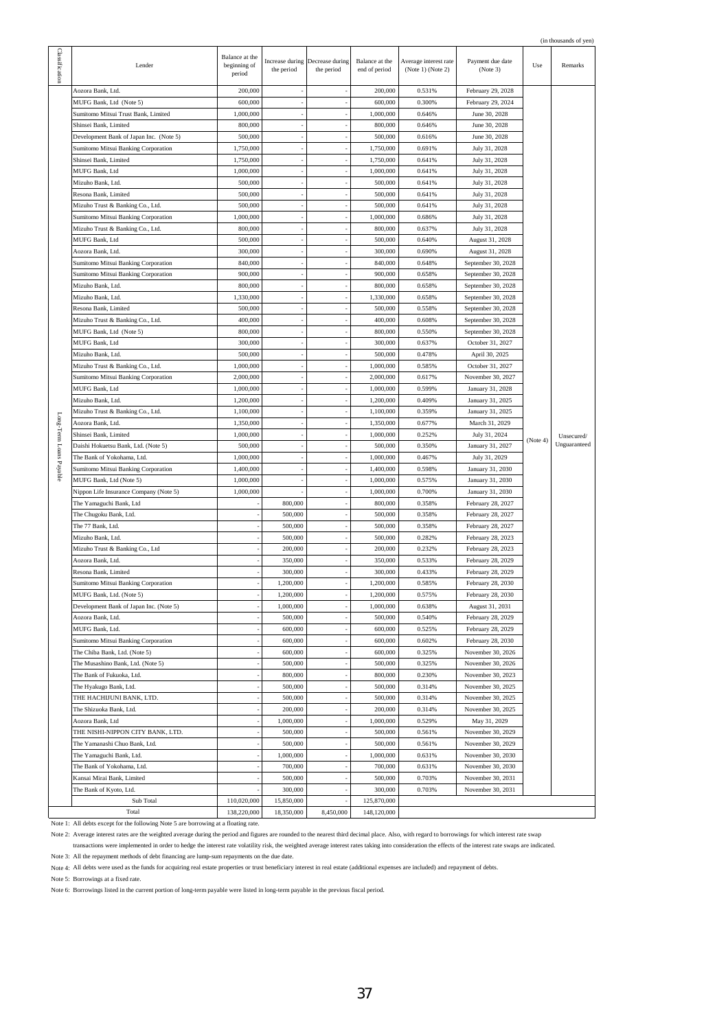(in thousands of yen)

| Classification | Lender | Balance at the beginning of period | Increase during the period | Decrease during the period | Balance at the end of period | Average interest rate (Note 1) (Note 2) | Payment due date (Note 3) | Use | Remarks |
|---|---|---|---|---|---|---|---|---|---|
| Long-Term Loans Payable | Aozora Bank, Ltd. | 200,000 | - | - | 200,000 | 0.531% | February 29, 2028 | (Note 4) | Unsecured/ Unguaranteed |
| | MUFG Bank, Ltd (Note 5) | 600,000 | - | - | 600,000 | 0.300% | February 29, 2024 | | |
| | Sumitomo Mitsui Trust Bank, Limited | 1,000,000 | - | - | 1,000,000 | 0.646% | June 30, 2028 | | |
| | Shinsei Bank, Limited | 800,000 | - | - | 800,000 | 0.646% | June 30, 2028 | | |
| | Development Bank of Japan Inc. (Note 5) | 500,000 | - | - | 500,000 | 0.616% | June 30, 2028 | | |
| | Sumitomo Mitsui Banking Corporation | 1,750,000 | - | - | 1,750,000 | 0.691% | July 31, 2028 | | |
| | Shinsei Bank, Limited | 1,750,000 | - | - | 1,750,000 | 0.641% | July 31, 2028 | | |
| | MUFG Bank, Ltd | 1,000,000 | - | - | 1,000,000 | 0.641% | July 31, 2028 | | |
| | Mizuho Bank, Ltd. | 500,000 | - | - | 500,000 | 0.641% | July 31, 2028 | | |
| | Resona Bank, Limited | 500,000 | - | - | 500,000 | 0.641% | July 31, 2028 | | |
| | Mizuho Trust & Banking Co., Ltd. | 500,000 | - | - | 500,000 | 0.641% | July 31, 2028 | | |
| | Sumitomo Mitsui Banking Corporation | 1,000,000 | - | - | 1,000,000 | 0.686% | July 31, 2028 | | |
| | Mizuho Trust & Banking Co., Ltd. | 800,000 | - | - | 800,000 | 0.637% | July 31, 2028 | | |
| | MUFG Bank, Ltd | 500,000 | - | - | 500,000 | 0.640% | August 31, 2028 | | |
| | Aozora Bank, Ltd. | 300,000 | - | - | 300,000 | 0.690% | August 31, 2028 | | |
| | Sumitomo Mitsui Banking Corporation | 840,000 | - | - | 840,000 | 0.648% | September 30, 2028 | | |
| | Sumitomo Mitsui Banking Corporation | 900,000 | - | - | 900,000 | 0.658% | September 30, 2028 | | |
| | Mizuho Bank, Ltd. | 800,000 | - | - | 800,000 | 0.658% | September 30, 2028 | | |
| | Mizuho Bank, Ltd. | 1,330,000 | - | - | 1,330,000 | 0.658% | September 30, 2028 | | |
| | Resona Bank, Limited | 500,000 | - | - | 500,000 | 0.558% | September 30, 2028 | | |
| | Mizuho Trust & Banking Co., Ltd. | 400,000 | - | - | 400,000 | 0.608% | September 30, 2028 | | |
| | MUFG Bank, Ltd (Note 5) | 800,000 | - | - | 800,000 | 0.550% | September 30, 2028 | | |
| | MUFG Bank, Ltd | 300,000 | - | - | 300,000 | 0.637% | October 31, 2027 | | |
| | Mizuho Bank, Ltd. | 500,000 | - | - | 500,000 | 0.478% | April 30, 2025 | | |
| | Mizuho Trust & Banking Co., Ltd. | 1,000,000 | - | - | 1,000,000 | 0.585% | October 31, 2027 | | |
| | Sumitomo Mitsui Banking Corporation | 2,000,000 | - | - | 2,000,000 | 0.617% | November 30, 2027 | | |
| | MUFG Bank, Ltd | 1,000,000 | - | - | 1,000,000 | 0.599% | January 31, 2028 | | |
| | Mizuho Bank, Ltd. | 1,200,000 | - | - | 1,200,000 | 0.409% | January 31, 2025 | | |
| | Mizuho Trust & Banking Co., Ltd. | 1,100,000 | - | - | 1,100,000 | 0.359% | January 31, 2025 | | |
| | Aozora Bank, Ltd. | 1,350,000 | - | - | 1,350,000 | 0.677% | March 31, 2029 | | |
| | Shinsei Bank, Limited | 1,000,000 | - | - | 1,000,000 | 0.252% | July 31, 2024 | | |
| | Daishi Hokuetsu Bank, Ltd. (Note 5) | 500,000 | - | - | 500,000 | 0.350% | January 31, 2027 | | |
| | The Bank of Yokohama, Ltd. | 1,000,000 | - | - | 1,000,000 | 0.467% | July 31, 2029 | | |
| | Sumitomo Mitsui Banking Corporation | 1,400,000 | - | - | 1,400,000 | 0.598% | January 31, 2030 | | |
| | MUFG Bank, Ltd (Note 5) | 1,000,000 | - | - | 1,000,000 | 0.575% | January 31, 2030 | | |
| | Nippon Life Insurance Company (Note 5) | 1,000,000 | - | - | 1,000,000 | 0.700% | January 31, 2030 | | |
| | The Yamaguchi Bank, Ltd | - | 800,000 | - | 800,000 | 0.358% | February 28, 2027 | | |
| | The Chugoku Bank, Ltd. | - | 500,000 | - | 500,000 | 0.358% | February 28, 2027 | | |
| | The 77 Bank, Ltd. | - | 500,000 | - | 500,000 | 0.358% | February 28, 2027 | | |
| | Mizuho Bank, Ltd. | - | 500,000 | - | 500,000 | 0.282% | February 28, 2023 | | |
| | Mizuho Trust & Banking Co., Ltd | - | 200,000 | - | 200,000 | 0.232% | February 28, 2023 | | |
| | Aozora Bank, Ltd. | - | 350,000 | - | 350,000 | 0.533% | February 28, 2029 | | |
| | Resona Bank, Limited | - | 300,000 | - | 300,000 | 0.433% | February 28, 2029 | | |
| | Sumitomo Mitsui Banking Corporation | - | 1,200,000 | - | 1,200,000 | 0.585% | February 28, 2030 | | |
| | MUFG Bank, Ltd. (Note 5) | - | 1,200,000 | - | 1,200,000 | 0.575% | February 28, 2030 | | |
| | Development Bank of Japan Inc. (Note 5) | - | 1,000,000 | - | 1,000,000 | 0.638% | August 31, 2031 | | |
| | Aozora Bank, Ltd. | - | 500,000 | - | 500,000 | 0.540% | February 28, 2029 | | |
| | MUFG Bank, Ltd. | - | 600,000 | - | 600,000 | 0.525% | February 28, 2029 | | |
| | Sumitomo Mitsui Banking Corporation | - | 600,000 | - | 600,000 | 0.602% | February 28, 2030 | | |
| | The Chiba Bank, Ltd. (Note 5) | - | 600,000 | - | 600,000 | 0.325% | November 30, 2026 | | |
| | The Musashino Bank, Ltd. (Note 5) | - | 500,000 | - | 500,000 | 0.325% | November 30, 2026 | | |
| | The Bank of Fukuoka, Ltd. | - | 800,000 | - | 800,000 | 0.230% | November 30, 2023 | | |
| | The Hyakugo Bank, Ltd. | - | 500,000 | - | 500,000 | 0.314% | November 30, 2025 | | |
| | THE HACHIJUNI BANK, LTD. | - | 500,000 | - | 500,000 | 0.314% | November 30, 2025 | | |
| | The Shizuoka Bank, Ltd. | - | 200,000 | - | 200,000 | 0.314% | November 30, 2025 | | |
| | Aozora Bank, Ltd | - | 1,000,000 | - | 1,000,000 | 0.529% | May 31, 2029 | | |
| | THE NISHI-NIPPON CITY BANK, LTD. | - | 500,000 | - | 500,000 | 0.561% | November 30, 2029 | | |
| | The Yamanashi Chuo Bank, Ltd. | - | 500,000 | - | 500,000 | 0.561% | November 30, 2029 | | |
| | The Yamaguchi Bank, Ltd. | - | 1,000,000 | - | 1,000,000 | 0.631% | November 30, 2030 | | |
| | The Bank of Yokohama, Ltd. | - | 700,000 | - | 700,000 | 0.631% | November 30, 2030 | | |
| | Kansai Mirai Bank, Limited | - | 500,000 | - | 500,000 | 0.703% | November 30, 2031 | | |
| | The Bank of Kyoto, Ltd. | - | 300,000 | - | 300,000 | 0.703% | November 30, 2031 | | |
| | Sub Total | 110,020,000 | 15,850,000 | - | 125,870,000 | | | | |
| Total | | 138,220,000 | 18,350,000 | 8,450,000 | 148,120,000 | | | | |

Note 1: All debts except for the following Note 5 are borrowing at a floating rate.

Note 2: Average interest rates are the weighted average during the period and figures are rounded to the nearest third decimal place. Also, with regard to borrowings for which interest rate swap transactions were implemented in order to hedge the interest rate volatility risk, the weighted average interest rates taking into consideration the effects of the interest rate swaps are indicated.

Note 3: All the repayment methods of debt financing are lump-sum repayments on the due date.

Note 4: All debts were used as the funds for acquiring real estate properties or trust beneficiary interest in real estate (additional expenses are included) and repayment of debts.

Note 5: Borrowings at a fixed rate.

Note 6: Borrowings listed in the current portion of long-term payable were listed in long-term payable in the previous fiscal period.